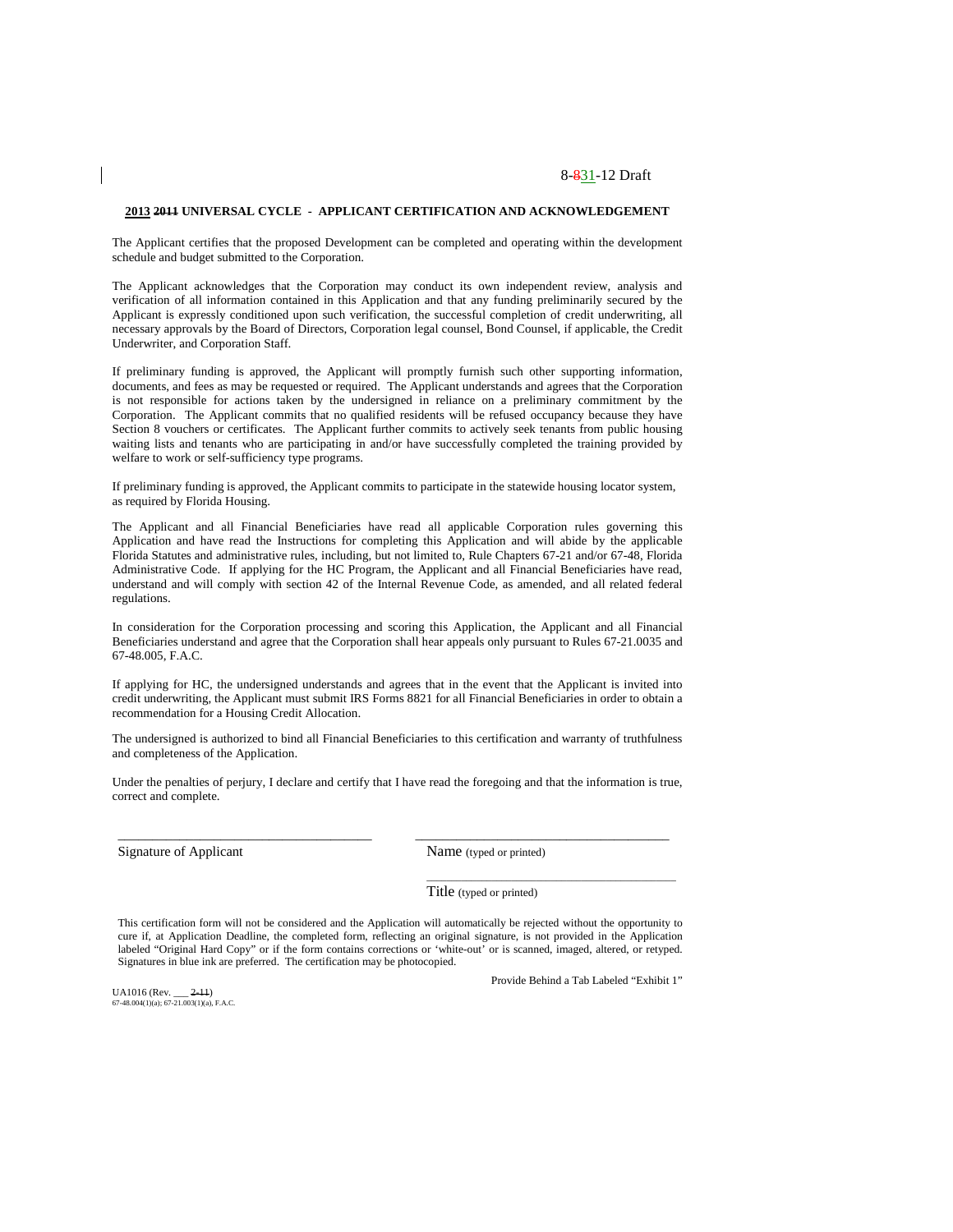8-~~8~~31-12 Draft

**2013 ~~2011~~ UNIVERSAL CYCLE - APPLICANT CERTIFICATION AND ACKNOWLEDGEMENT**

The Applicant certifies that the proposed Development can be completed and operating within the development schedule and budget submitted to the Corporation.

The Applicant acknowledges that the Corporation may conduct its own independent review, analysis and verification of all information contained in this Application and that any funding preliminarily secured by the Applicant is expressly conditioned upon such verification, the successful completion of credit underwriting, all necessary approvals by the Board of Directors, Corporation legal counsel, Bond Counsel, if applicable, the Credit Underwriter, and Corporation Staff.

If preliminary funding is approved, the Applicant will promptly furnish such other supporting information, documents, and fees as may be requested or required. The Applicant understands and agrees that the Corporation is not responsible for actions taken by the undersigned in reliance on a preliminary commitment by the Corporation. The Applicant commits that no qualified residents will be refused occupancy because they have Section 8 vouchers or certificates. The Applicant further commits to actively seek tenants from public housing waiting lists and tenants who are participating in and/or have successfully completed the training provided by welfare to work or self-sufficiency type programs.

If preliminary funding is approved, the Applicant commits to participate in the statewide housing locator system, as required by Florida Housing.

The Applicant and all Financial Beneficiaries have read all applicable Corporation rules governing this Application and have read the Instructions for completing this Application and will abide by the applicable Florida Statutes and administrative rules, including, but not limited to, Rule Chapters 67-21 and/or 67-48, Florida Administrative Code. If applying for the HC Program, the Applicant and all Financial Beneficiaries have read, understand and will comply with section 42 of the Internal Revenue Code, as amended, and all related federal regulations.

In consideration for the Corporation processing and scoring this Application, the Applicant and all Financial Beneficiaries understand and agree that the Corporation shall hear appeals only pursuant to Rules 67-21.0035 and 67-48.005, F.A.C.

If applying for HC, the undersigned understands and agrees that in the event that the Applicant is invited into credit underwriting, the Applicant must submit IRS Forms 8821 for all Financial Beneficiaries in order to obtain a recommendation for a Housing Credit Allocation.

The undersigned is authorized to bind all Financial Beneficiaries to this certification and warranty of truthfulness and completeness of the Application.

Under the penalties of perjury, I declare and certify that I have read the foregoing and that the information is true, correct and complete.

\_\_\_\_\_\_\_\_\_\_\_\_\_\_\_\_\_\_\_\_\_\_\_\_\_\_\_\_\_\_\_\_\_\_\_\_ &nbsp;&nbsp;&nbsp;&nbsp; \_\_\_\_\_\_\_\_\_\_\_\_\_\_\_\_\_\_\_\_\_\_\_\_\_\_\_\_\_\_\_\_\_\_\_\_

Signature of Applicant &nbsp;&nbsp;&nbsp;&nbsp; Name (typed or printed)

\_\_\_\_\_\_\_\_\_\_\_\_\_\_\_\_\_\_\_\_\_\_\_\_\_\_\_\_\_\_\_\_\_\_\_\_

Title (typed or printed)

This certification form will not be considered and the Application will automatically be rejected without the opportunity to cure if, at Application Deadline, the completed form, reflecting an original signature, is not provided in the Application labeled "Original Hard Copy" or if the form contains corrections or 'white-out' or is scanned, imaged, altered, or retyped. Signatures in blue ink are preferred. The certification may be photocopied.

Provide Behind a Tab Labeled "Exhibit 1"

UA1016 (Rev. \_\_\_ ~~2-11~~)
67-48.004(1)(a); 67-21.003(1)(a), F.A.C.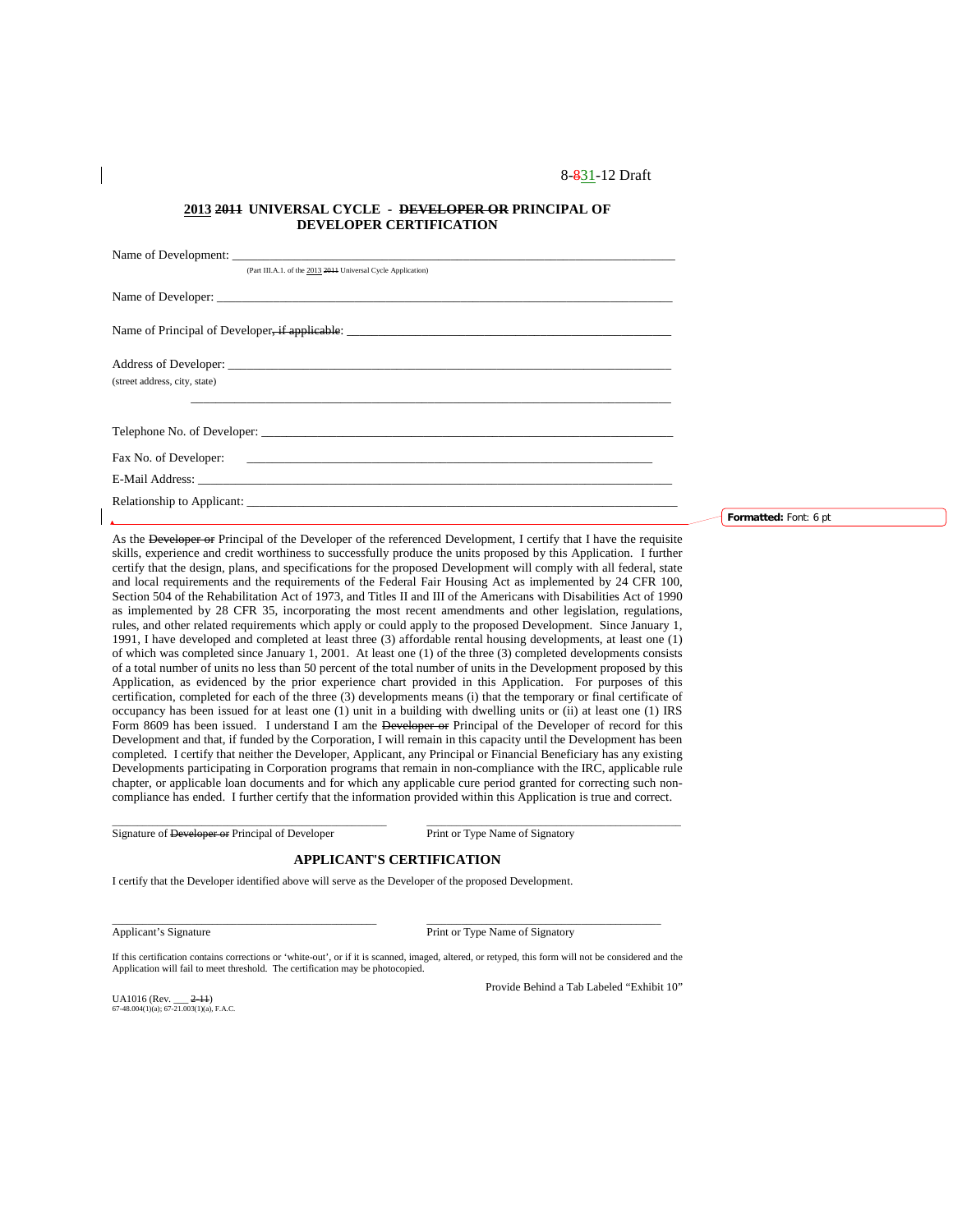8-831-12 Draft

**2013 2011 UNIVERSAL CYCLE - DEVELOPER OR PRINCIPAL OF DEVELOPER CERTIFICATION**

Name of Development: ___________________________________________________________________________

(Part III.A.1. of the 2013 2011 Universal Cycle Application)

Name of Developer: ___________________________________________________________________________

Name of Principal of Developer, if applicable: ___________________________________________________

Address of Developer: _________________________________________________________________________
(street address, city, state)

_____________________________________________________________________________

Telephone No. of Developer: ____________________________________________________________________

Fax No. of Developer: ____________________________________________________________________

E-Mail Address: _______________________________________________________________________________

Relationship to Applicant: _______________________________________________________________________

Formatted: Font: 6 pt

As the Developer or Principal of the Developer of the referenced Development, I certify that I have the requisite skills, experience and credit worthiness to successfully produce the units proposed by this Application. I further certify that the design, plans, and specifications for the proposed Development will comply with all federal, state and local requirements and the requirements of the Federal Fair Housing Act as implemented by 24 CFR 100, Section 504 of the Rehabilitation Act of 1973, and Titles II and III of the Americans with Disabilities Act of 1990 as implemented by 28 CFR 35, incorporating the most recent amendments and other legislation, regulations, rules, and other related requirements which apply or could apply to the proposed Development. Since January 1, 1991, I have developed and completed at least three (3) affordable rental housing developments, at least one (1) of which was completed since January 1, 2001. At least one (1) of the three (3) completed developments consists of a total number of units no less than 50 percent of the total number of units in the Development proposed by this Application, as evidenced by the prior experience chart provided in this Application. For purposes of this certification, completed for each of the three (3) developments means (i) that the temporary or final certificate of occupancy has been issued for at least one (1) unit in a building with dwelling units or (ii) at least one (1) IRS Form 8609 has been issued. I understand I am the Developer or Principal of the Developer of record for this Development and that, if funded by the Corporation, I will remain in this capacity until the Development has been completed. I certify that neither the Developer, Applicant, any Principal or Financial Beneficiary has any existing Developments participating in Corporation programs that remain in non-compliance with the IRC, applicable rule chapter, or applicable loan documents and for which any applicable cure period granted for correcting such non-compliance has ended. I further certify that the information provided within this Application is true and correct.

| _____________________________________________ | _____________________________________________ |
|---|---|
| Signature of Developer or Principal of Developer | Print or Type Name of Signatory |

## APPLICANT'S CERTIFICATION

I certify that the Developer identified above will serve as the Developer of the proposed Development.

| _____________________________________________ | _____________________________________________ |
|---|---|
| Applicant's Signature | Print or Type Name of Signatory |

If this certification contains corrections or 'white-out', or if it is scanned, imaged, altered, or retyped, this form will not be considered and the Application will fail to meet threshold. The certification may be photocopied.

Provide Behind a Tab Labeled "Exhibit 10"

UA1016 (Rev. ___ 2-11)
67-48.004(1)(a); 67-21.003(1)(a), F.A.C.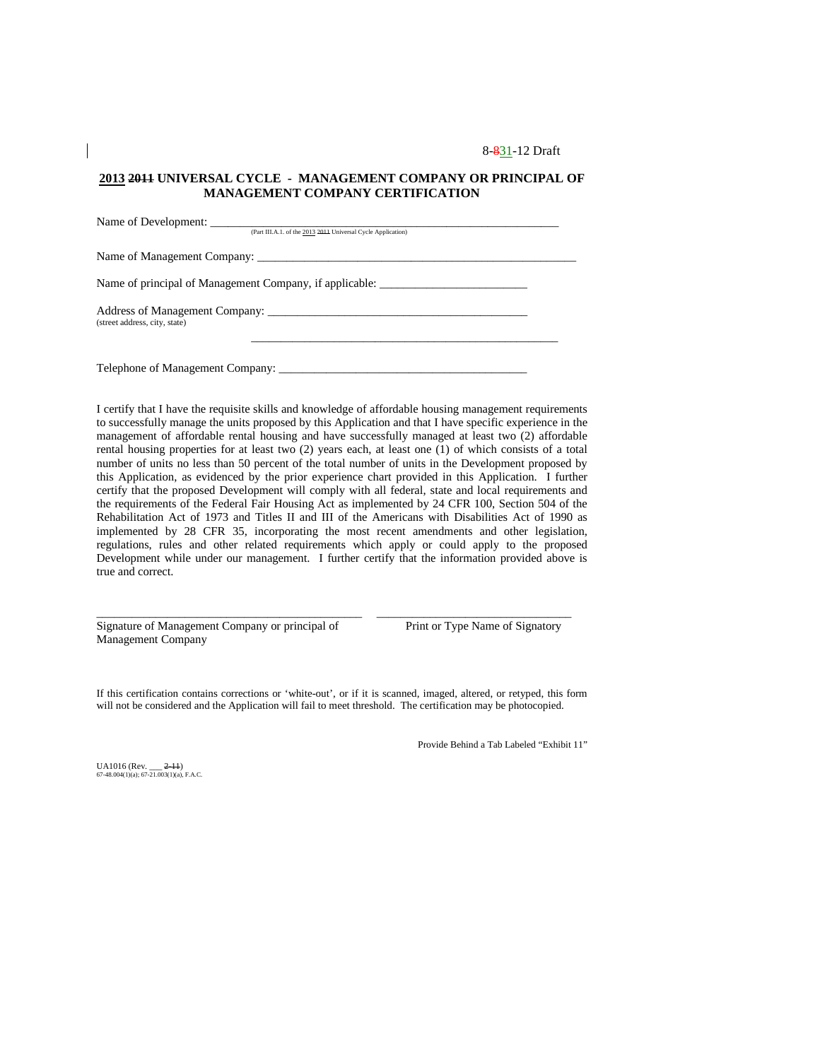8-~~8~~31-12 Draft

## 2013 ~~2011~~ UNIVERSAL CYCLE - MANAGEMENT COMPANY OR PRINCIPAL OF MANAGEMENT COMPANY CERTIFICATION

Name of Development: ___________________________________________________________
(Part III.A.1. of the 2013 ~~2011~~ Universal Cycle Application)

Name of Management Company: _____________________________________________________

Name of principal of Management Company, if applicable: _________________________

Address of Management Company: ____________________________________________
(street address, city, state)

______________________________________________________

Telephone of Management Company: _________________________________________

I certify that I have the requisite skills and knowledge of affordable housing management requirements to successfully manage the units proposed by this Application and that I have specific experience in the management of affordable rental housing and have successfully managed at least two (2) affordable rental housing properties for at least two (2) years each, at least one (1) of which consists of a total number of units no less than 50 percent of the total number of units in the Development proposed by this Application, as evidenced by the prior experience chart provided in this Application. I further certify that the proposed Development will comply with all federal, state and local requirements and the requirements of the Federal Fair Housing Act as implemented by 24 CFR 100, Section 504 of the Rehabilitation Act of 1973 and Titles II and III of the Americans with Disabilities Act of 1990 as implemented by 28 CFR 35, incorporating the most recent amendments and other legislation, regulations, rules and other related requirements which apply or could apply to the proposed Development while under our management. I further certify that the information provided above is true and correct.

_____________________________________________ ________________________________
Signature of Management Company or principal of Management Company | Print or Type Name of Signatory

If this certification contains corrections or 'white-out', or if it is scanned, imaged, altered, or retyped, this form will not be considered and the Application will fail to meet threshold. The certification may be photocopied.

Provide Behind a Tab Labeled "Exhibit 11"

UA1016 (Rev. ___ ~~2-11~~)
67-48.004(1)(a); 67-21.003(1)(a), F.A.C.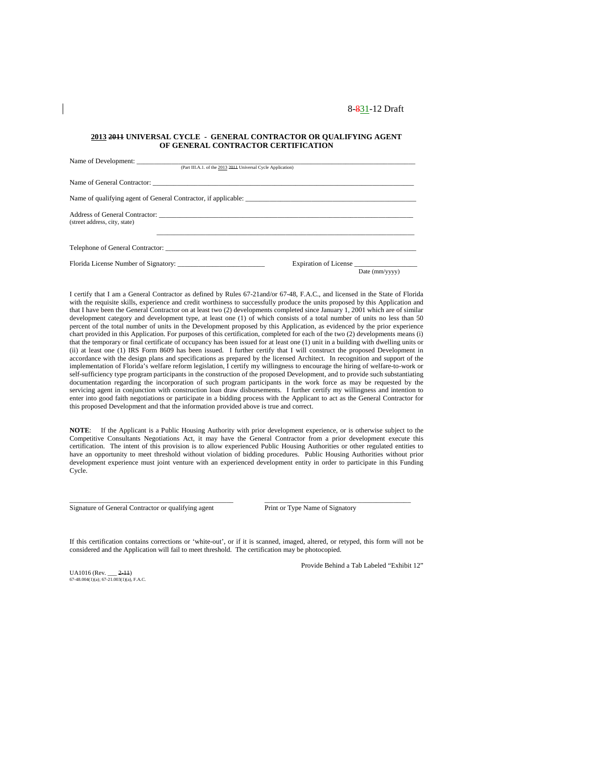8-~~8~~31-12 Draft

**2013 ~~2011~~ UNIVERSAL CYCLE - GENERAL CONTRACTOR OR QUALIFYING AGENT OF GENERAL CONTRACTOR CERTIFICATION**

Name of Development: ______________________________________________________________
(Part III.A.1. of the 2013 ~~2011~~ Universal Cycle Application)

Name of General Contractor: ______________________________________________________________

Name of qualifying agent of General Contractor, if applicable: ______________________________________________

Address of General Contractor: ______________________________________________________________
(street address, city, state)

______________________________________________________________

Telephone of General Contractor: ______________________________________________________________

Florida License Number of Signatory: ___________________________ Expiration of License ___________________
Date (mm/yyyy)

I certify that I am a General Contractor as defined by Rules 67-21and/or 67-48, F.A.C., and licensed in the State of Florida with the requisite skills, experience and credit worthiness to successfully produce the units proposed by this Application and that I have been the General Contractor on at least two (2) developments completed since January 1, 2001 which are of similar development category and development type, at least one (1) of which consists of a total number of units no less than 50 percent of the total number of units in the Development proposed by this Application, as evidenced by the prior experience chart provided in this Application. For purposes of this certification, completed for each of the two (2) developments means (i) that the temporary or final certificate of occupancy has been issued for at least one (1) unit in a building with dwelling units or (ii) at least one (1) IRS Form 8609 has been issued. I further certify that I will construct the proposed Development in accordance with the design plans and specifications as prepared by the licensed Architect. In recognition and support of the implementation of Florida's welfare reform legislation, I certify my willingness to encourage the hiring of welfare-to-work or self-sufficiency type program participants in the construction of the proposed Development, and to provide such substantiating documentation regarding the incorporation of such program participants in the work force as may be requested by the servicing agent in conjunction with construction loan draw disbursements. I further certify my willingness and intention to enter into good faith negotiations or participate in a bidding process with the Applicant to act as the General Contractor for this proposed Development and that the information provided above is true and correct.

**NOTE**: If the Applicant is a Public Housing Authority with prior development experience, or is otherwise subject to the Competitive Consultants Negotiations Act, it may have the General Contractor from a prior development execute this certification. The intent of this provision is to allow experienced Public Housing Authorities or other regulated entities to have an opportunity to meet threshold without violation of bidding procedures. Public Housing Authorities without prior development experience must joint venture with an experienced development entity in order to participate in this Funding Cycle.

______________________________________________ ________________________________________
Signature of General Contractor or qualifying agent Print or Type Name of Signatory

If this certification contains corrections or 'white-out', or if it is scanned, imaged, altered, or retyped, this form will not be considered and the Application will fail to meet threshold. The certification may be photocopied.

Provide Behind a Tab Labeled "Exhibit 12"

UA1016 (Rev. ___ ~~2-11~~)
67-48.004(1)(a); 67-21.003(1)(a), F.A.C.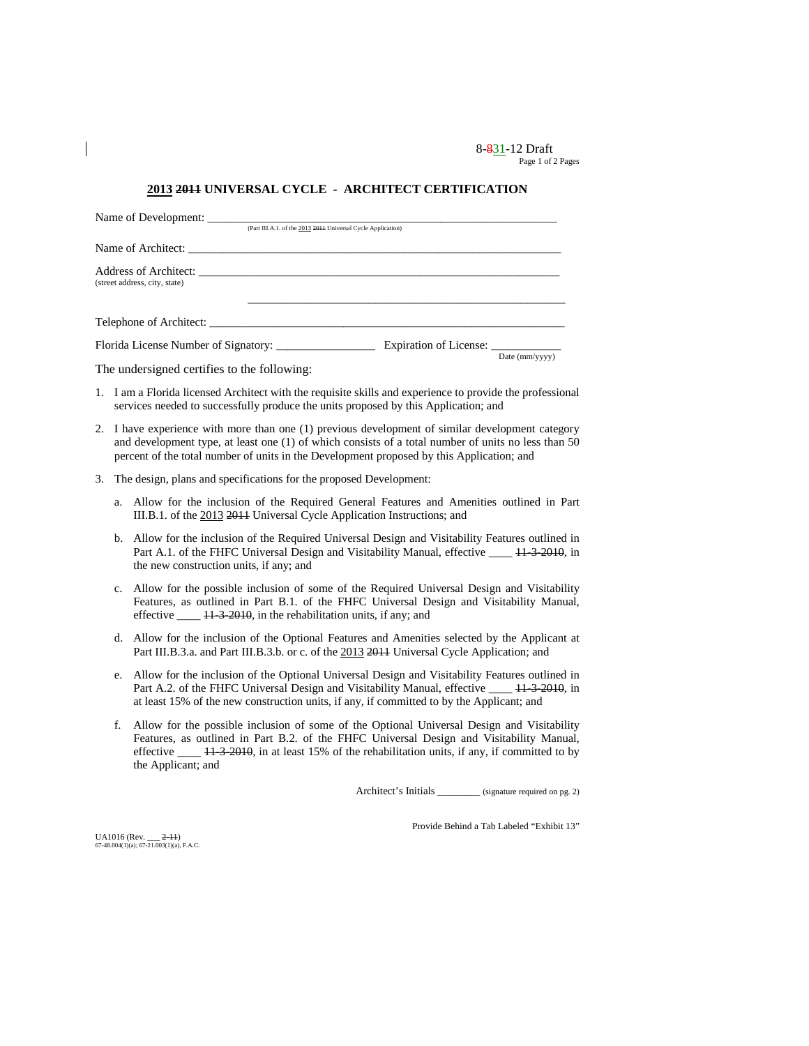8-~~8~~31-12 Draft

## 2013 ~~2011~~ UNIVERSAL CYCLE - ARCHITECT CERTIFICATION

Name of Development: ___________________________________________________________
(Part III.A.1. of the 2013 ~~2011~~ Universal Cycle Application)

Name of Architect: ___________________________________________________________

Address of Architect: ___________________________________________________________
(street address, city, state)

___________________________________________________________

Telephone of Architect: ___________________________________________________________

Florida License Number of Signatory: ________________ Expiration of License: ____________
Date (mm/yyyy)

The undersigned certifies to the following:

1. I am a Florida licensed Architect with the requisite skills and experience to provide the professional services needed to successfully produce the units proposed by this Application; and

2. I have experience with more than one (1) previous development of similar development category and development type, at least one (1) of which consists of a total number of units no less than 50 percent of the total number of units in the Development proposed by this Application; and

3. The design, plans and specifications for the proposed Development:

   a. Allow for the inclusion of the Required General Features and Amenities outlined in Part III.B.1. of the 2013 ~~2011~~ Universal Cycle Application Instructions; and

   b. Allow for the inclusion of the Required Universal Design and Visitability Features outlined in Part A.1. of the FHFC Universal Design and Visitability Manual, effective ____ ~~11-3-2010~~, in the new construction units, if any; and

   c. Allow for the possible inclusion of some of the Required Universal Design and Visitability Features, as outlined in Part B.1. of the FHFC Universal Design and Visitability Manual, effective ____ ~~11-3-2010~~, in the rehabilitation units, if any; and

   d. Allow for the inclusion of the Optional Features and Amenities selected by the Applicant at Part III.B.3.a. and Part III.B.3.b. or c. of the 2013 ~~2011~~ Universal Cycle Application; and

   e. Allow for the inclusion of the Optional Universal Design and Visitability Features outlined in Part A.2. of the FHFC Universal Design and Visitability Manual, effective ____ ~~11-3-2010~~, in at least 15% of the new construction units, if any, if committed to by the Applicant; and

   f. Allow for the possible inclusion of some of the Optional Universal Design and Visitability Features, as outlined in Part B.2. of the FHFC Universal Design and Visitability Manual, effective ____ ~~11-3-2010~~, in at least 15% of the rehabilitation units, if any, if committed to by the Applicant; and

Architect's Initials ________ (signature required on pg. 2)

Provide Behind a Tab Labeled "Exhibit 13"

UA1016 (Rev. ___ ~~2-11~~)
67-48.004(1)(a); 67-21.003(1)(a), F.A.C.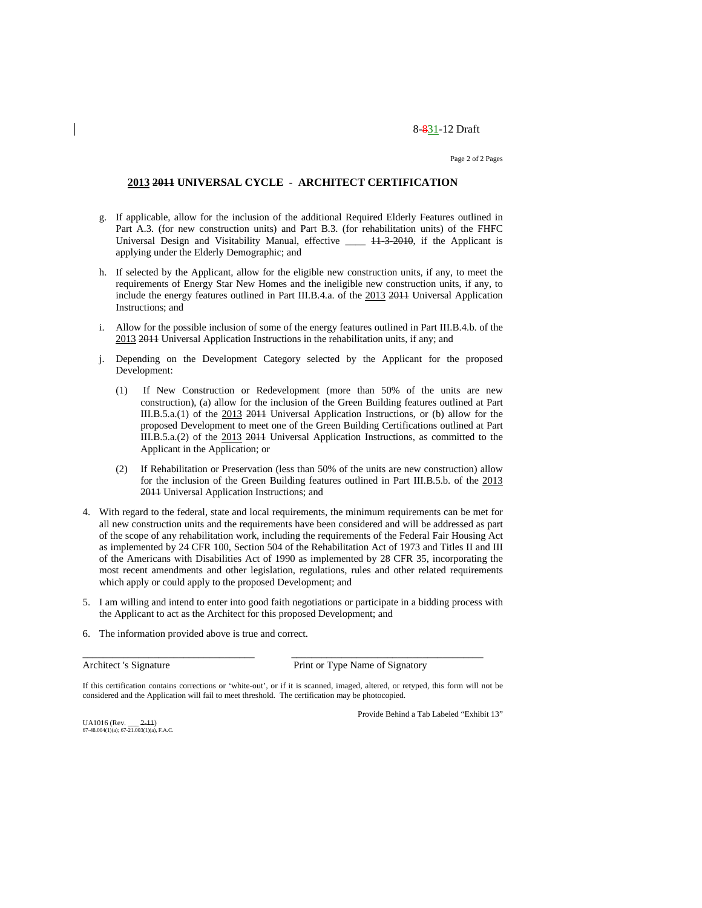8-831-12 Draft

## 2013 2011 UNIVERSAL CYCLE - ARCHITECT CERTIFICATION

g. If applicable, allow for the inclusion of the additional Required Elderly Features outlined in Part A.3. (for new construction units) and Part B.3. (for rehabilitation units) of the FHFC Universal Design and Visitability Manual, effective ____ 11-3-2010, if the Applicant is applying under the Elderly Demographic; and

h. If selected by the Applicant, allow for the eligible new construction units, if any, to meet the requirements of Energy Star New Homes and the ineligible new construction units, if any, to include the energy features outlined in Part III.B.4.a. of the 2013 2011 Universal Application Instructions; and

i. Allow for the possible inclusion of some of the energy features outlined in Part III.B.4.b. of the 2013 2011 Universal Application Instructions in the rehabilitation units, if any; and

j. Depending on the Development Category selected by the Applicant for the proposed Development:

   (1) If New Construction or Redevelopment (more than 50% of the units are new construction), (a) allow for the inclusion of the Green Building features outlined at Part III.B.5.a.(1) of the 2013 2011 Universal Application Instructions, or (b) allow for the proposed Development to meet one of the Green Building Certifications outlined at Part III.B.5.a.(2) of the 2013 2011 Universal Application Instructions, as committed to the Applicant in the Application; or

   (2) If Rehabilitation or Preservation (less than 50% of the units are new construction) allow for the inclusion of the Green Building features outlined in Part III.B.5.b. of the 2013 2011 Universal Application Instructions; and

4. With regard to the federal, state and local requirements, the minimum requirements can be met for all new construction units and the requirements have been considered and will be addressed as part of the scope of any rehabilitation work, including the requirements of the Federal Fair Housing Act as implemented by 24 CFR 100, Section 504 of the Rehabilitation Act of 1973 and Titles II and III of the Americans with Disabilities Act of 1990 as implemented by 28 CFR 35, incorporating the most recent amendments and other legislation, regulations, rules and other related requirements which apply or could apply to the proposed Development; and

5. I am willing and intend to enter into good faith negotiations or participate in a bidding process with the Applicant to act as the Architect for this proposed Development; and

6. The information provided above is true and correct.

_________________________________ _________________________________

Architect 's Signature Print or Type Name of Signatory

If this certification contains corrections or 'white-out', or if it is scanned, imaged, altered, or retyped, this form will not be considered and the Application will fail to meet threshold. The certification may be photocopied.

Provide Behind a Tab Labeled "Exhibit 13"

UA1016 (Rev. ___ 2-11)
67-48.004(1)(a); 67-21.003(1)(a), F.A.C.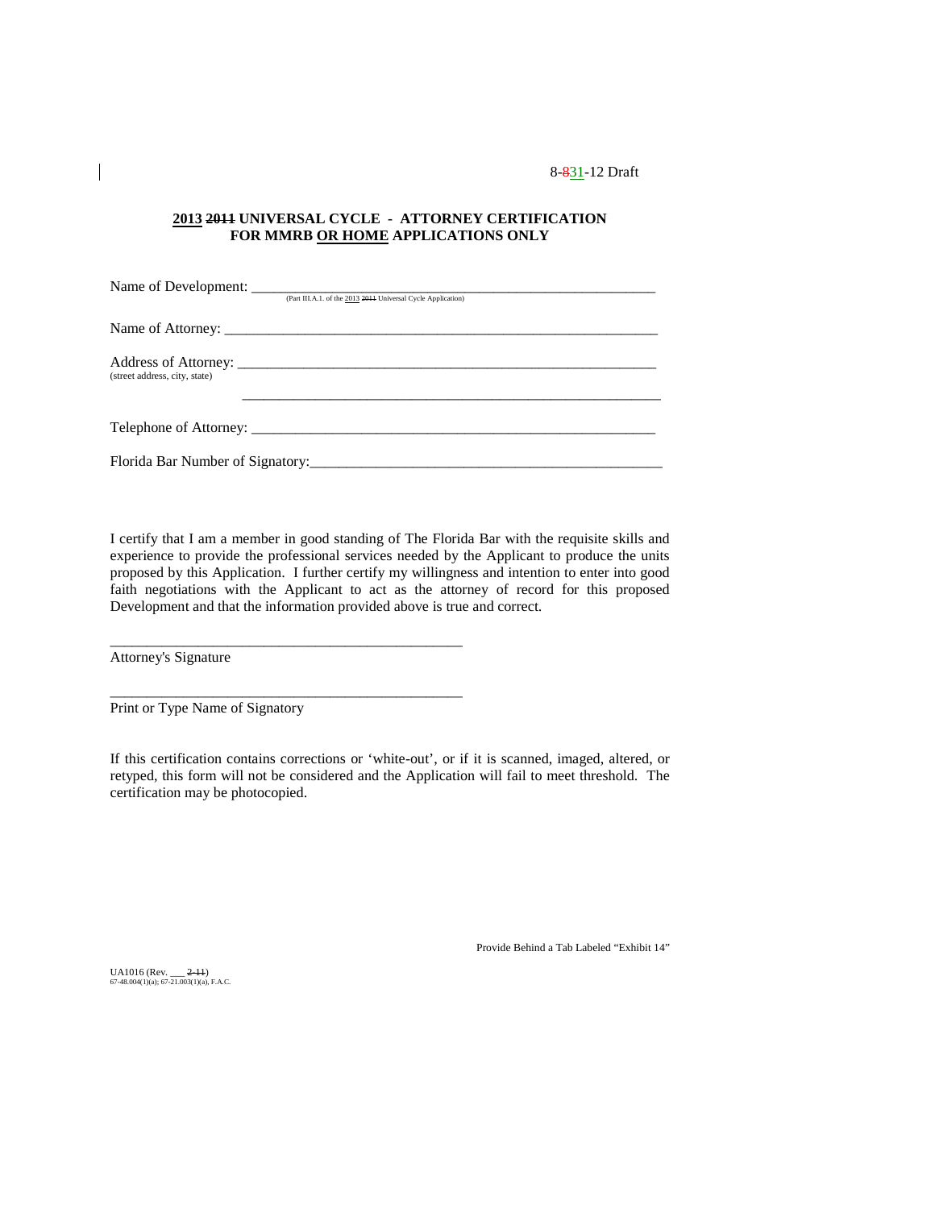8-831-12 Draft

**2013 2011 UNIVERSAL CYCLE - ATTORNEY CERTIFICATION FOR MMRB OR HOME APPLICATIONS ONLY**

Name of Development: ___________________________________________________________
(Part III.A.1. of the 2013 2011 Universal Cycle Application)

Name of Attorney: ______________________________________________________________

Address of Attorney: ____________________________________________________________
(street address, city, state)

_______________________________________________________________

Telephone of Attorney: __________________________________________________________

Florida Bar Number of Signatory:__________________________________________________

I certify that I am a member in good standing of The Florida Bar with the requisite skills and experience to provide the professional services needed by the Applicant to produce the units proposed by this Application. I further certify my willingness and intention to enter into good faith negotiations with the Applicant to act as the attorney of record for this proposed Development and that the information provided above is true and correct.

__________________________________________________
Attorney's Signature

__________________________________________________
Print or Type Name of Signatory

If this certification contains corrections or 'white-out', or if it is scanned, imaged, altered, or retyped, this form will not be considered and the Application will fail to meet threshold. The certification may be photocopied.

Provide Behind a Tab Labeled "Exhibit 14"

UA1016 (Rev. ___ 2-11)
67-48.004(1)(a); 67-21.003(1)(a), F.A.C.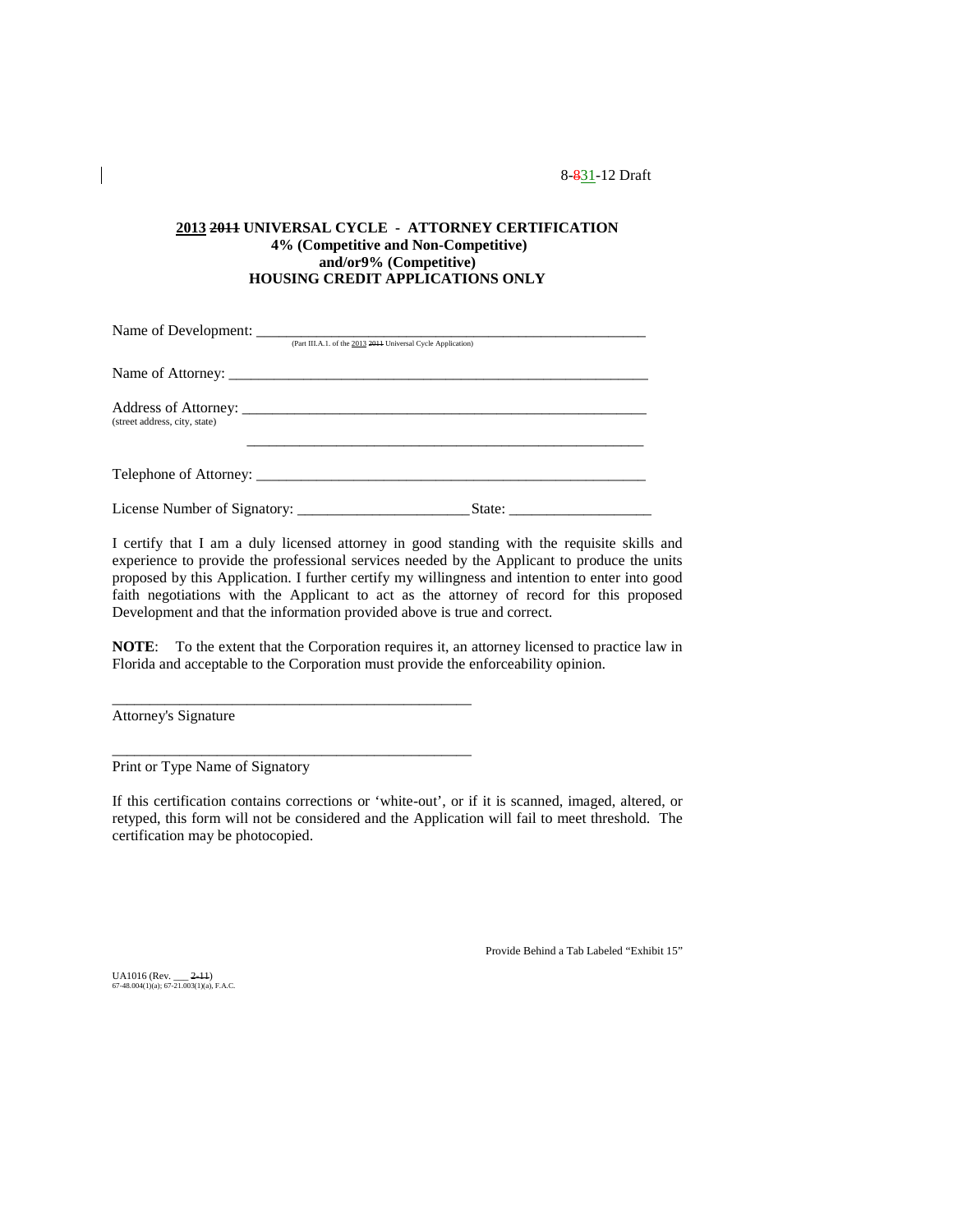8-831-12 Draft

**2013 2011 UNIVERSAL CYCLE - ATTORNEY CERTIFICATION**
**4% (Competitive and Non-Competitive)**
**and/or9% (Competitive)**
**HOUSING CREDIT APPLICATIONS ONLY**

Name of Development: ___________________________________________________________
(Part III.A.1. of the 2013 2011 Universal Cycle Application)

Name of Attorney: ______________________________________________________________

Address of Attorney: ____________________________________________________________
(street address, city, state)

________________________________________________________________

Telephone of Attorney: __________________________________________________________

License Number of Signatory: _______________________ State: ___________________

I certify that I am a duly licensed attorney in good standing with the requisite skills and experience to provide the professional services needed by the Applicant to produce the units proposed by this Application. I further certify my willingness and intention to enter into good faith negotiations with the Applicant to act as the attorney of record for this proposed Development and that the information provided above is true and correct.

**NOTE**: To the extent that the Corporation requires it, an attorney licensed to practice law in Florida and acceptable to the Corporation must provide the enforceability opinion.

__________________________________________________
Attorney's Signature

__________________________________________________
Print or Type Name of Signatory

If this certification contains corrections or 'white-out', or if it is scanned, imaged, altered, or retyped, this form will not be considered and the Application will fail to meet threshold. The certification may be photocopied.

Provide Behind a Tab Labeled "Exhibit 15"

UA1016 (Rev. ___ 2-11)
67-48.004(1)(a); 67-21.003(1)(a), F.A.C.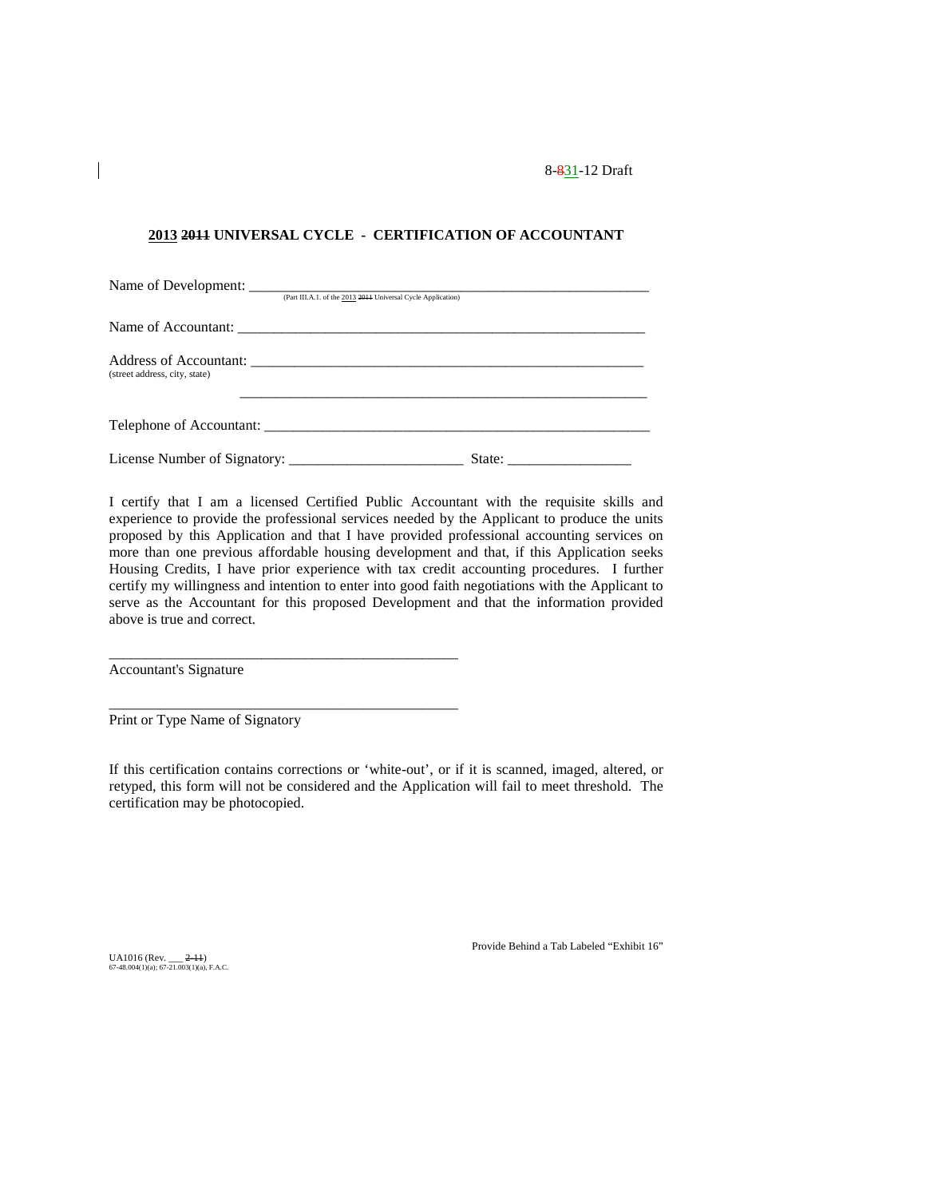8-831-12 Draft

## 2013 2011 UNIVERSAL CYCLE - CERTIFICATION OF ACCOUNTANT

Name of Development: ___________________________________________________________
(Part III.A.1. of the 2013 2011 Universal Cycle Application)

Name of Accountant: ___________________________________________________________

Address of Accountant: _________________________________________________________
(street address, city, state)

_____________________________________________________________

Telephone of Accountant: _______________________________________________________

License Number of Signatory: ________________________ State: _________________

I certify that I am a licensed Certified Public Accountant with the requisite skills and experience to provide the professional services needed by the Applicant to produce the units proposed by this Application and that I have provided professional accounting services on more than one previous affordable housing development and that, if this Application seeks Housing Credits, I have prior experience with tax credit accounting procedures. I further certify my willingness and intention to enter into good faith negotiations with the Applicant to serve as the Accountant for this proposed Development and that the information provided above is true and correct.

_________________________________________________
Accountant's Signature

_________________________________________________
Print or Type Name of Signatory

If this certification contains corrections or 'white-out', or if it is scanned, imaged, altered, or retyped, this form will not be considered and the Application will fail to meet threshold. The certification may be photocopied.

Provide Behind a Tab Labeled "Exhibit 16"

UA1016 (Rev. ___ 2-11)
67-48.004(1)(a); 67-21.003(1)(a), F.A.C.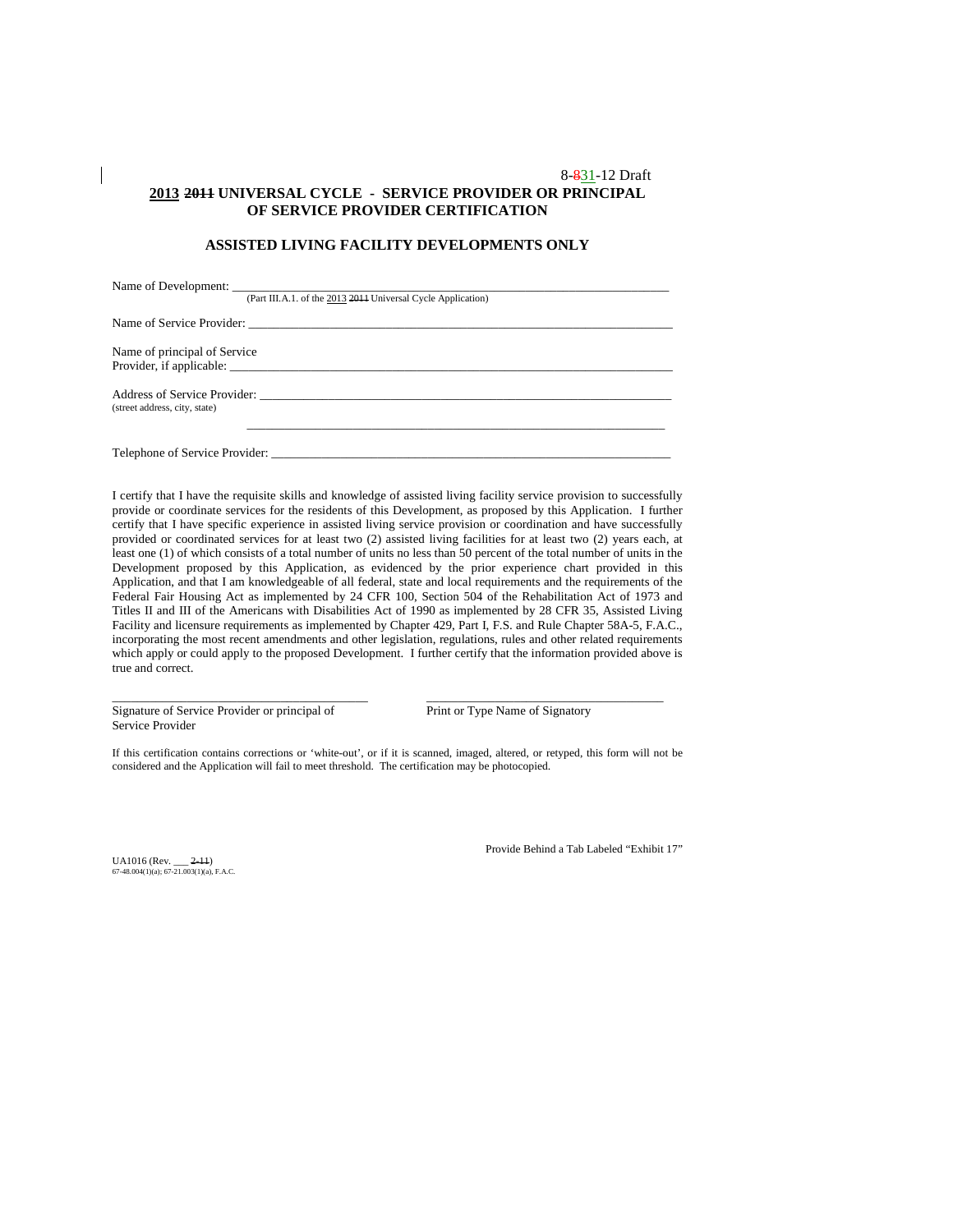8-831-12 Draft

**2013 2011 UNIVERSAL CYCLE - SERVICE PROVIDER OR PRINCIPAL OF SERVICE PROVIDER CERTIFICATION**

**ASSISTED LIVING FACILITY DEVELOPMENTS ONLY**

Name of Development: ___________________________________________________________________
(Part III.A.1. of the 2013 2011 Universal Cycle Application)

Name of Service Provider: ________________________________________________________________

Name of principal of Service Provider, if applicable: ______________________________________________

Address of Service Provider: ______________________________________________________________
(street address, city, state)

_____________________________________________________________________

Telephone of Service Provider: ____________________________________________________________

I certify that I have the requisite skills and knowledge of assisted living facility service provision to successfully provide or coordinate services for the residents of this Development, as proposed by this Application. I further certify that I have specific experience in assisted living service provision or coordination and have successfully provided or coordinated services for at least two (2) assisted living facilities for at least two (2) years each, at least one (1) of which consists of a total number of units no less than 50 percent of the total number of units in the Development proposed by this Application, as evidenced by the prior experience chart provided in this Application, and that I am knowledgeable of all federal, state and local requirements and the requirements of the Federal Fair Housing Act as implemented by 24 CFR 100, Section 504 of the Rehabilitation Act of 1973 and Titles II and III of the Americans with Disabilities Act of 1990 as implemented by 28 CFR 35, Assisted Living Facility and licensure requirements as implemented by Chapter 429, Part I, F.S. and Rule Chapter 58A-5, F.A.C., incorporating the most recent amendments and other legislation, regulations, rules and other related requirements which apply or could apply to the proposed Development. I further certify that the information provided above is true and correct.

_____________________________________ _____________________________________
Signature of Service Provider or principal of Service Provider        Print or Type Name of Signatory

If this certification contains corrections or 'white-out', or if it is scanned, imaged, altered, or retyped, this form will not be considered and the Application will fail to meet threshold. The certification may be photocopied.

Provide Behind a Tab Labeled "Exhibit 17"

UA1016 (Rev. ___ 2-11)
67-48.004(1)(a); 67-21.003(1)(a), F.A.C.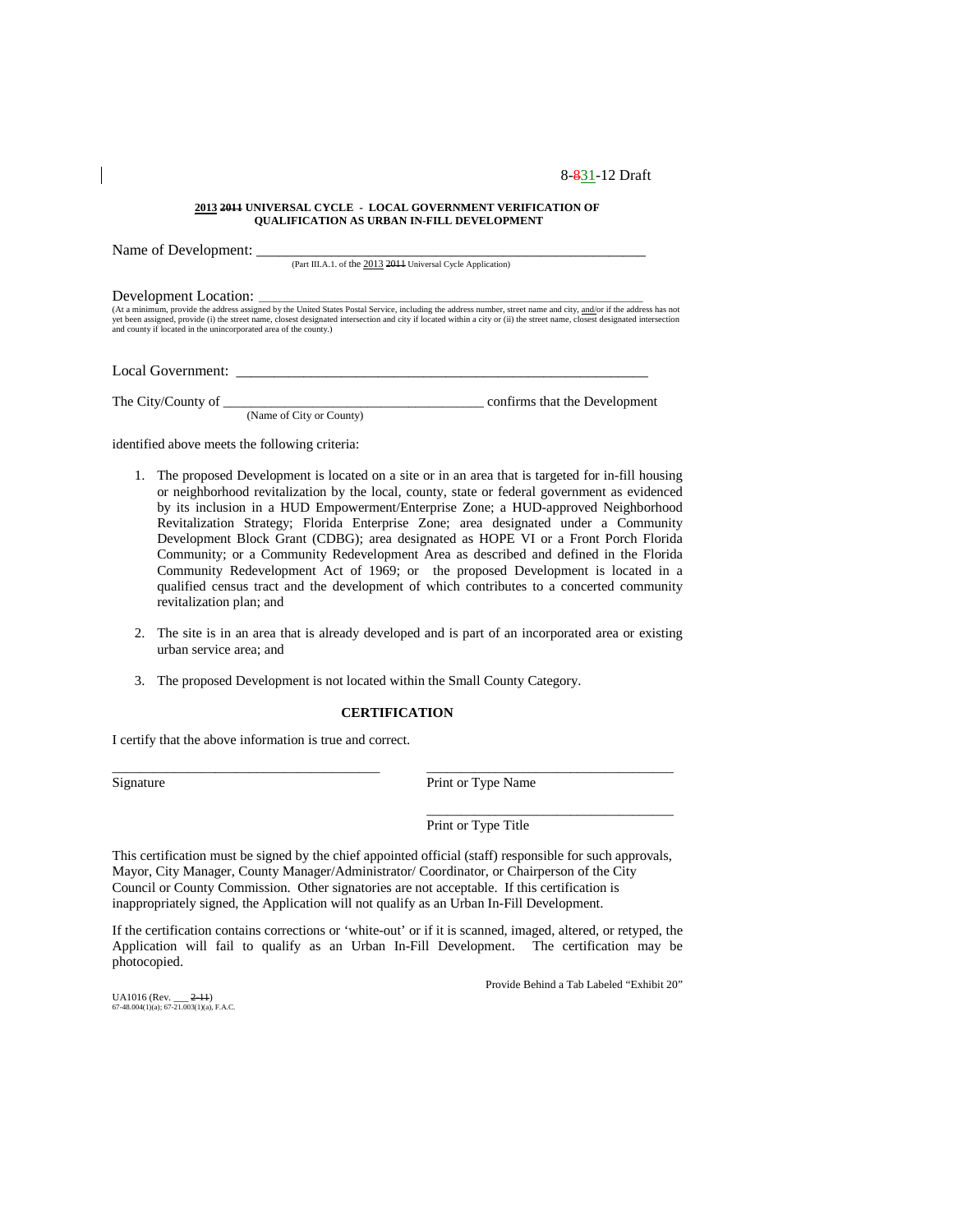8-831-12 Draft

**2013 2011 UNIVERSAL CYCLE - LOCAL GOVERNMENT VERIFICATION OF QUALIFICATION AS URBAN IN-FILL DEVELOPMENT**

Name of Development: ______________________________________________________
(Part III.A.1. of the 2013 2011 Universal Cycle Application)

Development Location: ______________________________________________________
(At a minimum, provide the address assigned by the United States Postal Service, including the address number, street name and city, and/or if the address has not yet been assigned, provide (i) the street name, closest designated intersection and city if located within a city or (ii) the street name, closest designated intersection and county if located in the unincorporated area of the county.)

Local Government: ______________________________________________________

The City/County of ____________________________________ confirms that the Development
(Name of City or County)

identified above meets the following criteria:

1. The proposed Development is located on a site or in an area that is targeted for in-fill housing or neighborhood revitalization by the local, county, state or federal government as evidenced by its inclusion in a HUD Empowerment/Enterprise Zone; a HUD-approved Neighborhood Revitalization Strategy; Florida Enterprise Zone; area designated under a Community Development Block Grant (CDBG); area designated as HOPE VI or a Front Porch Florida Community; or a Community Redevelopment Area as described and defined in the Florida Community Redevelopment Act of 1969; or the proposed Development is located in a qualified census tract and the development of which contributes to a concerted community revitalization plan; and

2. The site is in an area that is already developed and is part of an incorporated area or existing urban service area; and

3. The proposed Development is not located within the Small County Category.

**CERTIFICATION**

I certify that the above information is true and correct.

_______________________________________ &nbsp;&nbsp;&nbsp;&nbsp; ___________________________________
Signature &nbsp;&nbsp;&nbsp;&nbsp; Print or Type Name

___________________________________
Print or Type Title

This certification must be signed by the chief appointed official (staff) responsible for such approvals, Mayor, City Manager, County Manager/Administrator/ Coordinator, or Chairperson of the City Council or County Commission. Other signatories are not acceptable. If this certification is inappropriately signed, the Application will not qualify as an Urban In-Fill Development.

If the certification contains corrections or 'white-out' or if it is scanned, imaged, altered, or retyped, the Application will fail to qualify as an Urban In-Fill Development. The certification may be photocopied.

Provide Behind a Tab Labeled "Exhibit 20"

UA1016 (Rev. ___ 2-11)
67-48.004(1)(a); 67-21.003(1)(a), F.A.C.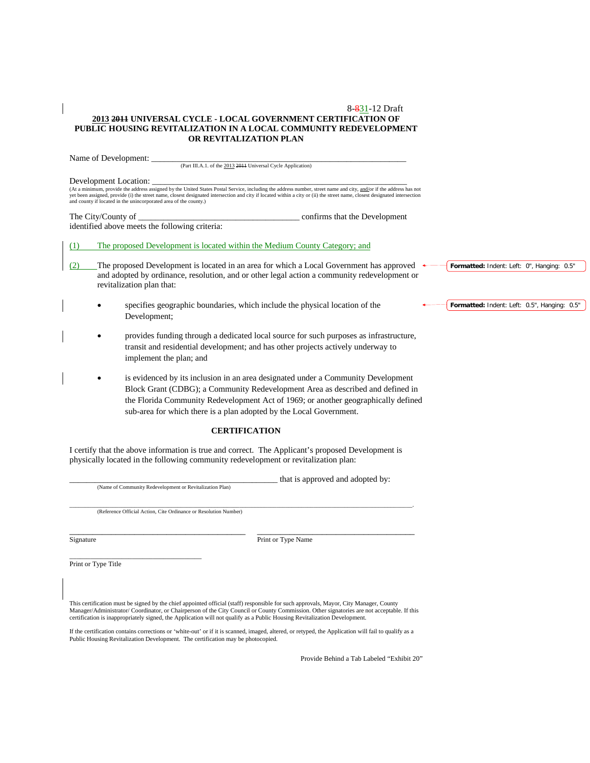8-831-12 Draft

**2013 2011 UNIVERSAL CYCLE - LOCAL GOVERNMENT CERTIFICATION OF PUBLIC HOUSING REVITALIZATION IN A LOCAL COMMUNITY REDEVELOPMENT OR REVITALIZATION PLAN**

Name of Development: ___________________________________________________________
(Part III.A.1. of the 2013 2011 Universal Cycle Application)

Development Location: ___________________________________________________________
(At a minimum, provide the address assigned by the United States Postal Service, including the address number, street name and city, and/or if the address has not yet been assigned, provide (i) the street name, closest designated intersection and city if located within a city or (ii) the street name, closest designated intersection and county if located in the unincorporated area of the county.)

The City/County of ______________________________________ confirms that the Development identified above meets the following criteria:

(1) The proposed Development is located within the Medium County Category; and

(2) The proposed Development is located in an area for which a Local Government has approved and adopted by ordinance, resolution, and or other legal action a community redevelopment or revitalization plan that:

- specifies geographic boundaries, which include the physical location of the Development;
- provides funding through a dedicated local source for such purposes as infrastructure, transit and residential development; and has other projects actively underway to implement the plan; and
- is evidenced by its inclusion in an area designated under a Community Development Block Grant (CDBG); a Community Redevelopment Area as described and defined in the Florida Community Redevelopment Act of 1969; or another geographically defined sub-area for which there is a plan adopted by the Local Government.

**CERTIFICATION**

I certify that the above information is true and correct. The Applicant's proposed Development is physically located in the following community redevelopment or revitalization plan:

___________________________________________________ that is approved and adopted by:
(Name of Community Redevelopment or Revitalization Plan)

_____________________________________________________________________________________.
(Reference Official Action, Cite Ordinance or Resolution Number)

_____________________________________________ _______________________________________
Signature Print or Type Name

__________________________________
Print or Type Title

This certification must be signed by the chief appointed official (staff) responsible for such approvals, Mayor, City Manager, County Manager/Administrator/ Coordinator, or Chairperson of the City Council or County Commission. Other signatories are not acceptable. If this certification is inappropriately signed, the Application will not qualify as a Public Housing Revitalization Development.

If the certification contains corrections or 'white-out' or if it is scanned, imaged, altered, or retyped, the Application will fail to qualify as a Public Housing Revitalization Development. The certification may be photocopied.

Provide Behind a Tab Labeled "Exhibit 20"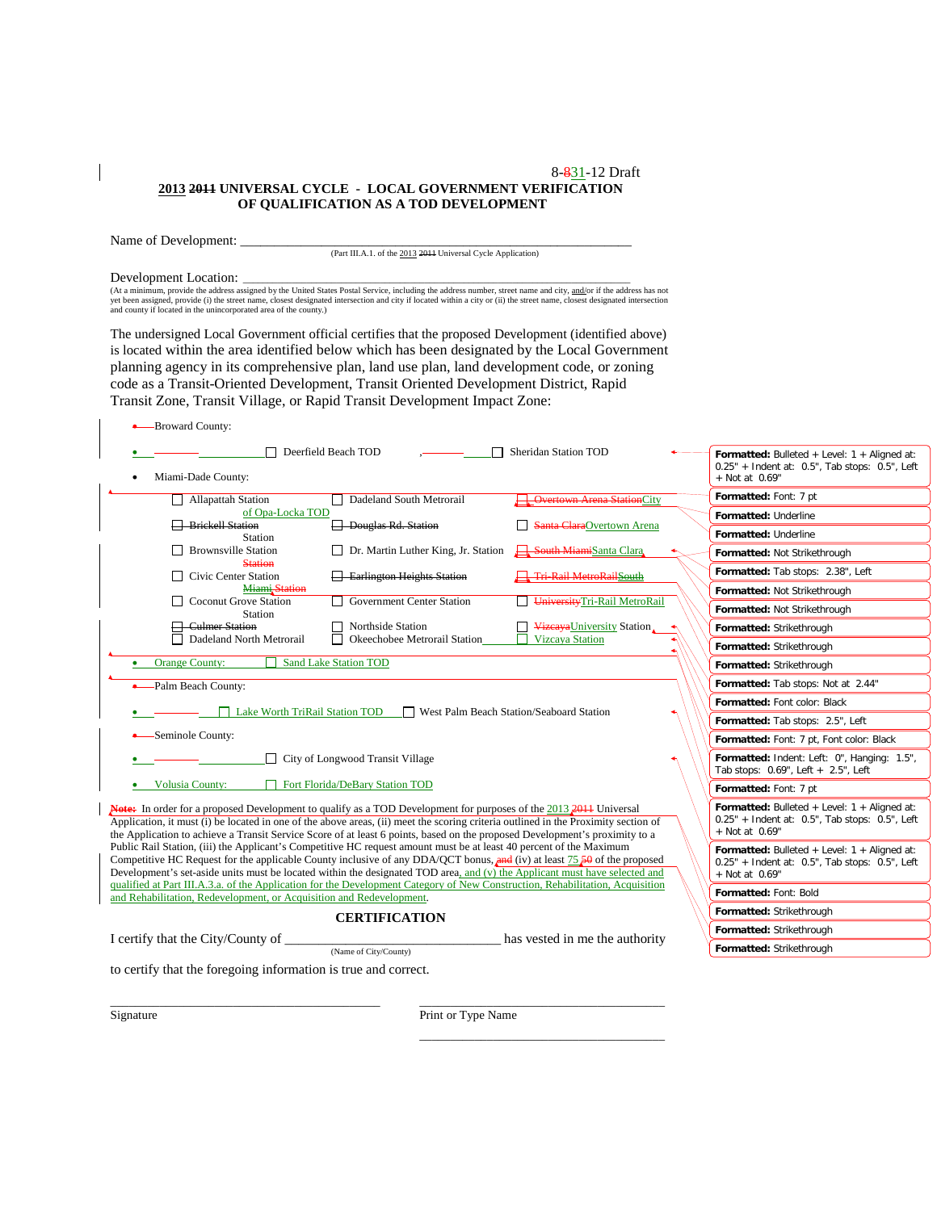8-831-12 Draft

**2013 2011 UNIVERSAL CYCLE - LOCAL GOVERNMENT VERIFICATION OF QUALIFICATION AS A TOD DEVELOPMENT**

Name of Development: ___________________________________________________________
(Part III.A.1. of the 2013 2011 Universal Cycle Application)

Development Location: ___________________________________________________________
(At a minimum, provide the address assigned by the United States Postal Service, including the address number, street name and city, and/or if the address has not yet been assigned, provide (i) the street name, closest designated intersection and city if located within a city or (ii) the street name, closest designated intersection and county if located in the unincorporated area of the county.)

The undersigned Local Government official certifies that the proposed Development (identified above) is located within the area identified below which has been designated by the Local Government planning agency in its comprehensive plan, land use plan, land development code, or zoning code as a Transit-Oriented Development, Transit Oriented Development District, Rapid Transit Zone, Transit Village, or Rapid Transit Development Impact Zone:

- Broward County:
- ☐ Deerfield Beach TOD ☐ Sheridan Station TOD
- Miami-Dade County:

| | | |
|---|---|---|
| ☐ Allapattah Station | ☐ Dadeland South Metrorail | ☐ ~~Overtown Arena Station~~City of Opa-Locka TOD |
| ☐ ~~Brickell Station~~ | ☐ ~~Douglas Rd. Station~~ | ☐ ~~Santa Clara~~Overtown Arena Station |
| ☐ Brownsville Station | ☐ Dr. Martin Luther King, Jr. Station | ☐ ~~South Miami~~Santa Clara ~~Station~~ |
| ☐ Civic Center Station | ☐ ~~Earlington Heights Station~~ | ☐ ~~Tri-Rail MetroRail~~South Miami ~~Station~~ |
| ☐ Coconut Grove Station | ☐ Government Center Station | ☐ ~~University~~Tri-Rail MetroRail Station |
| ☐ ~~Culmer Station~~ | ☐ Northside Station | ☐ ~~Vizcaya~~University Station |
| ☐ Dadeland North Metrorail | ☐ Okeechobee Metrorail Station | ☐ Vizcaya Station |

- Orange County: ☐ Sand Lake Station TOD
- Palm Beach County:
- ☐ Lake Worth TriRail Station TOD ☐ West Palm Beach Station/Seaboard Station
- Seminole County:
- ☐ City of Longwood Transit Village
- Volusia County: ☐ Fort Florida/DeBary Station TOD

~~**Note:**~~ In order for a proposed Development to qualify as a TOD Development for purposes of the 2013 ~~2011~~ Universal Application, it must (i) be located in one of the above areas, (ii) meet the scoring criteria outlined in the Proximity section of the Application to achieve a Transit Service Score of at least 6 points, based on the proposed Development's proximity to a Public Rail Station, (iii) the Applicant's Competitive HC request amount must be at least 40 percent of the Maximum Competitive HC Request for the applicable County inclusive of any DDA/QCT bonus, ~~and~~ (iv) at least 75 ~~50~~ of the proposed Development's set-aside units must be located within the designated TOD area, and (v) the Applicant must have selected and qualified at Part III.A.3.a. of the Application for the Development Category of New Construction, Rehabilitation, Acquisition and Rehabilitation, Redevelopment, or Acquisition and Redevelopment.

**CERTIFICATION**

I certify that the City/County of ________________________________ has vested in me the authority
(Name of City/County)

to certify that the foregoing information is true and correct.

_________________________________ _________________________________
Signature Print or Type Name

_________________________________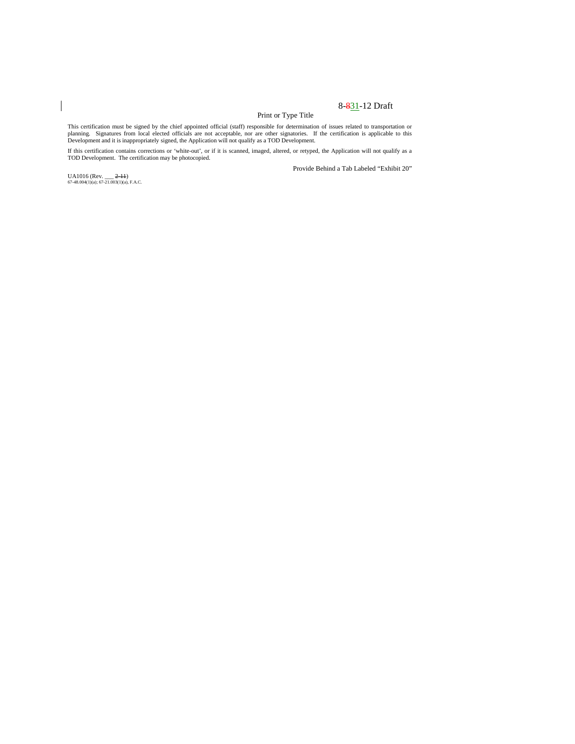8-~~8~~31-12 Draft

Print or Type Title

This certification must be signed by the chief appointed official (staff) responsible for determination of issues related to transportation or planning. Signatures from local elected officials are not acceptable, nor are other signatories. If the certification is applicable to this Development and it is inappropriately signed, the Application will not qualify as a TOD Development.

If this certification contains corrections or 'white-out', or if it is scanned, imaged, altered, or retyped, the Application will not qualify as a TOD Development. The certification may be photocopied.

Provide Behind a Tab Labeled "Exhibit 20"

UA1016 (Rev. ___ ~~2-11~~)
67-48.004(1)(a); 67-21.003(1)(a), F.A.C.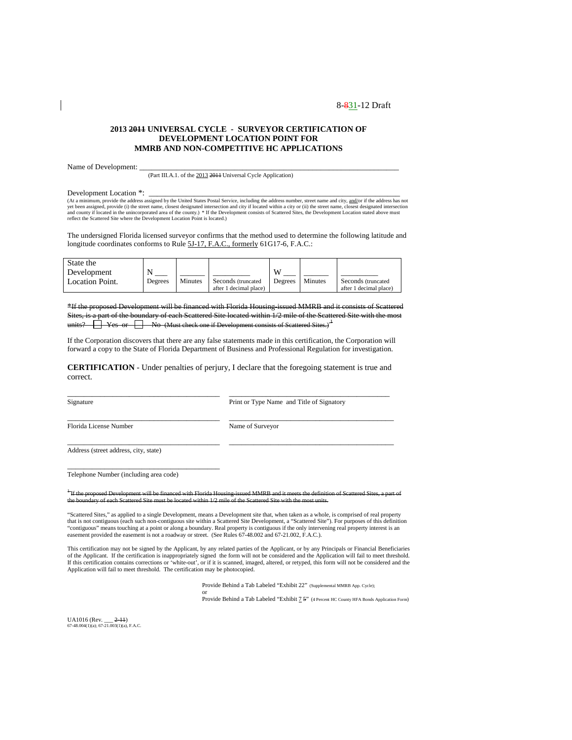8-831-12 Draft

**2013 2011 UNIVERSAL CYCLE - SURVEYOR CERTIFICATION OF DEVELOPMENT LOCATION POINT FOR MMRB AND NON-COMPETITIVE HC APPLICATIONS**

Name of Development: ___________________________________________________________
(Part III.A.1. of the 2013 2011 Universal Cycle Application)

Development Location *: ___________________________________________________________
(At a minimum, provide the address assigned by the United States Postal Service, including the address number, street name and city, and/or if the address has not yet been assigned, provide (i) the street name, closest designated intersection and city if located within a city or (ii) the street name, closest designated intersection and county if located in the unincorporated area of the county.) * If the Development consists of Scattered Sites, the Development Location stated above must reflect the Scattered Site where the Development Location Point is located.)

The undersigned Florida licensed surveyor confirms that the method used to determine the following latitude and longitude coordinates conforms to Rule 5J-17, F.A.C., formerly 61G17-6, F.A.C.:

| State the Development Location Point. | N ___ Degrees | ______ Minutes | _________ Seconds (truncated after 1 decimal place) | W ___ Degrees | ______ Minutes | _________ Seconds (truncated after 1 decimal place) |
|---|---|---|---|---|---|---|

~~*If the proposed Development will be financed with Florida Housing-issued MMRB and it consists of Scattered Sites, is a part of the boundary of each Scattered Site located within 1/2 mile of the Scattered Site with the most units? ☐ Yes or ☐ No (Must check one if Development consists of Scattered Sites.)[1]~~

If the Corporation discovers that there are any false statements made in this certification, the Corporation will forward a copy to the State of Florida Department of Business and Professional Regulation for investigation.

**CERTIFICATION** - Under penalties of perjury, I declare that the foregoing statement is true and correct.

| | |
|---|---|
| _________________________________ Signature | _________________________________ Print or Type Name and Title of Signatory |
| _________________________________ Florida License Number | _________________________________ Name of Surveyor |
| _________________________________ Address (street address, city, state) | _________________________________ |
| _________________________________ Telephone Number (including area code) | |

~~[1] If the proposed Development will be financed with Florida Housing-issued MMRB and it meets the definition of Scattered Sites, a part of the boundary of each Scattered Site must be located within 1/2 mile of the Scattered Site with the most units.~~

"Scattered Sites," as applied to a single Development, means a Development site that, when taken as a whole, is comprised of real property that is not contiguous (each such non-contiguous site within a Scattered Site Development, a "Scattered Site"). For purposes of this definition "contiguous" means touching at a point or along a boundary. Real property is contiguous if the only intervening real property interest is an easement provided the easement is not a roadway or street. (See Rules 67-48.002 and 67-21.002, F.A.C.).

This certification may not be signed by the Applicant, by any related parties of the Applicant, or by any Principals or Financial Beneficiaries of the Applicant. If the certification is inappropriately signed the form will not be considered and the Application will fail to meet threshold. If this certification contains corrections or 'white-out', or if it is scanned, imaged, altered, or retyped, this form will not be considered and the Application will fail to meet threshold. The certification may be photocopied.

Provide Behind a Tab Labeled "Exhibit 22" (Supplemental MMRB App. Cycle);
or
Provide Behind a Tab Labeled "Exhibit 7 5" (4 Percent HC County HFA Bonds Application Form)

UA1016 (Rev. ___ 2-11)
67-48.004(1)(a); 67-21.003(1)(a), F.A.C.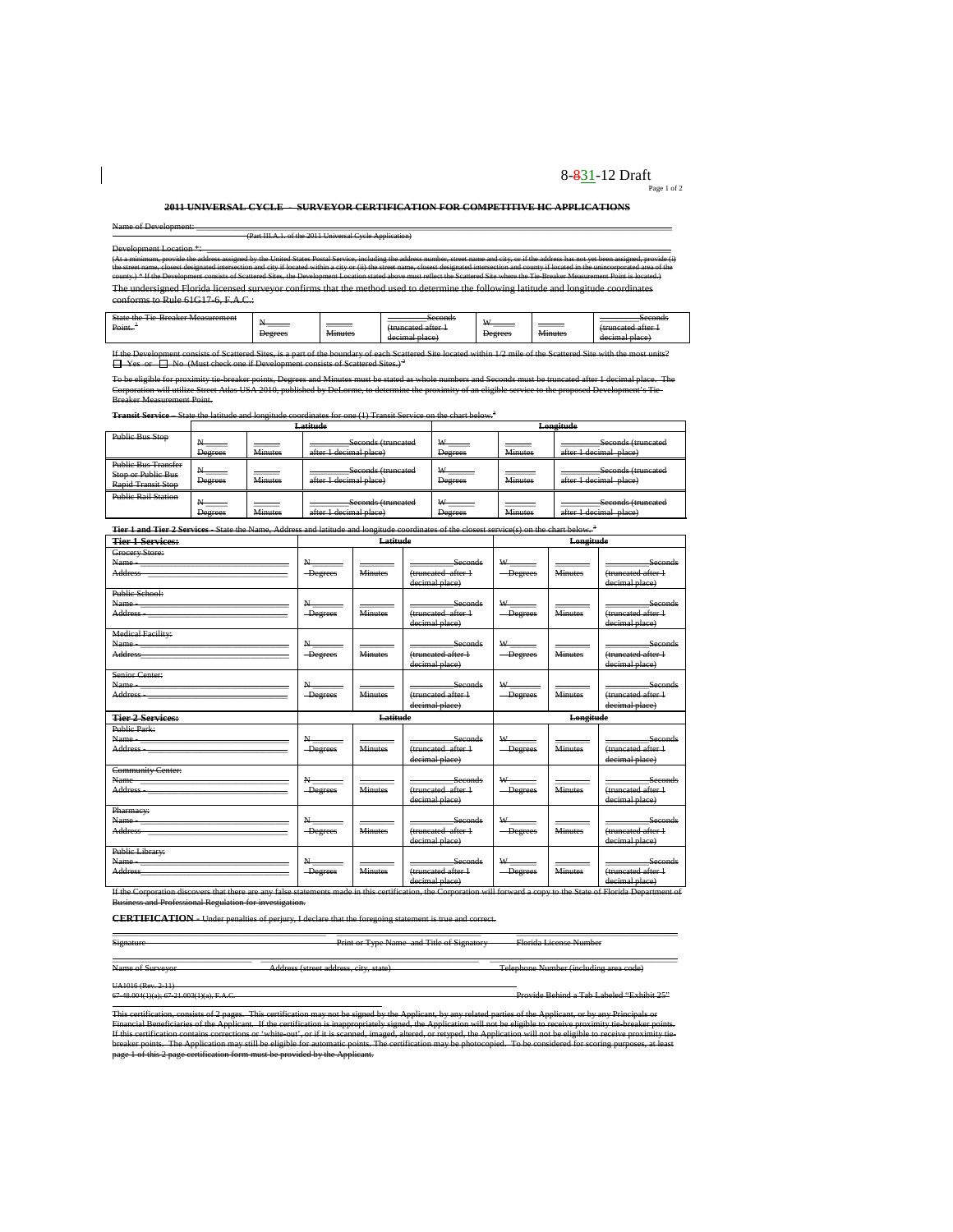8-~~8~~31-12 Draft

**~~2011 UNIVERSAL CYCLE – SURVEYOR CERTIFICATION FOR COMPETITIVE HC APPLICATIONS~~**

~~Name of Development: ___________________________________~~
~~(Part III.A.1. of the 2011 Universal Cycle Application)~~

~~Development Location *: ___________________________________~~
~~(At a minimum, provide the address assigned by the United States Postal Service, including the address number, street name and city, or if the address has not yet been assigned, provide (i) the street name, closest designated intersection and city if located within a city or (ii) the street name, closest designated intersection and county if located in the unincorporated area of the county.) * If the Development consists of Scattered Sites, the Development Location stated above must reflect the Scattered Site where the Tie-Breaker Measurement Point is located.)~~

The undersigned Florida licensed surveyor confirms that the method used to determine the following latitude and longitude coordinates conforms to Rule 61G17-6, F.A.C.:

| ~~State the Tie-Breaker Measurement Point.~~ | ~~N ____ Degrees~~ | ~~____ Minutes~~ | ~~____ Seconds (truncated after 1 decimal place)~~ | ~~W ____ Degrees~~ | ~~____ Minutes~~ | ~~____ Seconds (truncated after 1 decimal place)~~ |
|---|---|---|---|---|---|---|

~~If the Development consists of Scattered Sites, is a part of the boundary of each Scattered Site located within 1/2 mile of the Scattered Site with the most units? ☐ Yes or ☐ No (Must check one if Development consists of Scattered Sites.)~~

~~To be eligible for proximity tie-breaker points, Degrees and Minutes must be stated as whole numbers and Seconds must be truncated after 1 decimal place. The Corporation will utilize Street Atlas USA 2010, published by DeLorme, to determine the proximity of an eligible service to the proposed Development's Tie-Breaker Measurement Point.~~

~~**Transit Service** – State the latitude and longitude coordinates for one (1) Transit Service on the chart below.~~

| | ~~Latitude~~ | | | ~~Longitude~~ | | |
|---|---|---|---|---|---|---|
| ~~Public Bus Stop~~ | ~~N ____ Degrees~~ | ~~____ Minutes~~ | ~~____ Seconds (truncated after 1 decimal place)~~ | ~~W ____ Degrees~~ | ~~____ Minutes~~ | ~~____ Seconds (truncated after 1 decimal place)~~ |
| ~~Public Bus Transfer Stop or Public Bus Rapid Transit Stop~~ | ~~N ____ Degrees~~ | ~~____ Minutes~~ | ~~____ Seconds (truncated after 1 decimal place)~~ | ~~W ____ Degrees~~ | ~~____ Minutes~~ | ~~____ Seconds (truncated after 1 decimal place)~~ |
| ~~Public Rail Station~~ | ~~N ____ Degrees~~ | ~~____ Minutes~~ | ~~____ Seconds (truncated after 1 decimal place)~~ | ~~W ____ Degrees~~ | ~~____ Minutes~~ | ~~____ Seconds (truncated after 1 decimal place)~~ |

~~**Tier 1 and Tier 2 Services** - State the Name, Address and latitude and longitude coordinates of the closest service(s) on the chart below.~~

| ~~**Tier 1 Services:**~~ | ~~Latitude~~ | | | ~~Longitude~~ | | |
|---|---|---|---|---|---|---|
| ~~Grocery Store: Name - ____ Address ____~~ | ~~N ____ Degrees~~ | ~~____ Minutes~~ | ~~____ Seconds (truncated after 1 decimal place)~~ | ~~W ____ Degrees~~ | ~~____ Minutes~~ | ~~____ Seconds (truncated after 1 decimal place)~~ |
| ~~Public School: Name - ____ Address - ____~~ | ~~N ____ Degrees~~ | ~~____ Minutes~~ | ~~____ Seconds (truncated after 1 decimal place)~~ | ~~W ____ Degrees~~ | ~~____ Minutes~~ | ~~____ Seconds (truncated after 1 decimal place)~~ |
| ~~Medical Facility: Name - ____ Address ____~~ | ~~N ____ Degrees~~ | ~~____ Minutes~~ | ~~____ Seconds (truncated after 1 decimal place)~~ | ~~W ____ Degrees~~ | ~~____ Minutes~~ | ~~____ Seconds (truncated after 1 decimal place)~~ |
| ~~Senior Center: Name - ____ Address - ____~~ | ~~N ____ Degrees~~ | ~~____ Minutes~~ | ~~____ Seconds (truncated after 1 decimal place)~~ | ~~W ____ Degrees~~ | ~~____ Minutes~~ | ~~____ Seconds (truncated after 1 decimal place)~~ |
| ~~**Tier 2 Services:**~~ | ~~Latitude~~ | | | ~~Longitude~~ | | |
| ~~Public Park: Name - ____ Address - ____~~ | ~~N ____ Degrees~~ | ~~____ Minutes~~ | ~~____ Seconds (truncated after 1 decimal place)~~ | ~~W ____ Degrees~~ | ~~____ Minutes~~ | ~~____ Seconds (truncated after 1 decimal place)~~ |
| ~~Community Center: Name ____ Address - ____~~ | ~~N ____ Degrees~~ | ~~____ Minutes~~ | ~~____ Seconds (truncated after 1 decimal place)~~ | ~~W ____ Degrees~~ | ~~____ Minutes~~ | ~~____ Seconds (truncated after 1 decimal place)~~ |
| ~~Pharmacy: Name - ____ Address ____~~ | ~~N ____ Degrees~~ | ~~____ Minutes~~ | ~~____ Seconds (truncated after 1 decimal place)~~ | ~~W ____ Degrees~~ | ~~____ Minutes~~ | ~~____ Seconds (truncated after 1 decimal place)~~ |
| ~~Public Library: Name - ____ Address ____~~ | ~~N ____ Degrees~~ | ~~____ Minutes~~ | ~~____ Seconds (truncated after 1 decimal place)~~ | ~~W ____ Degrees~~ | ~~____ Minutes~~ | ~~____ Seconds (truncated after 1 decimal place)~~ |

~~If the Corporation discovers that there are any false statements made in this certification, the Corporation will forward a copy to the State of Florida Department of Business and Professional Regulation for investigation.~~

~~**CERTIFICATION** - Under penalties of perjury, I declare that the foregoing statement is true and correct.~~

~~Signature~~ ~~Print or Type Name and Title of Signatory~~ ~~Florida License Number~~

~~Name of Surveyor~~ ~~Address (street address, city, state)~~ ~~Telephone Number (including area code)~~

~~UA1016 (Rev. 2-11)~~
~~67-48.004(1)(a); 67-21.003(1)(a), F.A.C.~~ ~~Provide Behind a Tab Labeled "Exhibit 25"~~

~~This certification, consists of 2 pages. This certification may not be signed by the Applicant, by any related parties of the Applicant, or by any Principals or Financial Beneficiaries of the Applicant. If the certification is inappropriately signed, the Application will not be eligible to receive proximity tie-breaker points. If this certification contains corrections or 'white-out', or if it is scanned, imaged, altered, or retyped, the Application will not be eligible to receive proximity tie-breaker points. The Application may still be eligible for automatic points. The certification may be photocopied. To be considered for scoring purposes, at least page 1 of this 2 page certification form must be provided by the Applicant.~~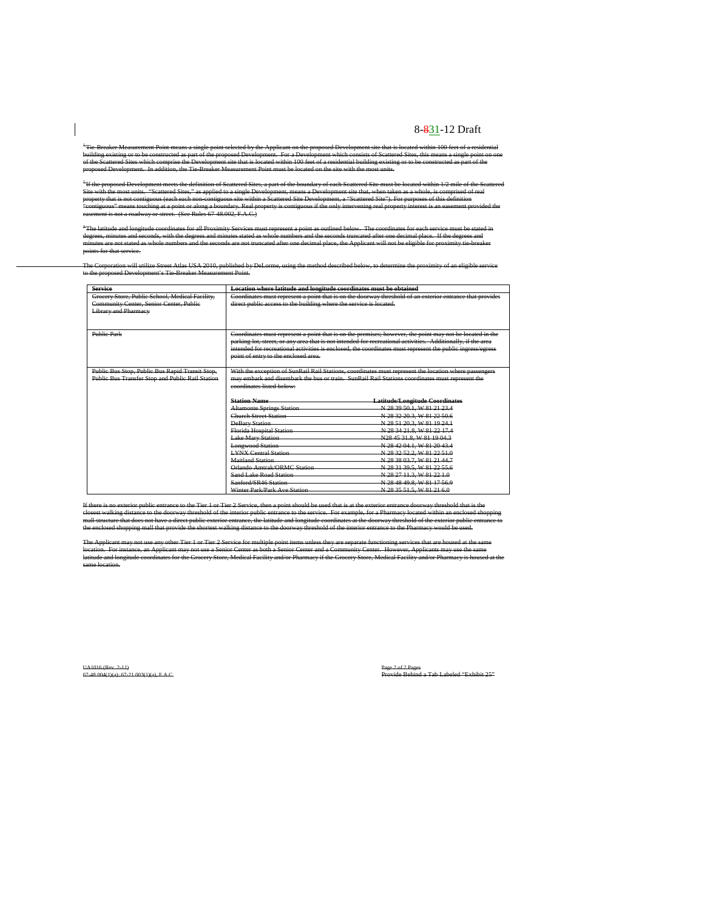8-831-12 Draft

[1]Tie-Breaker Measurement Point means a single point selected by the Applicant on the proposed Development site that is located within 100 feet of a residential building existing or to be constructed as part of the proposed Development. For a Development which consists of Scattered Sites, this means a single point on one of the Scattered Sites which comprise the Development site that is located within 100 feet of a residential building existing or to be constructed as part of the proposed Development. In addition, the Tie-Breaker Measurement Point must be located on the site with the most units.

[2]If the proposed Development meets the definition of Scattered Sites, a part of the boundary of each Scattered Site must be located within 1/2 mile of the Scattered Site with the most units. "Scattered Sites," as applied to a single Development, means a Development site that, when taken as a whole, is comprised of real property that is not contiguous (each such non-contiguous site within a Scattered Site Development, a "Scattered Site"). For purposes of this definition "contiguous" means touching at a point or along a boundary. Real property is contiguous if the only intervening real property interest is an easement provided the easement is not a roadway or street. (See Rules 67-48.002, F.A.C.)

[3]The latitude and longitude coordinates for all Proximity Services must represent a point as outlined below. The coordinates for each service must be stated in degrees, minutes and seconds, with the degrees and minutes stated as whole numbers and the seconds truncated after one decimal place. If the degrees and minutes are not stated as whole numbers and the seconds are not truncated after one decimal place, the Applicant will not be eligible for proximity tie-breaker points for that service.

The Corporation will utilize Street Atlas USA 2010, published by DeLorme, using the method described below, to determine the proximity of an eligible service to the proposed Development's Tie-Breaker Measurement Point.

| Service | Location where latitude and longitude coordinates must be obtained |
|---|---|
| Grocery Store, Public School, Medical Facility, Community Center, Senior Center, Public Library and Pharmacy | Coordinates must represent a point that is on the doorway threshold of an exterior entrance that provides direct public access to the building where the service is located. |
| Public Park | Coordinates must represent a point that is on the premises; however, the point may not be located in the parking lot, street, or any area that is not intended for recreational activities. Additionally, if the area intended for recreational activities is enclosed, the coordinates must represent the public ingress/egress point of entry to the enclosed area. |
| Public Bus Stop, Public Bus Rapid Transit Stop, Public Bus Transfer Stop and Public Rail Station | With the exception of SunRail Rail Stations, coordinates must represent the location where passengers may embark and disembark the bus or train. SunRail Rail Stations coordinates must represent the coordinates listed below: |

| Station Name | Latitude/Longitude Coordinates |
|---|---|
| Altamonte Springs Station | N 28 39 50.1, W 81 21 23.4 |
| Church Street Station | N 28 32 20.3, W 81 22 50.6 |
| DeBary Station | N 28 51 20.3, W 81 19 24.1 |
| Florida Hospital Station | N 28 34 21.8, W 81 22 17.4 |
| Lake Mary Station | N28 45 31.8, W 81 19 04.3 |
| Longwood Station | N 28 42 04.1, W 81 20 43.4 |
| LYNX Central Station | N 28 32 52.2, W 81 22 51.0 |
| Maitland Station | N 28 38 03.7, W 81 21 44.7 |
| Orlando Amtrak/ORMC Station | N 28 31 39.5, W 81 22 55.6 |
| Sand Lake Road Station | N 28 27 11.3, W 81 22 1.0 |
| Sanford/SR46 Station | N 28 48 49.8, W 81 17 56.9 |
| Winter Park/Park Ave Station | N 28 35 51.5, W 81 21 6.0 |

If there is no exterior public entrance to the Tier 1 or Tier 2 Service, then a point should be used that is at the exterior entrance doorway threshold that is the closest walking distance to the doorway threshold of the interior public entrance to the service. For example, for a Pharmacy located within an enclosed shopping mall structure that does not have a direct public exterior entrance, the latitude and longitude coordinates at the doorway threshold of the exterior public entrance to the enclosed shopping mall that provide the shortest walking distance to the doorway threshold of the interior entrance to the Pharmacy would be used.

The Applicant may not use any other Tier 1 or Tier 2 Service for multiple point items unless they are separate functioning services that are housed at the same location. For instance, an Applicant may not use a Senior Center as both a Senior Center and a Community Center. However, Applicants may use the same latitude and longitude coordinates for the Grocery Store, Medical Facility and/or Pharmacy if the Grocery Store, Medical Facility and/or Pharmacy is housed at the same location.

UA1016 (Rev. 2-11)
67-48.004(1)(a); 67-21.003(1)(a), F.A.C.

Provide Behind a Tab Labeled "Exhibit 25"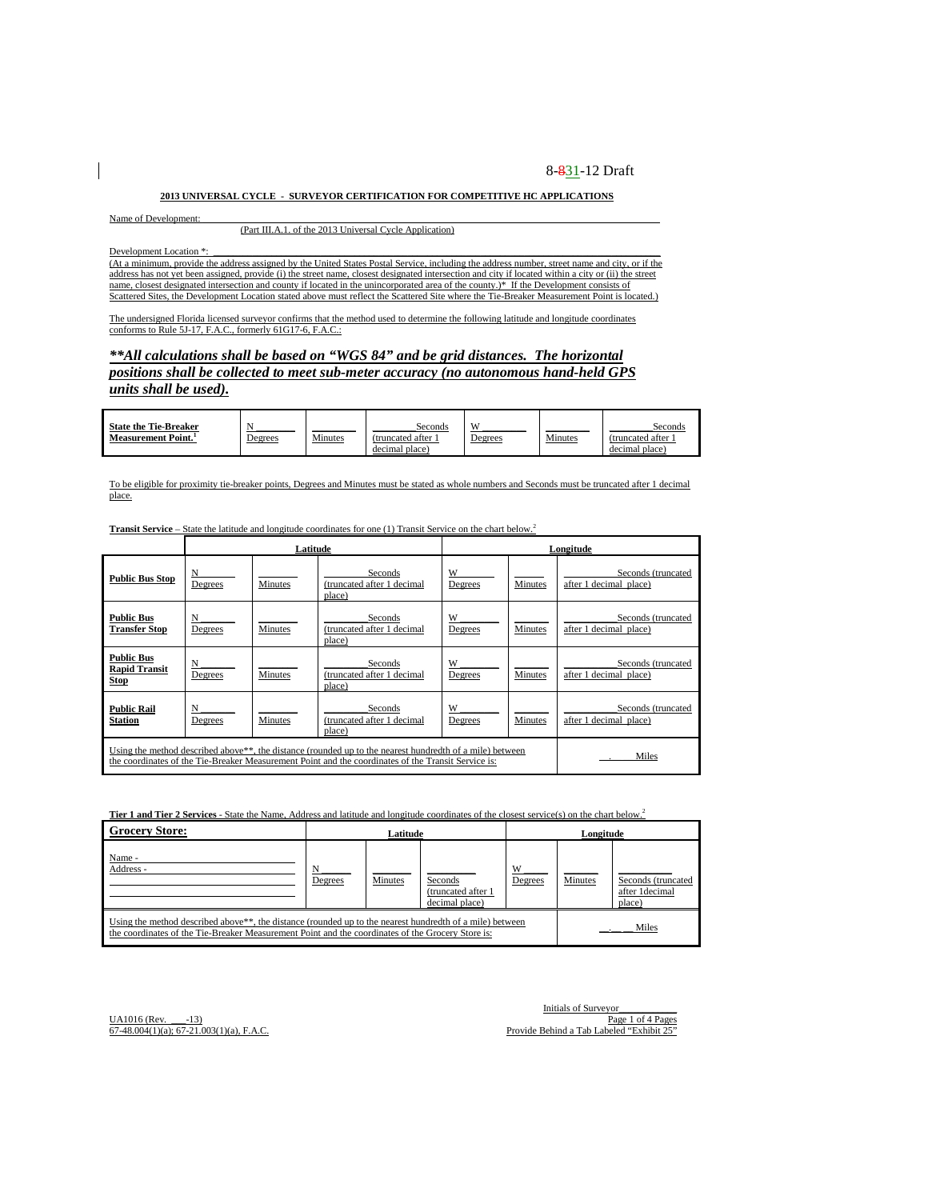8-~~8~~31-12 Draft

**2013 UNIVERSAL CYCLE - SURVEYOR CERTIFICATION FOR COMPETITIVE HC APPLICATIONS**

Name of Development: \_\_\_\_\_\_\_\_\_\_\_\_\_\_\_\_\_\_\_\_\_\_\_\_\_\_\_\_\_\_\_\_\_\_\_\_\_\_\_\_\_\_\_\_\_\_\_\_\_\_\_\_\_\_\_\_\_\_\_\_
(Part III.A.1. of the 2013 Universal Cycle Application)

Development Location *: \_\_\_\_\_\_\_\_\_\_\_\_\_\_\_\_\_\_\_\_\_\_\_\_\_\_\_\_\_\_\_\_\_\_\_\_\_\_\_\_\_\_\_\_\_\_\_\_\_\_\_\_\_\_\_\_\_\_
(At a minimum, provide the address assigned by the United States Postal Service, including the address number, street name and city, or if the address has not yet been assigned, provide (i) the street name, closest designated intersection and city if located within a city or (ii) the street name, closest designated intersection and county if located in the unincorporated area of the county.)* If the Development consists of Scattered Sites, the Development Location stated above must reflect the Scattered Site where the Tie-Breaker Measurement Point is located.)

The undersigned Florida licensed surveyor confirms that the method used to determine the following latitude and longitude coordinates conforms to Rule 5J-17, F.A.C., formerly 61G17-6, F.A.C.:

***\*\*All calculations shall be based on "WGS 84" and be grid distances. The horizontal positions shall be collected to meet sub-meter accuracy (no autonomous hand-held GPS units shall be used).***

| **State the Tie-Breaker Measurement Point.**[1] | N \_\_\_\_\_ Degrees | \_\_\_\_\_ Minutes | \_\_\_\_\_ Seconds (truncated after 1 decimal place) | W \_\_\_\_\_ Degrees | \_\_\_\_\_ Minutes | \_\_\_\_\_ Seconds (truncated after 1 decimal place) |
|---|---|---|---|---|---|---|

To be eligible for proximity tie-breaker points, Degrees and Minutes must be stated as whole numbers and Seconds must be truncated after 1 decimal place.

**Transit Service** – State the latitude and longitude coordinates for one (1) Transit Service on the chart below.[2]

| | **Latitude** | | | **Longitude** | | |
|---|---|---|---|---|---|---|
| **Public Bus Stop** | N \_\_\_\_\_ Degrees | \_\_\_\_\_ Minutes | \_\_\_\_\_ Seconds (truncated after 1 decimal place) | W \_\_\_\_\_ Degrees | \_\_\_\_\_ Minutes | \_\_\_\_\_ Seconds (truncated after 1 decimal place) |
| **Public Bus Transfer Stop** | N \_\_\_\_\_ Degrees | \_\_\_\_\_ Minutes | \_\_\_\_\_ Seconds (truncated after 1 decimal place) | W \_\_\_\_\_ Degrees | \_\_\_\_\_ Minutes | \_\_\_\_\_ Seconds (truncated after 1 decimal place) |
| **Public Bus Rapid Transit Stop** | N \_\_\_\_\_ Degrees | \_\_\_\_\_ Minutes | \_\_\_\_\_ Seconds (truncated after 1 decimal place) | W \_\_\_\_\_ Degrees | \_\_\_\_\_ Minutes | \_\_\_\_\_ Seconds (truncated after 1 decimal place) |
| **Public Rail Station** | N \_\_\_\_\_ Degrees | \_\_\_\_\_ Minutes | \_\_\_\_\_ Seconds (truncated after 1 decimal place) | W \_\_\_\_\_ Degrees | \_\_\_\_\_ Minutes | \_\_\_\_\_ Seconds (truncated after 1 decimal place) |
| Using the method described above\*\*, the distance (rounded up to the nearest hundredth of a mile) between the coordinates of the Tie-Breaker Measurement Point and the coordinates of the Transit Service is: | | | | | | \_\_.\_\_\_ Miles |

**Tier 1 and Tier 2 Services** - State the Name, Address and latitude and longitude coordinates of the closest service(s) on the chart below.[2]

| **Grocery Store:** | **Latitude** | | | **Longitude** | | |
|---|---|---|---|---|---|---|
| Name - \_\_\_\_\_\_\_\_ Address - \_\_\_\_\_\_\_\_ | N \_\_\_\_\_ Degrees | \_\_\_\_\_ Minutes | \_\_\_\_\_ Seconds (truncated after 1 decimal place) | W \_\_\_\_\_ Degrees | \_\_\_\_\_ Minutes | \_\_\_\_\_ Seconds (truncated after 1decimal place) |
| Using the method described above\*\*, the distance (rounded up to the nearest hundredth of a mile) between the coordinates of the Tie-Breaker Measurement Point and the coordinates of the Grocery Store is: | | | | | | \_\_.\_\_ \_\_ Miles |

Initials of Surveyor\_\_\_\_\_\_\_\_\_\_\_

UA1016 (Rev. \_\_\_-13)
67-48.004(1)(a); 67-21.003(1)(a), F.A.C.

Provide Behind a Tab Labeled "Exhibit 25"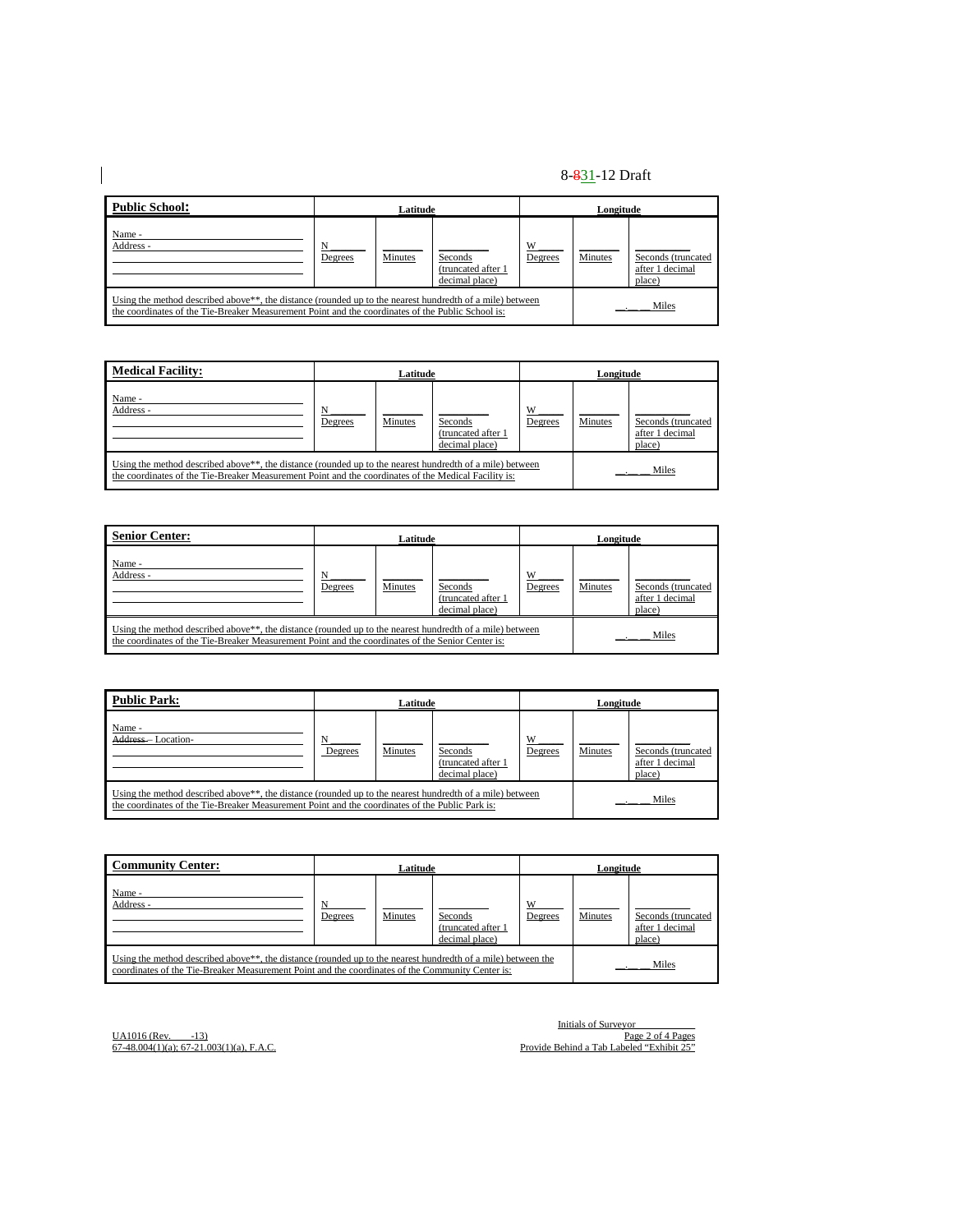8-831-12 Draft

| **Public School:** | Latitude | | | Longitude | | |
|---|---|---|---|---|---|---|
| Name -<br>Address - | N ______<br>Degrees | ______<br>Minutes | ______<br>Seconds (truncated after 1 decimal place) | W ______<br>Degrees | ______<br>Minutes | ______<br>Seconds (truncated after 1 decimal place) |
| Using the method described above**, the distance (rounded up to the nearest hundredth of a mile) between the coordinates of the Tie-Breaker Measurement Point and the coordinates of the Public School is: | | | | | __.__ __ Miles | |

| **Medical Facility:** | Latitude | | | Longitude | | |
|---|---|---|---|---|---|---|
| Name -<br>Address - | N ______<br>Degrees | ______<br>Minutes | ______<br>Seconds (truncated after 1 decimal place) | W ______<br>Degrees | ______<br>Minutes | ______<br>Seconds (truncated after 1 decimal place) |
| Using the method described above**, the distance (rounded up to the nearest hundredth of a mile) between the coordinates of the Tie-Breaker Measurement Point and the coordinates of the Medical Facility is: | | | | | __.__ __ Miles | |

| **Senior Center:** | Latitude | | | Longitude | | |
|---|---|---|---|---|---|---|
| Name -<br>Address - | N ______<br>Degrees | ______<br>Minutes | ______<br>Seconds (truncated after 1 decimal place) | W ______<br>Degrees | ______<br>Minutes | ______<br>Seconds (truncated after 1 decimal place) |
| Using the method described above**, the distance (rounded up to the nearest hundredth of a mile) between the coordinates of the Tie-Breaker Measurement Point and the coordinates of the Senior Center is: | | | | | __.__ __ Miles | |

| **Public Park:** | Latitude | | | Longitude | | |
|---|---|---|---|---|---|---|
| Name -<br>~~Address -~~ Location- | N ______<br>Degrees | ______<br>Minutes | ______<br>Seconds (truncated after 1 decimal place) | W ______<br>Degrees | ______<br>Minutes | ______<br>Seconds (truncated after 1 decimal place) |
| Using the method described above**, the distance (rounded up to the nearest hundredth of a mile) between the coordinates of the Tie-Breaker Measurement Point and the coordinates of the Public Park is: | | | | | __.__ __ Miles | |

| **Community Center:** | Latitude | | | Longitude | | |
|---|---|---|---|---|---|---|
| Name -<br>Address - | N ______<br>Degrees | ______<br>Minutes | ______<br>Seconds (truncated after 1 decimal place) | W ______<br>Degrees | ______<br>Minutes | ______<br>Seconds (truncated after 1 decimal place) |
| Using the method described above**, the distance (rounded up to the nearest hundredth of a mile) between the coordinates of the Tie-Breaker Measurement Point and the coordinates of the Community Center is: | | | | | __.__ __ Miles | |

UA1016 (Rev. ___-13)
67-48.004(1)(a); 67-21.003(1)(a), F.A.C.

Initials of Surveyor ____________
Provide Behind a Tab Labeled "Exhibit 25"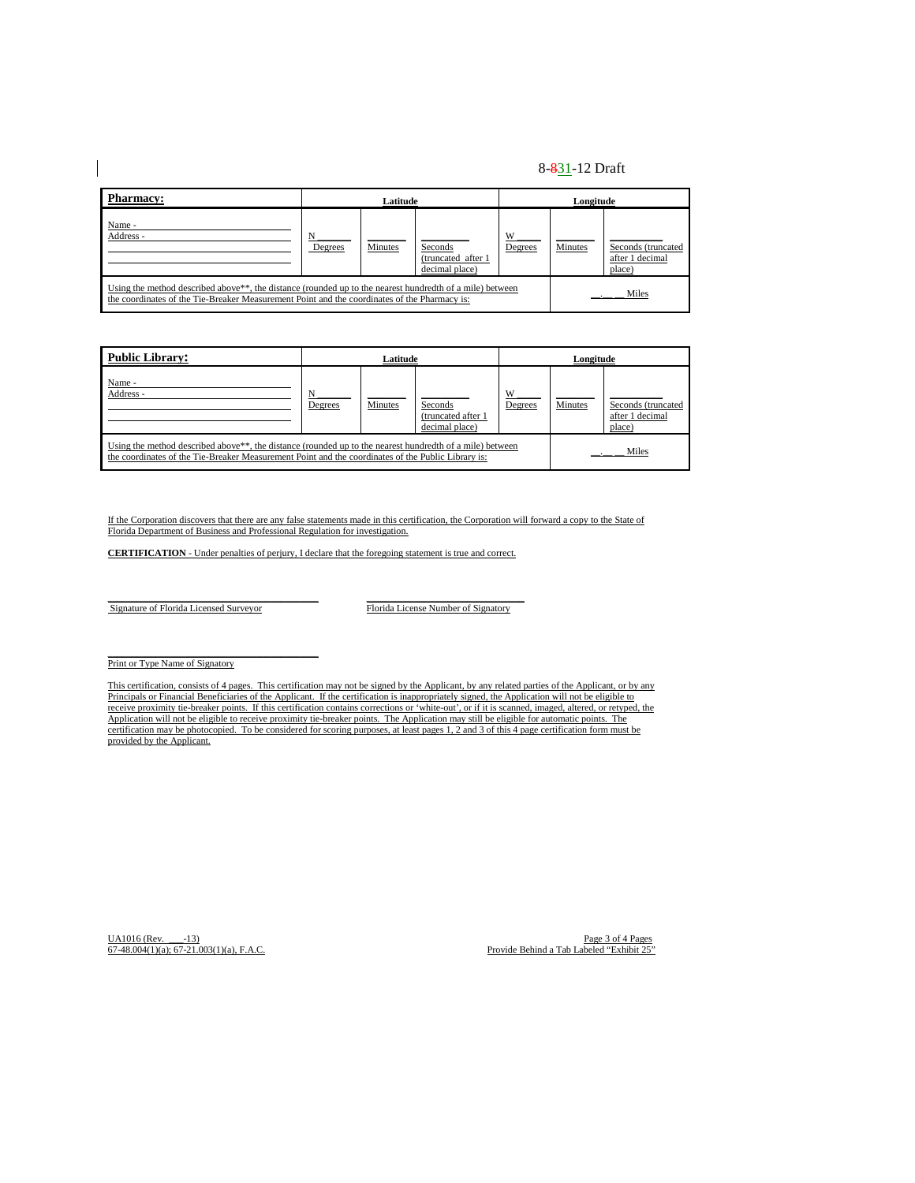8-831-12 Draft

| **Pharmacy:** | Latitude | | | Longitude | | |
|---|---|---|---|---|---|---|
| Name - ______ Address - ______ | N ______ Degrees | ______ Minutes | ______ Seconds (truncated after 1 decimal place) | W ______ Degrees | ______ Minutes | ______ Seconds (truncated after 1 decimal place) |
| Using the method described above**, the distance (rounded up to the nearest hundredth of a mile) between the coordinates of the Tie-Breaker Measurement Point and the coordinates of the Pharmacy is: | | | | | | __.__ __ Miles |

| **Public Library:** | Latitude | | | Longitude | | |
|---|---|---|---|---|---|---|
| Name - ______ Address - ______ | N ______ Degrees | ______ Minutes | ______ Seconds (truncated after 1 decimal place) | W ______ Degrees | ______ Minutes | ______ Seconds (truncated after 1 decimal place) |
| Using the method described above**, the distance (rounded up to the nearest hundredth of a mile) between the coordinates of the Tie-Breaker Measurement Point and the coordinates of the Public Library is: | | | | | | __.__ __ Miles |

If the Corporation discovers that there are any false statements made in this certification, the Corporation will forward a copy to the State of Florida Department of Business and Professional Regulation for investigation.

**CERTIFICATION** - Under penalties of perjury, I declare that the foregoing statement is true and correct.

______________________________
Signature of Florida Licensed Surveyor

______________________________
Florida License Number of Signatory

______________________________
Print or Type Name of Signatory

This certification, consists of 4 pages. This certification may not be signed by the Applicant, by any related parties of the Applicant, or by any Principals or Financial Beneficiaries of the Applicant. If the certification is inappropriately signed, the Application will not be eligible to receive proximity tie-breaker points. If this certification contains corrections or 'white-out', or if it is scanned, imaged, altered, or retyped, the Application will not be eligible to receive proximity tie-breaker points. The Application may still be eligible for automatic points. The certification may be photocopied. To be considered for scoring purposes, at least pages 1, 2 and 3 of this 4 page certification form must be provided by the Applicant.

UA1016 (Rev. ___-13)
67-48.004(1)(a); 67-21.003(1)(a), F.A.C.

Provide Behind a Tab Labeled "Exhibit 25"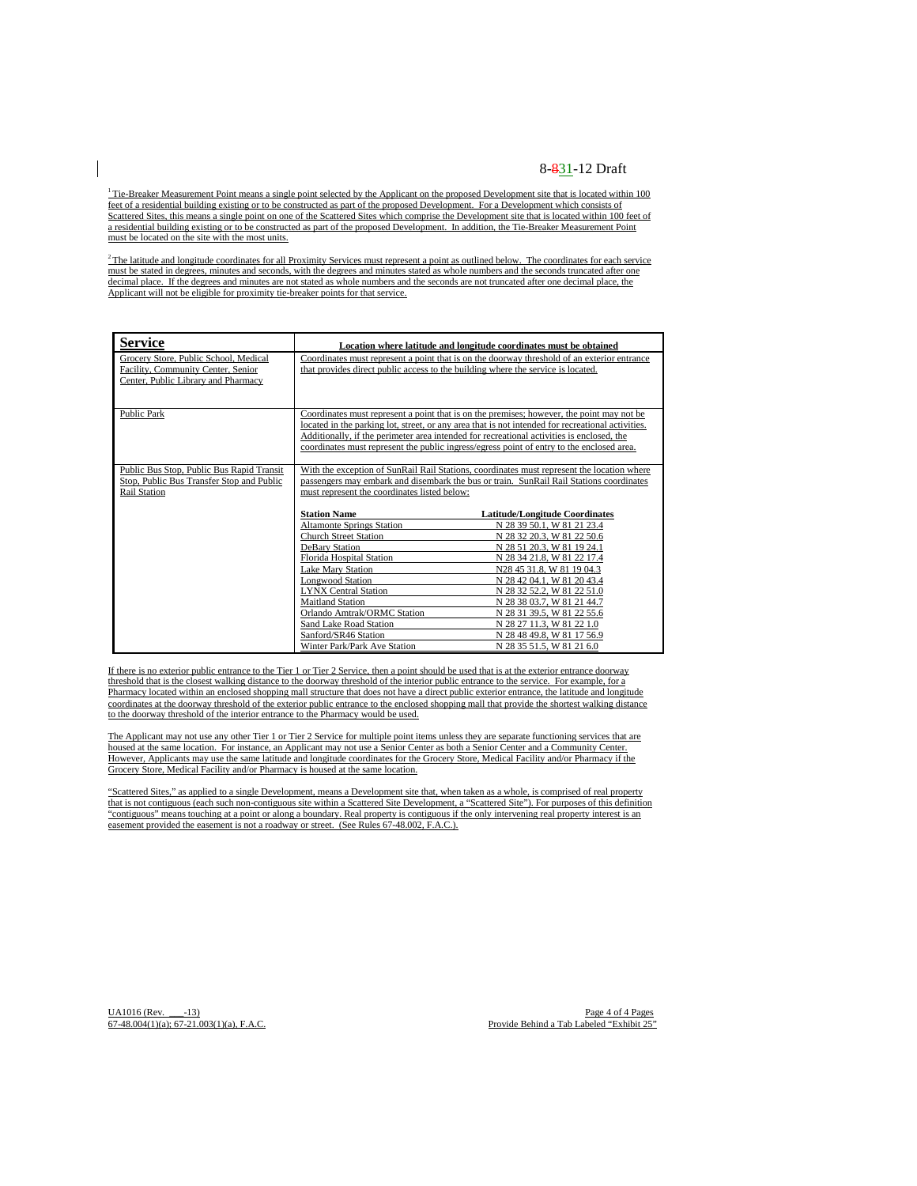8-~~8~~31-12 Draft

[1] Tie-Breaker Measurement Point means a single point selected by the Applicant on the proposed Development site that is located within 100 feet of a residential building existing or to be constructed as part of the proposed Development. For a Development which consists of Scattered Sites, this means a single point on one of the Scattered Sites which comprise the Development site that is located within 100 feet of a residential building existing or to be constructed as part of the proposed Development. In addition, the Tie-Breaker Measurement Point must be located on the site with the most units.

[2] The latitude and longitude coordinates for all Proximity Services must represent a point as outlined below. The coordinates for each service must be stated in degrees, minutes and seconds, with the degrees and minutes stated as whole numbers and the seconds truncated after one decimal place. If the degrees and minutes are not stated as whole numbers and the seconds are not truncated after one decimal place, the Applicant will not be eligible for proximity tie-breaker points for that service.

| Service | Location where latitude and longitude coordinates must be obtained |
|---|---|
| Grocery Store, Public School, Medical Facility, Community Center, Senior Center, Public Library and Pharmacy | Coordinates must represent a point that is on the doorway threshold of an exterior entrance that provides direct public access to the building where the service is located. |
| Public Park | Coordinates must represent a point that is on the premises; however, the point may not be located in the parking lot, street, or any area that is not intended for recreational activities. Additionally, if the perimeter area intended for recreational activities is enclosed, the coordinates must represent the public ingress/egress point of entry to the enclosed area. |
| Public Bus Stop, Public Bus Rapid Transit Stop, Public Bus Transfer Stop and Public Rail Station | With the exception of SunRail Rail Stations, coordinates must represent the location where passengers may embark and disembark the bus or train. SunRail Rail Stations coordinates must represent the coordinates listed below: |

| Station Name | Latitude/Longitude Coordinates |
|---|---|
| Altamonte Springs Station | N 28 39 50.1, W 81 21 23.4 |
| Church Street Station | N 28 32 20.3, W 81 22 50.6 |
| DeBary Station | N 28 51 20.3, W 81 19 24.1 |
| Florida Hospital Station | N 28 34 21.8, W 81 22 17.4 |
| Lake Mary Station | N28 45 31.8, W 81 19 04.3 |
| Longwood Station | N 28 42 04.1, W 81 20 43.4 |
| LYNX Central Station | N 28 32 52.2, W 81 22 51.0 |
| Maitland Station | N 28 38 03.7, W 81 21 44.7 |
| Orlando Amtrak/ORMC Station | N 28 31 39.5, W 81 22 55.6 |
| Sand Lake Road Station | N 28 27 11.3, W 81 22 1.0 |
| Sanford/SR46 Station | N 28 48 49.8, W 81 17 56.9 |
| Winter Park/Park Ave Station | N 28 35 51.5, W 81 21 6.0 |

If there is no exterior public entrance to the Tier 1 or Tier 2 Service, then a point should be used that is at the exterior entrance doorway threshold that is the closest walking distance to the doorway threshold of the interior public entrance to the service. For example, for a Pharmacy located within an enclosed shopping mall structure that does not have a direct public exterior entrance, the latitude and longitude coordinates at the doorway threshold of the exterior public entrance to the enclosed shopping mall that provide the shortest walking distance to the doorway threshold of the interior entrance to the Pharmacy would be used.

The Applicant may not use any other Tier 1 or Tier 2 Service for multiple point items unless they are separate functioning services that are housed at the same location. For instance, an Applicant may not use a Senior Center as both a Senior Center and a Community Center. However, Applicants may use the same latitude and longitude coordinates for the Grocery Store, Medical Facility and/or Pharmacy if the Grocery Store, Medical Facility and/or Pharmacy is housed at the same location.

"Scattered Sites," as applied to a single Development, means a Development site that, when taken as a whole, is comprised of real property that is not contiguous (each such non-contiguous site within a Scattered Site Development, a "Scattered Site"). For purposes of this definition "contiguous" means touching at a point or along a boundary. Real property is contiguous if the only intervening real property interest is an easement provided the easement is not a roadway or street. (See Rules 67-48.002, F.A.C.).

UA1016 (Rev. ___-13)
67-48.004(1)(a); 67-21.003(1)(a), F.A.C.

Provide Behind a Tab Labeled "Exhibit 25"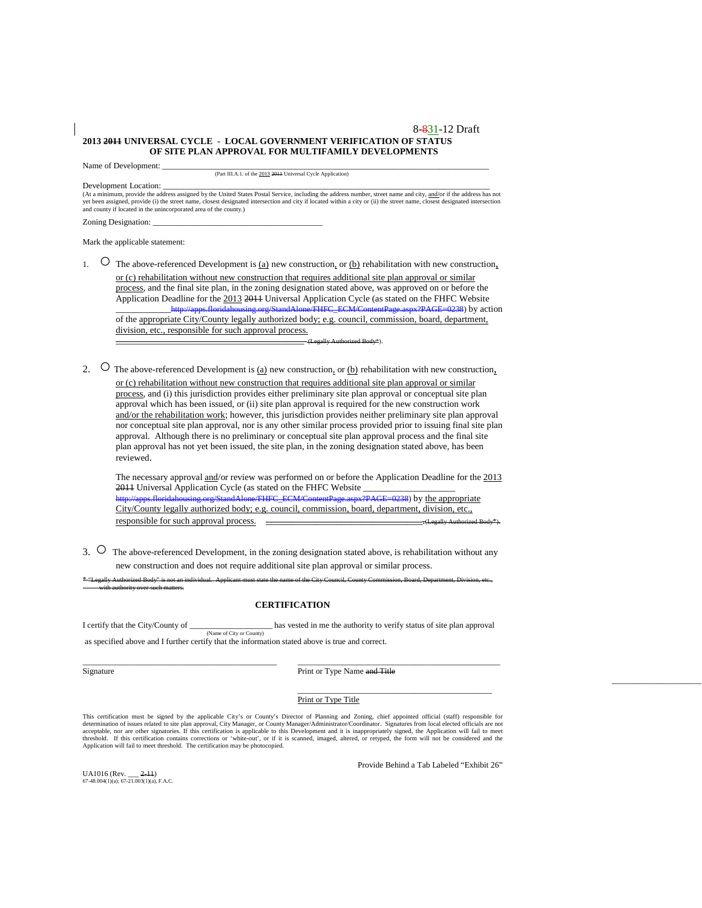8-831-12 Draft

**2013 2011 UNIVERSAL CYCLE - LOCAL GOVERNMENT VERIFICATION OF STATUS OF SITE PLAN APPROVAL FOR MULTIFAMILY DEVELOPMENTS**

Name of Development: ______________________________________________________________________
(Part III.A.1. of the 2013 2011 Universal Cycle Application)

Development Location: ______________________________________________________________________
(At a minimum, provide the address assigned by the United States Postal Service, including the address number, street name and city, and/or if the address has not yet been assigned, provide (i) the street name, closest designated intersection and city if located within a city or (ii) the street name, closest designated intersection and county if located in the unincorporated area of the county.)

Zoning Designation: ________________________________________

Mark the applicable statement:

1. ○ The above-referenced Development is (a) new construction, or (b) rehabilitation with new construction, or (c) rehabilitation without new construction that requires additional site plan approval or similar process, and the final site plan, in the zoning designation stated above, was approved on or before the Application Deadline for the 2013 2011 Universal Application Cycle (as stated on the FHFC Website ____________http://apps.floridahousing.org/StandAlone/FHFC_ECM/ContentPage.aspx?PAGE=0238) by action of the appropriate City/County legally authorized body; e.g. council, commission, board, department, division, etc., responsible for such approval process.
   ________________________________________ (Legally Authorized Body*).

2. ○ The above-referenced Development is (a) new construction, or (b) rehabilitation with new construction, or (c) rehabilitation without new construction that requires additional site plan approval or similar process, and (i) this jurisdiction provides either preliminary site plan approval or conceptual site plan approval which has been issued, or (ii) site plan approval is required for the new construction work and/or the rehabilitation work; however, this jurisdiction provides neither preliminary site plan approval nor conceptual site plan approval, nor is any other similar process provided prior to issuing final site plan approval. Although there is no preliminary or conceptual site plan approval process and the final site plan approval has not yet been issued, the site plan, in the zoning designation stated above, has been reviewed.

   The necessary approval and/or review was performed on or before the Application Deadline for the 2013 2011 Universal Application Cycle (as stated on the FHFC Website ____________________ http://apps.floridahousing.org/StandAlone/FHFC_ECM/ContentPage.aspx?PAGE=0238) by the appropriate City/County legally authorized body; e.g. council, commission, board, department, division, etc., responsible for such approval process. ________________________________ , (Legally Authorized Body*).

3. ○ The above-referenced Development, in the zoning designation stated above, is rehabilitation without any new construction and does not require additional site plan approval or similar process.

* "Legally Authorized Body" is not an individual. Applicant must state the name of the City Council, County Commission, Board, Department, Division, etc., with authority over such matters.

## CERTIFICATION

I certify that the City/County of ____________________ has vested in me the authority to verify status of site plan approval
(Name of City or County)
as specified above and I further certify that the information stated above is true and correct.

______________________________________________ ______________________________________________
Signature Print or Type Name and Title

______________________________________________
Print or Type Title

This certification must be signed by the applicable City's or County's Director of Planning and Zoning, chief appointed official (staff) responsible for determination of issues related to site plan approval, City Manager, or County Manager/Administrator/Coordinator. Signatures from local elected officials are not acceptable, nor are other signatories. If this certification is applicable to this Development and it is inappropriately signed, the Application will fail to meet threshold. If this certification contains corrections or 'white-out', or if it is scanned, imaged, altered, or retyped, the form will not be considered and the Application will fail to meet threshold. The certification may be photocopied.

Provide Behind a Tab Labeled "Exhibit 26"

UA1016 (Rev. ___ 2-11)
67-48.004(1)(a); 67-21.003(1)(a), F.A.C.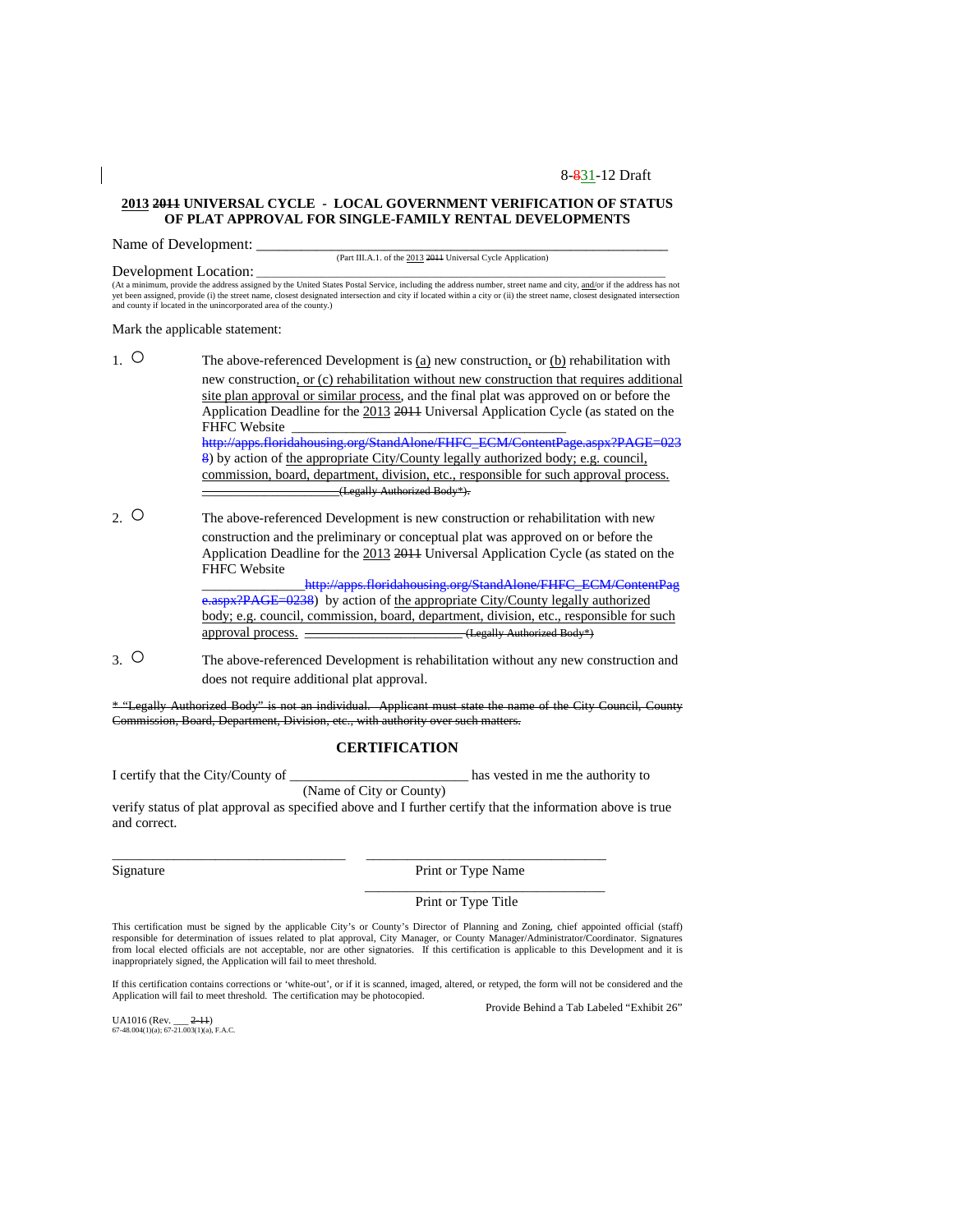8-831-12 Draft

**2013 2011 UNIVERSAL CYCLE - LOCAL GOVERNMENT VERIFICATION OF STATUS OF PLAT APPROVAL FOR SINGLE-FAMILY RENTAL DEVELOPMENTS**

Name of Development: ___________________________________________________________

(Part III.A.1. of the 2013 2011 Universal Cycle Application)

Development Location: __________________________________________________________

(At a minimum, provide the address assigned by the United States Postal Service, including the address number, street name and city, and/or if the address has not yet been assigned, provide (i) the street name, closest designated intersection and city if located within a city or (ii) the street name, closest designated intersection and county if located in the unincorporated area of the county.)

Mark the applicable statement:

1. ○ The above-referenced Development is (a) new construction, or (b) rehabilitation with new construction, or (c) rehabilitation without new construction that requires additional site plan approval or similar process, and the final plat was approved on or before the Application Deadline for the 2013 2011 Universal Application Cycle (as stated on the FHFC Website ________________________________________ http://apps.floridahousing.org/StandAlone/FHFC_ECM/ContentPage.aspx?PAGE=0238) by action of the appropriate City/County legally authorized body; e.g. council, commission, board, department, division, etc., responsible for such approval process. ____________________(Legally Authorized Body*).

2. ○ The above-referenced Development is new construction or rehabilitation with new construction and the preliminary or conceptual plat was approved on or before the Application Deadline for the 2013 2011 Universal Application Cycle (as stated on the FHFC Website _______________http://apps.floridahousing.org/StandAlone/FHFC_ECM/ContentPage.aspx?PAGE=0238) by action of the appropriate City/County legally authorized body; e.g. council, commission, board, department, division, etc., responsible for such approval process. ________________________ (Legally Authorized Body*)

3. ○ The above-referenced Development is rehabilitation without any new construction and does not require additional plat approval.

* "Legally Authorized Body" is not an individual. Applicant must state the name of the City Council, County Commission, Board, Department, Division, etc., with authority over such matters.

## CERTIFICATION

I certify that the City/County of _________________________ has vested in me the authority to
(Name of City or County)
verify status of plat approval as specified above and I further certify that the information above is true and correct.

_________________________________ _________________________________
Signature Print or Type Name

_________________________________
Print or Type Title

This certification must be signed by the applicable City's or County's Director of Planning and Zoning, chief appointed official (staff) responsible for determination of issues related to plat approval, City Manager, or County Manager/Administrator/Coordinator. Signatures from local elected officials are not acceptable, nor are other signatories. If this certification is applicable to this Development and it is inappropriately signed, the Application will fail to meet threshold.

If this certification contains corrections or 'white-out', or if it is scanned, imaged, altered, or retyped, the form will not be considered and the Application will fail to meet threshold. The certification may be photocopied.

Provide Behind a Tab Labeled "Exhibit 26"

UA1016 (Rev. ___ 2-11)
67-48.004(1)(a); 67-21.003(1)(a), F.A.C.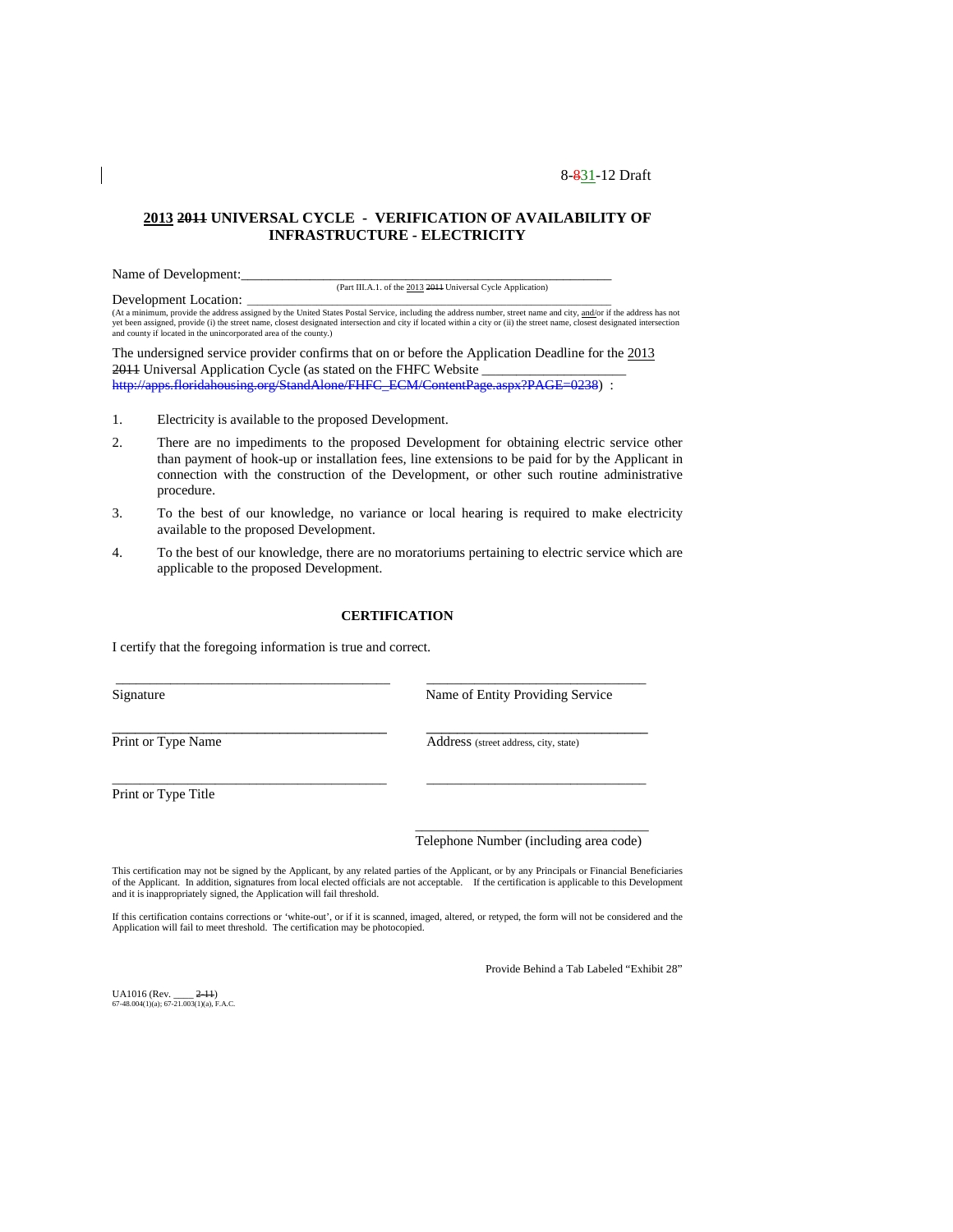8-~~8~~31-12 Draft

**2013 ~~2011~~ UNIVERSAL CYCLE - VERIFICATION OF AVAILABILITY OF INFRASTRUCTURE - ELECTRICITY**

Name of Development:\_\_\_\_\_\_\_\_\_\_\_\_\_\_\_\_\_\_\_\_\_\_\_\_\_\_\_\_\_\_\_\_\_\_\_\_\_\_\_\_\_\_\_\_\_\_\_\_\_
(Part III.A.1. of the 2013 ~~2011~~ Universal Cycle Application)

Development Location: \_\_\_\_\_\_\_\_\_\_\_\_\_\_\_\_\_\_\_\_\_\_\_\_\_\_\_\_\_\_\_\_\_\_\_\_\_\_\_\_\_\_\_\_\_\_\_\_\_
(At a minimum, provide the address assigned by the United States Postal Service, including the address number, street name and city, and/or if the address has not yet been assigned, provide (i) the street name, closest designated intersection and city if located within a city or (ii) the street name, closest designated intersection and county if located in the unincorporated area of the county.)

The undersigned service provider confirms that on or before the Application Deadline for the 2013 ~~2011~~ Universal Application Cycle (as stated on the FHFC Website \_\_\_\_\_\_\_\_\_\_\_\_\_\_\_\_\_\_\_\_ ~~http://apps.floridahousing.org/StandAlone/FHFC_ECM/ContentPage.aspx?PAGE=0238~~) :

1. Electricity is available to the proposed Development.
2. There are no impediments to the proposed Development for obtaining electric service other than payment of hook-up or installation fees, line extensions to be paid for by the Applicant in connection with the construction of the Development, or other such routine administrative procedure.
3. To the best of our knowledge, no variance or local hearing is required to make electricity available to the proposed Development.
4. To the best of our knowledge, there are no moratoriums pertaining to electric service which are applicable to the proposed Development.

**CERTIFICATION**

I certify that the foregoing information is true and correct.

| | |
|---|---|
| \_\_\_\_\_\_\_\_\_\_\_\_\_\_\_\_\_\_\_\_\_\_\_\_\_\_\_\_\_\_ | \_\_\_\_\_\_\_\_\_\_\_\_\_\_\_\_\_\_\_\_\_\_\_\_\_\_\_\_\_\_ |
| Signature | Name of Entity Providing Service |
| \_\_\_\_\_\_\_\_\_\_\_\_\_\_\_\_\_\_\_\_\_\_\_\_\_\_\_\_\_\_ | \_\_\_\_\_\_\_\_\_\_\_\_\_\_\_\_\_\_\_\_\_\_\_\_\_\_\_\_\_\_ |
| Print or Type Name | Address (street address, city, state) |
| \_\_\_\_\_\_\_\_\_\_\_\_\_\_\_\_\_\_\_\_\_\_\_\_\_\_\_\_\_\_ | \_\_\_\_\_\_\_\_\_\_\_\_\_\_\_\_\_\_\_\_\_\_\_\_\_\_\_\_\_\_ |
| Print or Type Title | |
| | \_\_\_\_\_\_\_\_\_\_\_\_\_\_\_\_\_\_\_\_\_\_\_\_\_\_\_\_\_\_ |
| | Telephone Number (including area code) |

This certification may not be signed by the Applicant, by any related parties of the Applicant, or by any Principals or Financial Beneficiaries of the Applicant. In addition, signatures from local elected officials are not acceptable. If the certification is applicable to this Development and it is inappropriately signed, the Application will fail threshold.

If this certification contains corrections or 'white-out', or if it is scanned, imaged, altered, or retyped, the form will not be considered and the Application will fail to meet threshold. The certification may be photocopied.

Provide Behind a Tab Labeled "Exhibit 28"

UA1016 (Rev. \_\_\_\_ ~~2-11~~)
67-48.004(1)(a); 67-21.003(1)(a), F.A.C.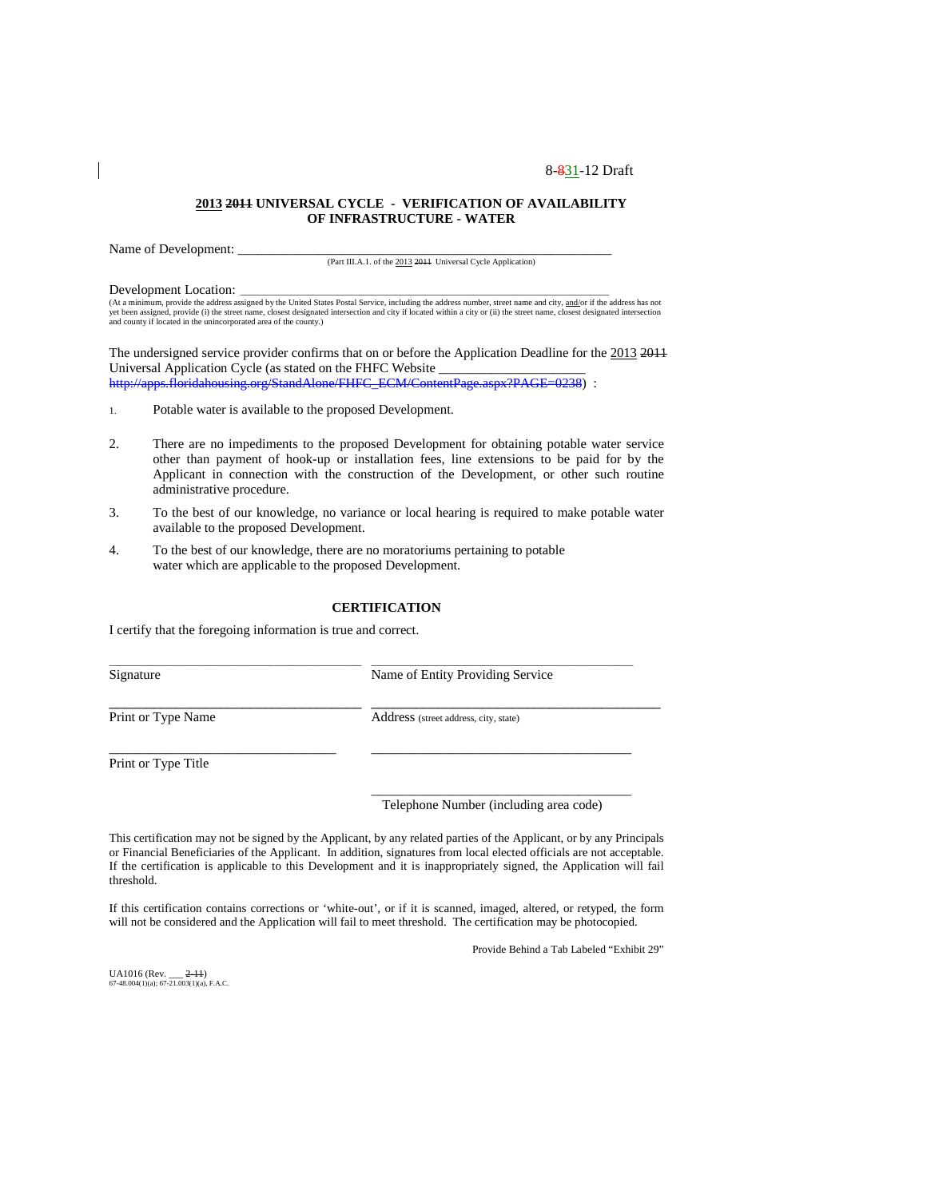8-~~8~~31-12 Draft

**2013 ~~2011~~ UNIVERSAL CYCLE - VERIFICATION OF AVAILABILITY OF INFRASTRUCTURE - WATER**

Name of Development: ___________________________________________________________
(Part III.A.1. of the 2013 ~~2011~~ Universal Cycle Application)

Development Location: ___________________________________________________________
(At a minimum, provide the address assigned by the United States Postal Service, including the address number, street name and city, and/or if the address has not yet been assigned, provide (i) the street name, closest designated intersection and city if located within a city or (ii) the street name, closest designated intersection and county if located in the unincorporated area of the county.)

The undersigned service provider confirms that on or before the Application Deadline for the 2013 ~~2011~~ Universal Application Cycle (as stated on the FHFC Website ____________________ ~~http://apps.floridahousing.org/StandAlone/FHFC_ECM/ContentPage.aspx?PAGE=0238~~) :

1. Potable water is available to the proposed Development.
2. There are no impediments to the proposed Development for obtaining potable water service other than payment of hook-up or installation fees, line extensions to be paid for by the Applicant in connection with the construction of the Development, or other such routine administrative procedure.
3. To the best of our knowledge, no variance or local hearing is required to make potable water available to the proposed Development.
4. To the best of our knowledge, there are no moratoriums pertaining to potable water which are applicable to the proposed Development.

**CERTIFICATION**

I certify that the foregoing information is true and correct.

| | |
|---|---|
| ______________________________ | ______________________________ |
| Signature | Name of Entity Providing Service |
| ______________________________ | ______________________________ |
| Print or Type Name | Address (street address, city, state) |
| ______________________________ | ______________________________ |
| Print or Type Title | |
| | ______________________________ |
| | Telephone Number (including area code) |

This certification may not be signed by the Applicant, by any related parties of the Applicant, or by any Principals or Financial Beneficiaries of the Applicant. In addition, signatures from local elected officials are not acceptable. If the certification is applicable to this Development and it is inappropriately signed, the Application will fail threshold.

If this certification contains corrections or 'white-out', or if it is scanned, imaged, altered, or retyped, the form will not be considered and the Application will fail to meet threshold. The certification may be photocopied.

Provide Behind a Tab Labeled "Exhibit 29"

UA1016 (Rev. ___ ~~2-11~~)
67-48.004(1)(a); 67-21.003(1)(a), F.A.C.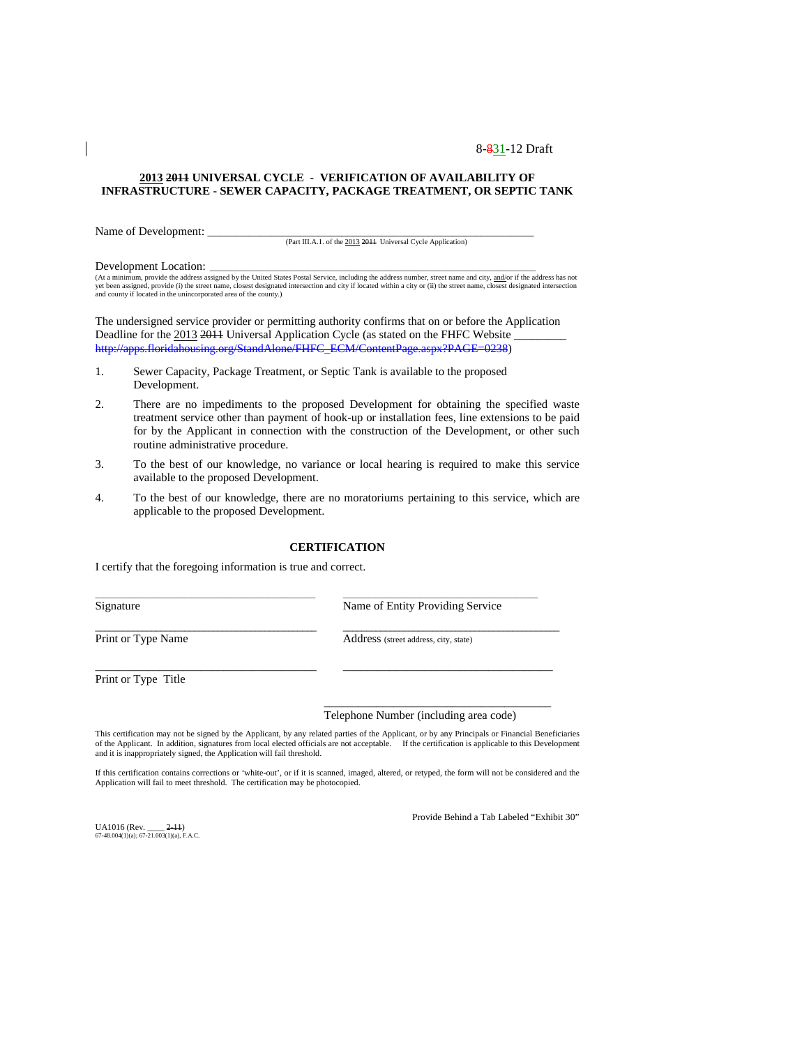8-831-12 Draft

**2013 2011 UNIVERSAL CYCLE - VERIFICATION OF AVAILABILITY OF INFRASTRUCTURE - SEWER CAPACITY, PACKAGE TREATMENT, OR SEPTIC TANK**

Name of Development: ____________________________________________________________
(Part III.A.1. of the 2013 2011 Universal Cycle Application)

Development Location: ____________________________________________________________
(At a minimum, provide the address assigned by the United States Postal Service, including the address number, street name and city, and/or if the address has not yet been assigned, provide (i) the street name, closest designated intersection and city if located within a city or (ii) the street name, closest designated intersection and county if located in the unincorporated area of the county.)

The undersigned service provider or permitting authority confirms that on or before the Application Deadline for the 2013 2011 Universal Application Cycle (as stated on the FHFC Website _________ http://apps.floridahousing.org/StandAlone/FHFC_ECM/ContentPage.aspx?PAGE=0238)

1. Sewer Capacity, Package Treatment, or Septic Tank is available to the proposed Development.
2. There are no impediments to the proposed Development for obtaining the specified waste treatment service other than payment of hook-up or installation fees, line extensions to be paid for by the Applicant in connection with the construction of the Development, or other such routine administrative procedure.
3. To the best of our knowledge, no variance or local hearing is required to make this service available to the proposed Development.
4. To the best of our knowledge, there are no moratoriums pertaining to this service, which are applicable to the proposed Development.

**CERTIFICATION**

I certify that the foregoing information is true and correct.

| | |
|---|---|
| ______________________________ Signature | ______________________________ Name of Entity Providing Service |
| ______________________________ Print or Type Name | ______________________________ Address (street address, city, state) |
| ______________________________ Print or Type Title | ______________________________ |
| | ______________________________ Telephone Number (including area code) |

This certification may not be signed by the Applicant, by any related parties of the Applicant, or by any Principals or Financial Beneficiaries of the Applicant. In addition, signatures from local elected officials are not acceptable. If the certification is applicable to this Development and it is inappropriately signed, the Application will fail threshold.

If this certification contains corrections or 'white-out', or if it is scanned, imaged, altered, or retyped, the form will not be considered and the Application will fail to meet threshold. The certification may be photocopied.

Provide Behind a Tab Labeled "Exhibit 30"

UA1016 (Rev. ____ 2-11)
67-48.004(1)(a); 67-21.003(1)(a), F.A.C.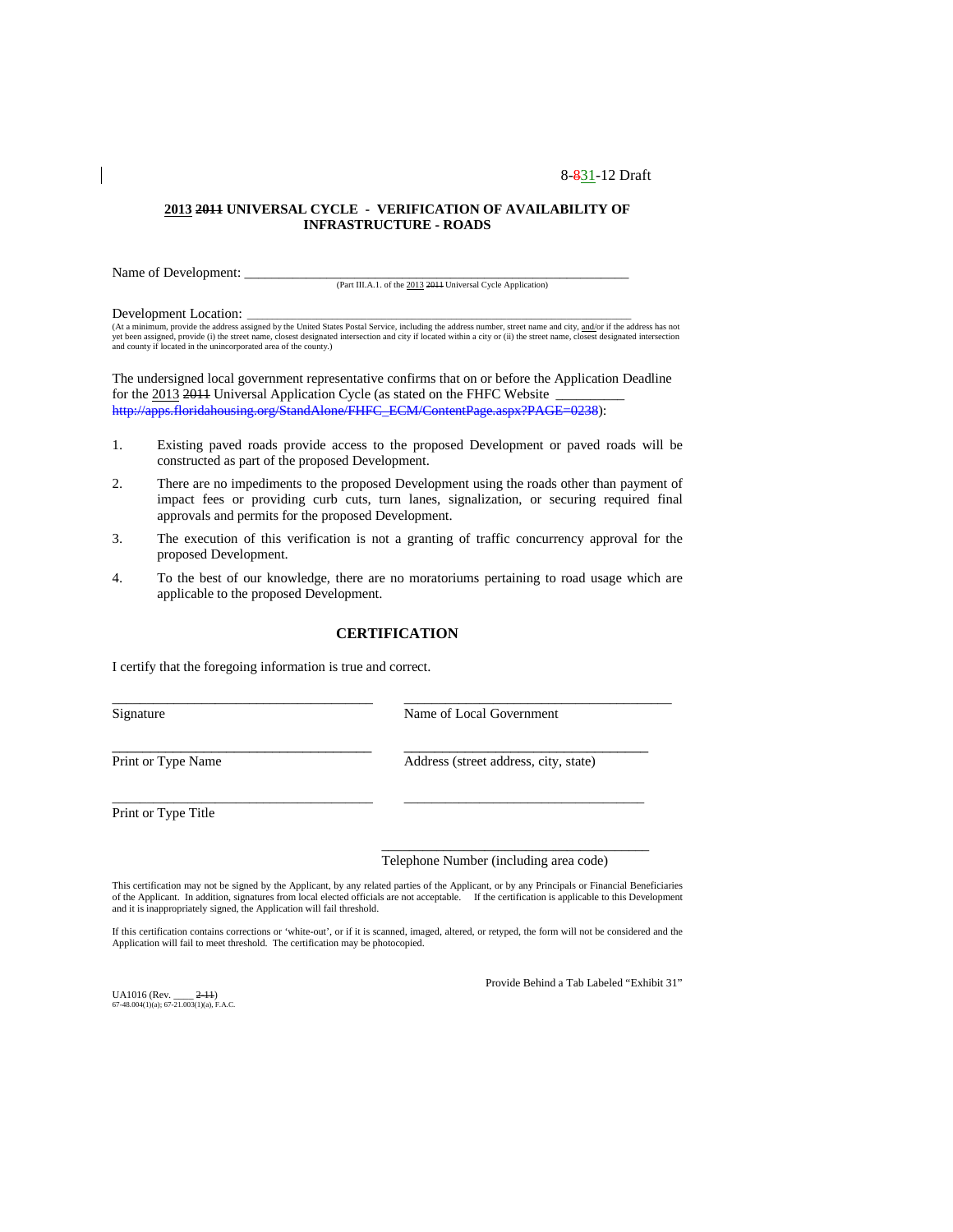8-~~8~~31-12 Draft

**2013 ~~2011~~ UNIVERSAL CYCLE - VERIFICATION OF AVAILABILITY OF INFRASTRUCTURE - ROADS**

Name of Development: ___________________________________________________________
(Part III.A.1. of the 2013 ~~2011~~ Universal Cycle Application)

Development Location: _________________________________________________________
(At a minimum, provide the address assigned by the United States Postal Service, including the address number, street name and city, and/or if the address has not yet been assigned, provide (i) the street name, closest designated intersection and city if located within a city or (ii) the street name, closest designated intersection and county if located in the unincorporated area of the county.)

The undersigned local government representative confirms that on or before the Application Deadline for the 2013 ~~2011~~ Universal Application Cycle (as stated on the FHFC Website _________ ~~http://apps.floridahousing.org/StandAlone/FHFC_ECM/ContentPage.aspx?PAGE=0238~~):

1. Existing paved roads provide access to the proposed Development or paved roads will be constructed as part of the proposed Development.
2. There are no impediments to the proposed Development using the roads other than payment of impact fees or providing curb cuts, turn lanes, signalization, or securing required final approvals and permits for the proposed Development.
3. The execution of this verification is not a granting of traffic concurrency approval for the proposed Development.
4. To the best of our knowledge, there are no moratoriums pertaining to road usage which are applicable to the proposed Development.

**CERTIFICATION**

I certify that the foregoing information is true and correct.

_____________________________________ _____________________________________
Signature Name of Local Government

_____________________________________ _____________________________________
Print or Type Name Address (street address, city, state)

_____________________________________ _____________________________________
Print or Type Title

_____________________________________
Telephone Number (including area code)

This certification may not be signed by the Applicant, by any related parties of the Applicant, or by any Principals or Financial Beneficiaries of the Applicant. In addition, signatures from local elected officials are not acceptable. If the certification is applicable to this Development and it is inappropriately signed, the Application will fail threshold.

If this certification contains corrections or 'white-out', or if it is scanned, imaged, altered, or retyped, the form will not be considered and the Application will fail to meet threshold. The certification may be photocopied.

Provide Behind a Tab Labeled "Exhibit 31"

UA1016 (Rev. ____ ~~2-11~~)
67-48.004(1)(a); 67-21.003(1)(a), F.A.C.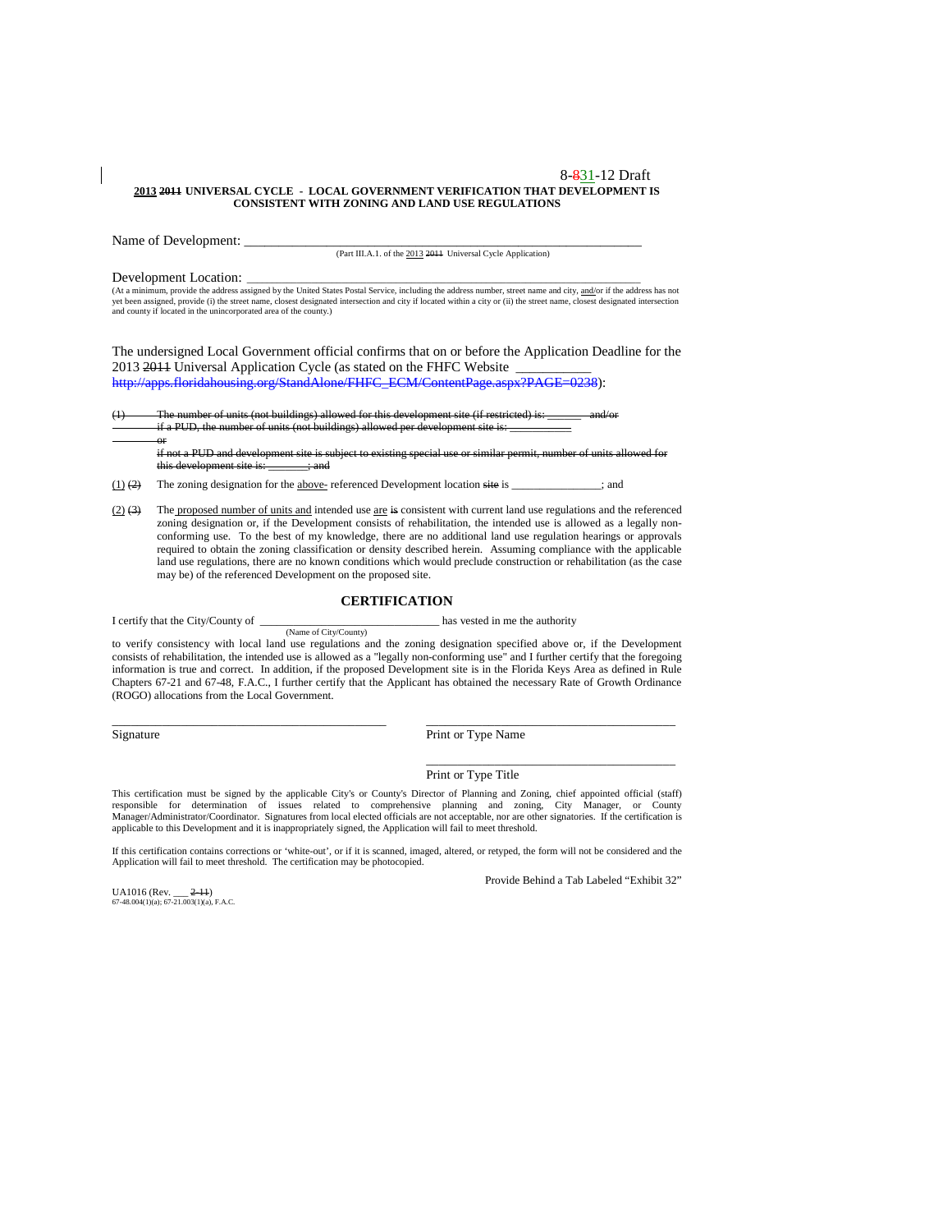8-~~8~~31-12 Draft

**2013 ~~2011~~ UNIVERSAL CYCLE - LOCAL GOVERNMENT VERIFICATION THAT DEVELOPMENT IS CONSISTENT WITH ZONING AND LAND USE REGULATIONS**

Name of Development: ___________________________________________________________

(Part III.A.1. of the 2013 ~~2011~~ Universal Cycle Application)

Development Location: ___________________________________________________________

(At a minimum, provide the address assigned by the United States Postal Service, including the address number, street name and city, and/or if the address has not yet been assigned, provide (i) the street name, closest designated intersection and city if located within a city or (ii) the street name, closest designated intersection and county if located in the unincorporated area of the county.)

The undersigned Local Government official confirms that on or before the Application Deadline for the 2013 ~~2011~~ Universal Application Cycle (as stated on the FHFC Website __________ ~~http://apps.floridahousing.org/StandAlone/FHFC_ECM/ContentPage.aspx?PAGE=0238~~):

~~(1) The number of units (not buildings) allowed for this development site (if restricted) is: _______ and/or if a PUD, the number of units (not buildings) allowed per development site is: ___________ or if not a PUD and development site is subject to existing special use or similar permit, number of units allowed for this development site is: _______; and~~

(1) ~~(2)~~ The zoning designation for the above- referenced Development location ~~site~~ is _______________; and

(2) ~~(3)~~ The proposed number of units and intended use are ~~is~~ consistent with current land use regulations and the referenced zoning designation or, if the Development consists of rehabilitation, the intended use is allowed as a legally non-conforming use. To the best of my knowledge, there are no additional land use regulation hearings or approvals required to obtain the zoning classification or density described herein. Assuming compliance with the applicable land use regulations, there are no known conditions which would preclude construction or rehabilitation (as the case may be) of the referenced Development on the proposed site.

## CERTIFICATION

I certify that the City/County of ______________________________ has vested in me the authority

(Name of City/County)

to verify consistency with local land use regulations and the zoning designation specified above or, if the Development consists of rehabilitation, the intended use is allowed as a "legally non-conforming use" and I further certify that the foregoing information is true and correct. In addition, if the proposed Development site is in the Florida Keys Area as defined in Rule Chapters 67-21 and 67-48, F.A.C., I further certify that the Applicant has obtained the necessary Rate of Growth Ordinance (ROGO) allocations from the Local Government.

_____________________________________ _____________________________________

Signature Print or Type Name

_____________________________________

Print or Type Title

This certification must be signed by the applicable City's or County's Director of Planning and Zoning, chief appointed official (staff) responsible for determination of issues related to comprehensive planning and zoning, City Manager, or County Manager/Administrator/Coordinator. Signatures from local elected officials are not acceptable, nor are other signatories. If the certification is applicable to this Development and it is inappropriately signed, the Application will fail to meet threshold.

If this certification contains corrections or 'white-out', or if it is scanned, imaged, altered, or retyped, the form will not be considered and the Application will fail to meet threshold. The certification may be photocopied.

Provide Behind a Tab Labeled "Exhibit 32"

UA1016 (Rev. ___ ~~2-11~~)
67-48.004(1)(a); 67-21.003(1)(a), F.A.C.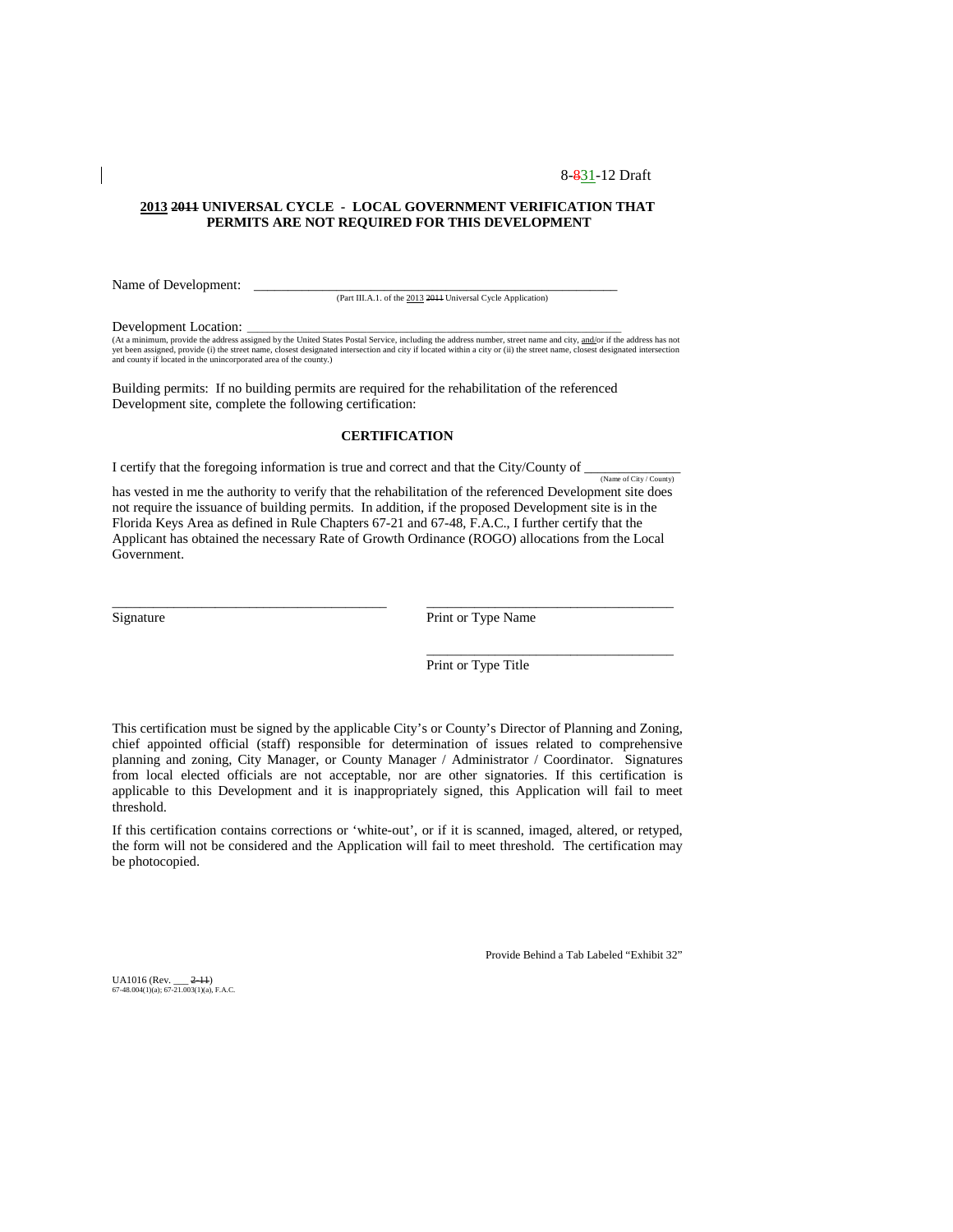8-831-12 Draft

**2013 2011 UNIVERSAL CYCLE - LOCAL GOVERNMENT VERIFICATION THAT PERMITS ARE NOT REQUIRED FOR THIS DEVELOPMENT**

Name of Development: \_\_\_\_\_\_\_\_\_\_\_\_\_\_\_\_\_\_\_\_\_\_\_\_\_\_\_\_\_\_\_\_\_\_\_\_\_\_\_\_\_\_\_\_\_\_\_\_\_\_\_\_\_\_
(Part III.A.1. of the 2013 2011 Universal Cycle Application)

Development Location: \_\_\_\_\_\_\_\_\_\_\_\_\_\_\_\_\_\_\_\_\_\_\_\_\_\_\_\_\_\_\_\_\_\_\_\_\_\_\_\_\_\_\_\_\_\_\_\_\_\_\_\_\_\_
(At a minimum, provide the address assigned by the United States Postal Service, including the address number, street name and city, and/or if the address has not yet been assigned, provide (i) the street name, closest designated intersection and city if located within a city or (ii) the street name, closest designated intersection and county if located in the unincorporated area of the county.)

Building permits: If no building permits are required for the rehabilitation of the referenced Development site, complete the following certification:

**CERTIFICATION**

I certify that the foregoing information is true and correct and that the City/County of \_\_\_\_\_\_\_\_\_\_\_\_\_\_
(Name of City / County)
has vested in me the authority to verify that the rehabilitation of the referenced Development site does not require the issuance of building permits. In addition, if the proposed Development site is in the Florida Keys Area as defined in Rule Chapters 67-21 and 67-48, F.A.C., I further certify that the Applicant has obtained the necessary Rate of Growth Ordinance (ROGO) allocations from the Local Government.

\_\_\_\_\_\_\_\_\_\_\_\_\_\_\_\_\_\_\_\_\_\_\_\_\_\_\_\_\_\_\_\_\_\_\_\_\_\_\_\_ \_\_\_\_\_\_\_\_\_\_\_\_\_\_\_\_\_\_\_\_\_\_\_\_\_\_\_\_\_\_\_\_\_\_\_\_
Signature Print or Type Name

\_\_\_\_\_\_\_\_\_\_\_\_\_\_\_\_\_\_\_\_\_\_\_\_\_\_\_\_\_\_\_\_\_\_\_\_
Print or Type Title

This certification must be signed by the applicable City's or County's Director of Planning and Zoning, chief appointed official (staff) responsible for determination of issues related to comprehensive planning and zoning, City Manager, or County Manager / Administrator / Coordinator. Signatures from local elected officials are not acceptable, nor are other signatories. If this certification is applicable to this Development and it is inappropriately signed, this Application will fail to meet threshold.

If this certification contains corrections or 'white-out', or if it is scanned, imaged, altered, or retyped, the form will not be considered and the Application will fail to meet threshold. The certification may be photocopied.

Provide Behind a Tab Labeled "Exhibit 32"

UA1016 (Rev. \_\_\_ 2-11)
67-48.004(1)(a); 67-21.003(1)(a), F.A.C.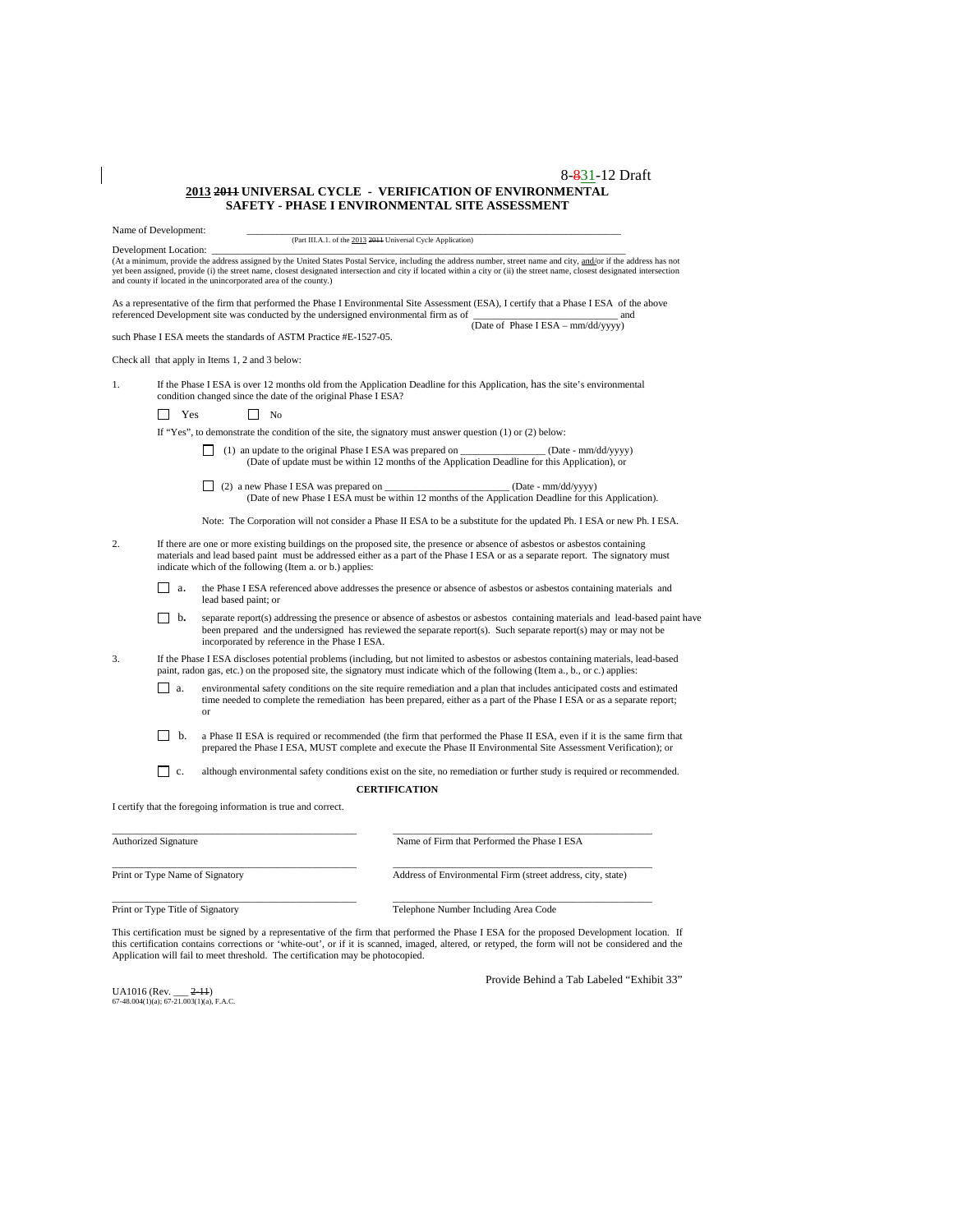8-~~8~~31-12 Draft

## 2013 ~~2011~~ UNIVERSAL CYCLE - VERIFICATION OF ENVIRONMENTAL SAFETY - PHASE I ENVIRONMENTAL SITE ASSESSMENT

Name of Development: ________________________________________________
(Part III.A.1. of the 2013 ~~2011~~ Universal Cycle Application)

Development Location: ________________________________________________
(At a minimum, provide the address assigned by the United States Postal Service, including the address number, street name and city, and/or if the address has not yet been assigned, provide (i) the street name, closest designated intersection and city if located within a city or (ii) the street name, closest designated intersection and county if located in the unincorporated area of the county.)

As a representative of the firm that performed the Phase I Environmental Site Assessment (ESA), I certify that a Phase I ESA of the above referenced Development site was conducted by the undersigned environmental firm as of ___________________________ and
(Date of Phase I ESA – mm/dd/yyyy)
such Phase I ESA meets the standards of ASTM Practice #E-1527-05.

Check all that apply in Items 1, 2 and 3 below:

1. If the Phase I ESA is over 12 months old from the Application Deadline for this Application, has the site's environmental condition changed since the date of the original Phase I ESA?

   ☐ Yes ☐ No

   If "Yes", to demonstrate the condition of the site, the signatory must answer question (1) or (2) below:

   ☐ (1) an update to the original Phase I ESA was prepared on ________________ (Date - mm/dd/yyyy)
   (Date of update must be within 12 months of the Application Deadline for this Application), or

   ☐ (2) a new Phase I ESA was prepared on ________________________ (Date - mm/dd/yyyy)
   (Date of new Phase I ESA must be within 12 months of the Application Deadline for this Application).

   Note: The Corporation will not consider a Phase II ESA to be a substitute for the updated Ph. I ESA or new Ph. I ESA.

2. If there are one or more existing buildings on the proposed site, the presence or absence of asbestos or asbestos containing materials and lead based paint must be addressed either as a part of the Phase I ESA or as a separate report. The signatory must indicate which of the following (Item a. or b.) applies:

   ☐ a. the Phase I ESA referenced above addresses the presence or absence of asbestos or asbestos containing materials and lead based paint; or

   ☐ b. separate report(s) addressing the presence or absence of asbestos or asbestos containing materials and lead-based paint have been prepared and the undersigned has reviewed the separate report(s). Such separate report(s) may or may not be incorporated by reference in the Phase I ESA.

3. If the Phase I ESA discloses potential problems (including, but not limited to asbestos or asbestos containing materials, lead-based paint, radon gas, etc.) on the proposed site, the signatory must indicate which of the following (Item a., b., or c.) applies:

   ☐ a. environmental safety conditions on the site require remediation and a plan that includes anticipated costs and estimated time needed to complete the remediation has been prepared, either as a part of the Phase I ESA or as a separate report; or

   ☐ b. a Phase II ESA is required or recommended (the firm that performed the Phase II ESA, even if it is the same firm that prepared the Phase I ESA, MUST complete and execute the Phase II Environmental Site Assessment Verification); or

   ☐ c. although environmental safety conditions exist on the site, no remediation or further study is required or recommended.

**CERTIFICATION**

I certify that the foregoing information is true and correct.

| | |
|---|---|
| _______________________________ | _______________________________ |
| Authorized Signature | Name of Firm that Performed the Phase I ESA |
| _______________________________ | _______________________________ |
| Print or Type Name of Signatory | Address of Environmental Firm (street address, city, state) |
| _______________________________ | _______________________________ |
| Print or Type Title of Signatory | Telephone Number Including Area Code |

This certification must be signed by a representative of the firm that performed the Phase I ESA for the proposed Development location. If this certification contains corrections or 'white-out', or if it is scanned, imaged, altered, or retyped, the form will not be considered and the Application will fail to meet threshold. The certification may be photocopied.

Provide Behind a Tab Labeled "Exhibit 33"

UA1016 (Rev. ___ ~~2-11~~)
67-48.004(1)(a); 67-21.003(1)(a), F.A.C.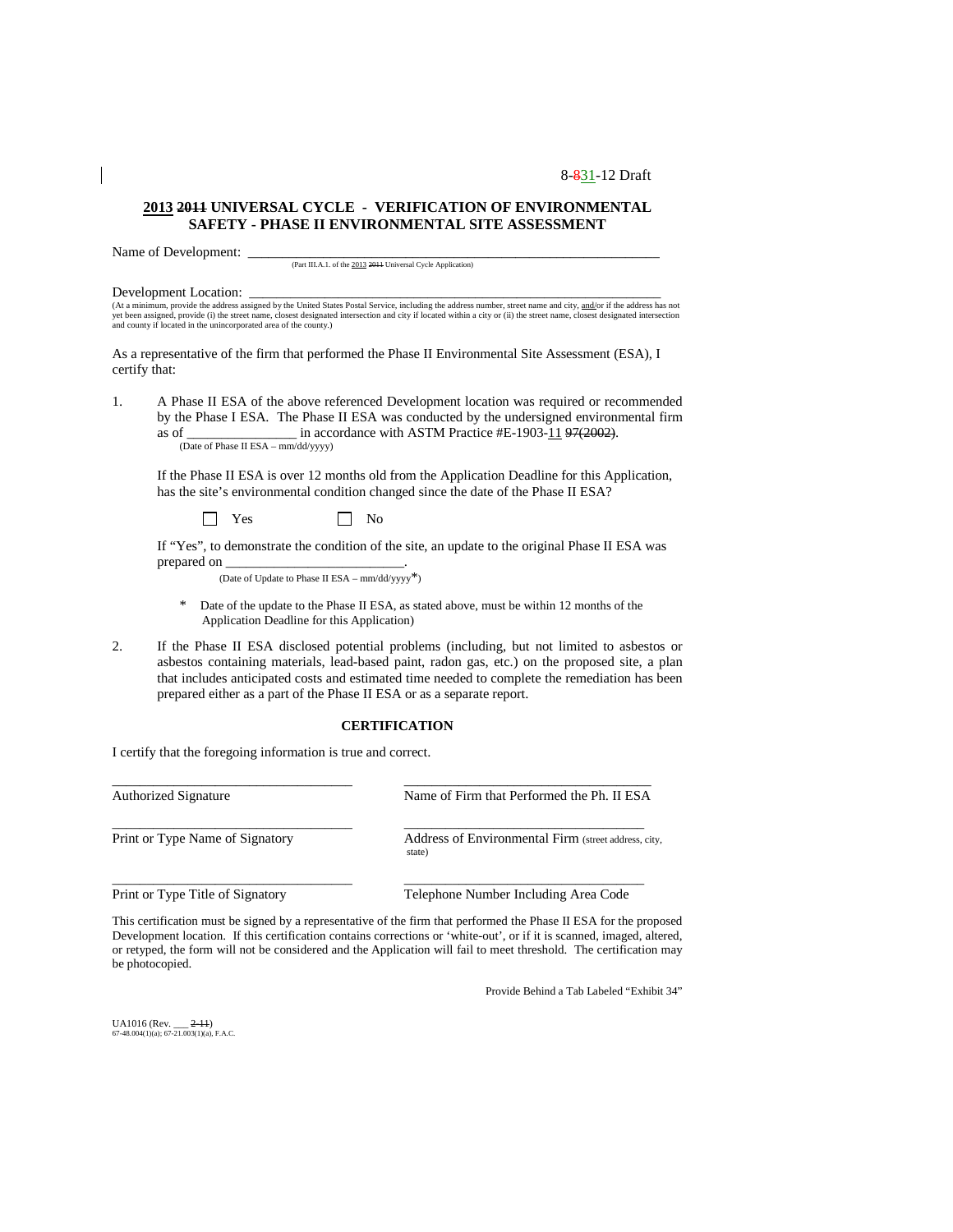8-831-12 Draft

## 2013 2011 UNIVERSAL CYCLE - VERIFICATION OF ENVIRONMENTAL SAFETY - PHASE II ENVIRONMENTAL SITE ASSESSMENT

Name of Development: ___________________________________________________________
(Part III.A.1. of the 2013 2011 Universal Cycle Application)

Development Location: ___________________________________________________________
(At a minimum, provide the address assigned by the United States Postal Service, including the address number, street name and city, and/or if the address has not yet been assigned, provide (i) the street name, closest designated intersection and city if located within a city or (ii) the street name, closest designated intersection and county if located in the unincorporated area of the county.)

As a representative of the firm that performed the Phase II Environmental Site Assessment (ESA), I certify that:

1. A Phase II ESA of the above referenced Development location was required or recommended by the Phase I ESA. The Phase II ESA was conducted by the undersigned environmental firm as of ________________ in accordance with ASTM Practice #E-1903-11 97(2002).
   (Date of Phase II ESA – mm/dd/yyyy)

   If the Phase II ESA is over 12 months old from the Application Deadline for this Application, has the site's environmental condition changed since the date of the Phase II ESA?

   ☐ Yes ☐ No

   If "Yes", to demonstrate the condition of the site, an update to the original Phase II ESA was prepared on _________________________.
   (Date of Update to Phase II ESA – mm/dd/yyyy*)

   \* Date of the update to the Phase II ESA, as stated above, must be within 12 months of the Application Deadline for this Application)

2. If the Phase II ESA disclosed potential problems (including, but not limited to asbestos or asbestos containing materials, lead-based paint, radon gas, etc.) on the proposed site, a plan that includes anticipated costs and estimated time needed to complete the remediation has been prepared either as a part of the Phase II ESA or as a separate report.

### CERTIFICATION

I certify that the foregoing information is true and correct.

__________________________________ Authorized Signature

__________________________________ Name of Firm that Performed the Ph. II ESA

__________________________________ Print or Type Name of Signatory

__________________________________ Address of Environmental Firm (street address, city, state)

__________________________________ Print or Type Title of Signatory

__________________________________ Telephone Number Including Area Code

This certification must be signed by a representative of the firm that performed the Phase II ESA for the proposed Development location. If this certification contains corrections or 'white-out', or if it is scanned, imaged, altered, or retyped, the form will not be considered and the Application will fail to meet threshold. The certification may be photocopied.

Provide Behind a Tab Labeled "Exhibit 34"

UA1016 (Rev. ___ 2-11)
67-48.004(1)(a); 67-21.003(1)(a), F.A.C.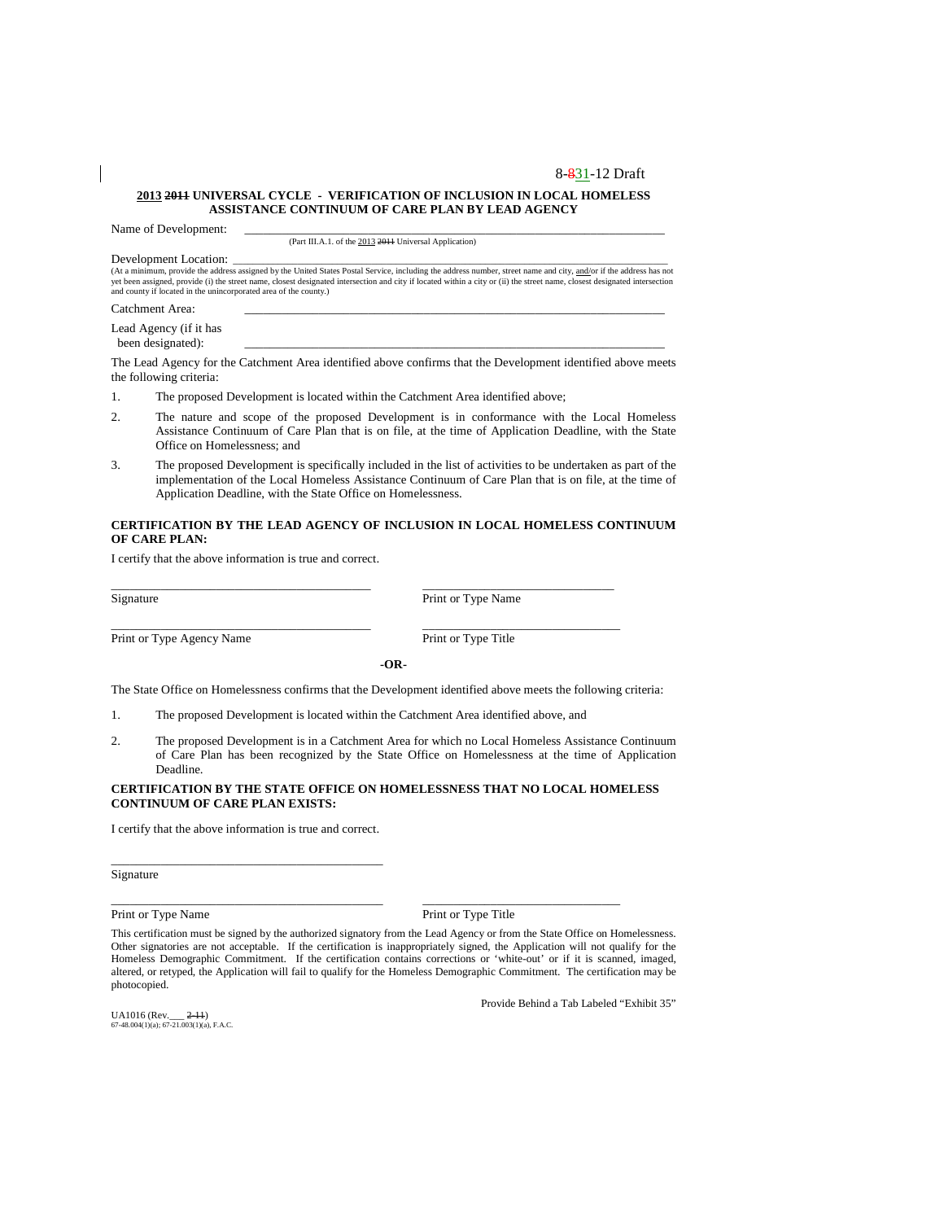8-831-12 Draft

**2013 2011 UNIVERSAL CYCLE - VERIFICATION OF INCLUSION IN LOCAL HOMELESS ASSISTANCE CONTINUUM OF CARE PLAN BY LEAD AGENCY**

Name of Development: \_\_\_\_\_\_\_\_\_\_\_\_\_\_\_\_\_\_\_\_\_\_\_\_\_\_\_\_\_\_\_\_\_\_\_\_\_\_\_\_\_\_\_\_\_\_\_\_\_\_\_\_\_\_\_\_\_\_\_\_\_\_\_\_\_\_\_\_\_\_

(Part III.A.1. of the 2013 2011 Universal Application)

Development Location: \_\_\_\_\_\_\_\_\_\_\_\_\_\_\_\_\_\_\_\_\_\_\_\_\_\_\_\_\_\_\_\_\_\_\_\_\_\_\_\_\_\_\_\_\_\_\_\_\_\_\_\_\_\_\_\_\_\_\_\_\_\_\_\_\_\_\_\_\_\_

(At a minimum, provide the address assigned by the United States Postal Service, including the address number, street name and city, and/or if the address has not yet been assigned, provide (i) the street name, closest designated intersection and city if located within a city or (ii) the street name, closest designated intersection and county if located in the unincorporated area of the county.)

Catchment Area: \_\_\_\_\_\_\_\_\_\_\_\_\_\_\_\_\_\_\_\_\_\_\_\_\_\_\_\_\_\_\_\_\_\_\_\_\_\_\_\_\_\_\_\_\_\_\_\_\_\_\_\_\_\_\_\_\_\_\_\_\_\_\_\_\_\_\_\_\_\_

Lead Agency (if it has been designated): \_\_\_\_\_\_\_\_\_\_\_\_\_\_\_\_\_\_\_\_\_\_\_\_\_\_\_\_\_\_\_\_\_\_\_\_\_\_\_\_\_\_\_\_\_\_\_\_\_\_\_\_\_\_\_\_\_\_\_\_\_\_\_\_\_\_\_\_\_\_

The Lead Agency for the Catchment Area identified above confirms that the Development identified above meets the following criteria:

1. The proposed Development is located within the Catchment Area identified above;
2. The nature and scope of the proposed Development is in conformance with the Local Homeless Assistance Continuum of Care Plan that is on file, at the time of Application Deadline, with the State Office on Homelessness; and
3. The proposed Development is specifically included in the list of activities to be undertaken as part of the implementation of the Local Homeless Assistance Continuum of Care Plan that is on file, at the time of Application Deadline, with the State Office on Homelessness.

**CERTIFICATION BY THE LEAD AGENCY OF INCLUSION IN LOCAL HOMELESS CONTINUUM OF CARE PLAN:**

I certify that the above information is true and correct.

\_\_\_\_\_\_\_\_\_\_\_\_\_\_\_\_\_\_\_\_\_\_\_\_\_\_\_\_\_\_\_\_\_\_\_\_\_\_\_\_ \_\_\_\_\_\_\_\_\_\_\_\_\_\_\_\_\_\_\_\_\_\_\_\_\_\_\_\_\_\_
Signature Print or Type Name

\_\_\_\_\_\_\_\_\_\_\_\_\_\_\_\_\_\_\_\_\_\_\_\_\_\_\_\_\_\_\_\_\_\_\_\_\_\_\_\_ \_\_\_\_\_\_\_\_\_\_\_\_\_\_\_\_\_\_\_\_\_\_\_\_\_\_\_\_\_\_
Print or Type Agency Name Print or Type Title

**-OR-**

The State Office on Homelessness confirms that the Development identified above meets the following criteria:

1. The proposed Development is located within the Catchment Area identified above, and
2. The proposed Development is in a Catchment Area for which no Local Homeless Assistance Continuum of Care Plan has been recognized by the State Office on Homelessness at the time of Application Deadline.

**CERTIFICATION BY THE STATE OFFICE ON HOMELESSNESS THAT NO LOCAL HOMELESS CONTINUUM OF CARE PLAN EXISTS:**

I certify that the above information is true and correct.

\_\_\_\_\_\_\_\_\_\_\_\_\_\_\_\_\_\_\_\_\_\_\_\_\_\_\_\_\_\_\_\_\_\_\_\_\_\_\_\_
Signature

\_\_\_\_\_\_\_\_\_\_\_\_\_\_\_\_\_\_\_\_\_\_\_\_\_\_\_\_\_\_\_\_\_\_\_\_\_\_\_\_ \_\_\_\_\_\_\_\_\_\_\_\_\_\_\_\_\_\_\_\_\_\_\_\_\_\_\_\_\_\_
Print or Type Name Print or Type Title

This certification must be signed by the authorized signatory from the Lead Agency or from the State Office on Homelessness. Other signatories are not acceptable. If the certification is inappropriately signed, the Application will not qualify for the Homeless Demographic Commitment. If the certification contains corrections or 'white-out' or if it is scanned, imaged, altered, or retyped, the Application will fail to qualify for the Homeless Demographic Commitment. The certification may be photocopied.

Provide Behind a Tab Labeled "Exhibit 35"

UA1016 (Rev.\_\_\_ 2-11)
67-48.004(1)(a); 67-21.003(1)(a), F.A.C.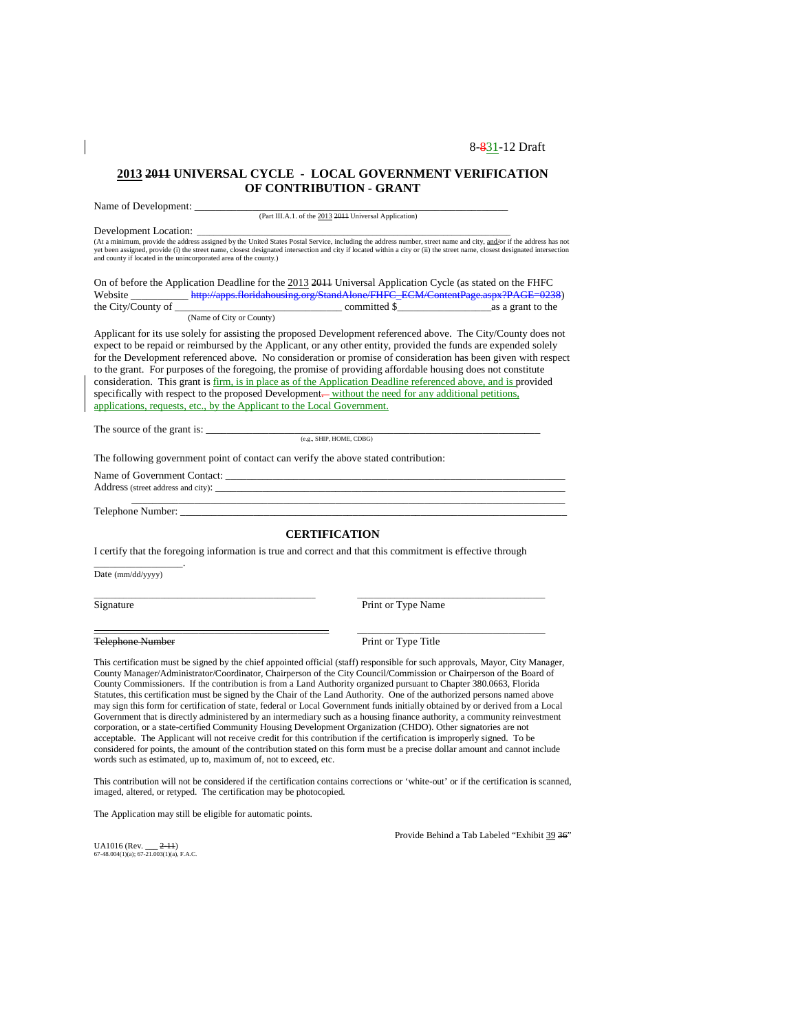8-831-12 Draft

## 2013 2011 UNIVERSAL CYCLE - LOCAL GOVERNMENT VERIFICATION OF CONTRIBUTION - GRANT

Name of Development: ___________________________________________________________
(Part III.A.1. of the 2013 2011 Universal Application)

Development Location: ___________________________________________________________
(At a minimum, provide the address assigned by the United States Postal Service, including the address number, street name and city, and/or if the address has not yet been assigned, provide (i) the street name, closest designated intersection and city if located within a city or (ii) the street name, closest designated intersection and county if located in the unincorporated area of the county.)

On of before the Application Deadline for the 2013 2011 Universal Application Cycle (as stated on the FHFC Website __________ http://apps.floridahousing.org/StandAlone/FHFC_ECM/ContentPage.aspx?PAGE=0238) the City/County of ____________________________ committed $_________________as a grant to the
(Name of City or County)

Applicant for its use solely for assisting the proposed Development referenced above. The City/County does not expect to be repaid or reimbursed by the Applicant, or any other entity, provided the funds are expended solely for the Development referenced above. No consideration or promise of consideration has been given with respect to the grant. For purposes of the foregoing, the promise of providing affordable housing does not constitute consideration. This grant is firm, is in place as of the Application Deadline referenced above, and is provided specifically with respect to the proposed Development. without the need for any additional petitions, applications, requests, etc., by the Applicant to the Local Government.

The source of the grant is: ___________________________________________________________
(e.g., SHIP, HOME, CDBG)

The following government point of contact can verify the above stated contribution:

Name of Government Contact: ___________________________________________________________
Address (street address and city): ___________________________________________________________
___________________________________________________________
Telephone Number: ___________________________________________________________

### CERTIFICATION

I certify that the foregoing information is true and correct and that this commitment is effective through

________________.
Date (mm/dd/yyyy)

| ________________________________ | ________________________________ |
|---|---|
| Signature | Print or Type Name |
| ~~Telephone Number~~ | Print or Type Title |

This certification must be signed by the chief appointed official (staff) responsible for such approvals, Mayor, City Manager, County Manager/Administrator/Coordinator, Chairperson of the City Council/Commission or Chairperson of the Board of County Commissioners. If the contribution is from a Land Authority organized pursuant to Chapter 380.0663, Florida Statutes, this certification must be signed by the Chair of the Land Authority. One of the authorized persons named above may sign this form for certification of state, federal or Local Government funds initially obtained by or derived from a Local Government that is directly administered by an intermediary such as a housing finance authority, a community reinvestment corporation, or a state-certified Community Housing Development Organization (CHDO). Other signatories are not acceptable. The Applicant will not receive credit for this contribution if the certification is improperly signed. To be considered for points, the amount of the contribution stated on this form must be a precise dollar amount and cannot include words such as estimated, up to, maximum of, not to exceed, etc.

This contribution will not be considered if the certification contains corrections or 'white-out' or if the certification is scanned, imaged, altered, or retyped. The certification may be photocopied.

The Application may still be eligible for automatic points.

Provide Behind a Tab Labeled "Exhibit 39 36"

UA1016 (Rev. ___ 2-11)
67-48.004(1)(a); 67-21.003(1)(a), F.A.C.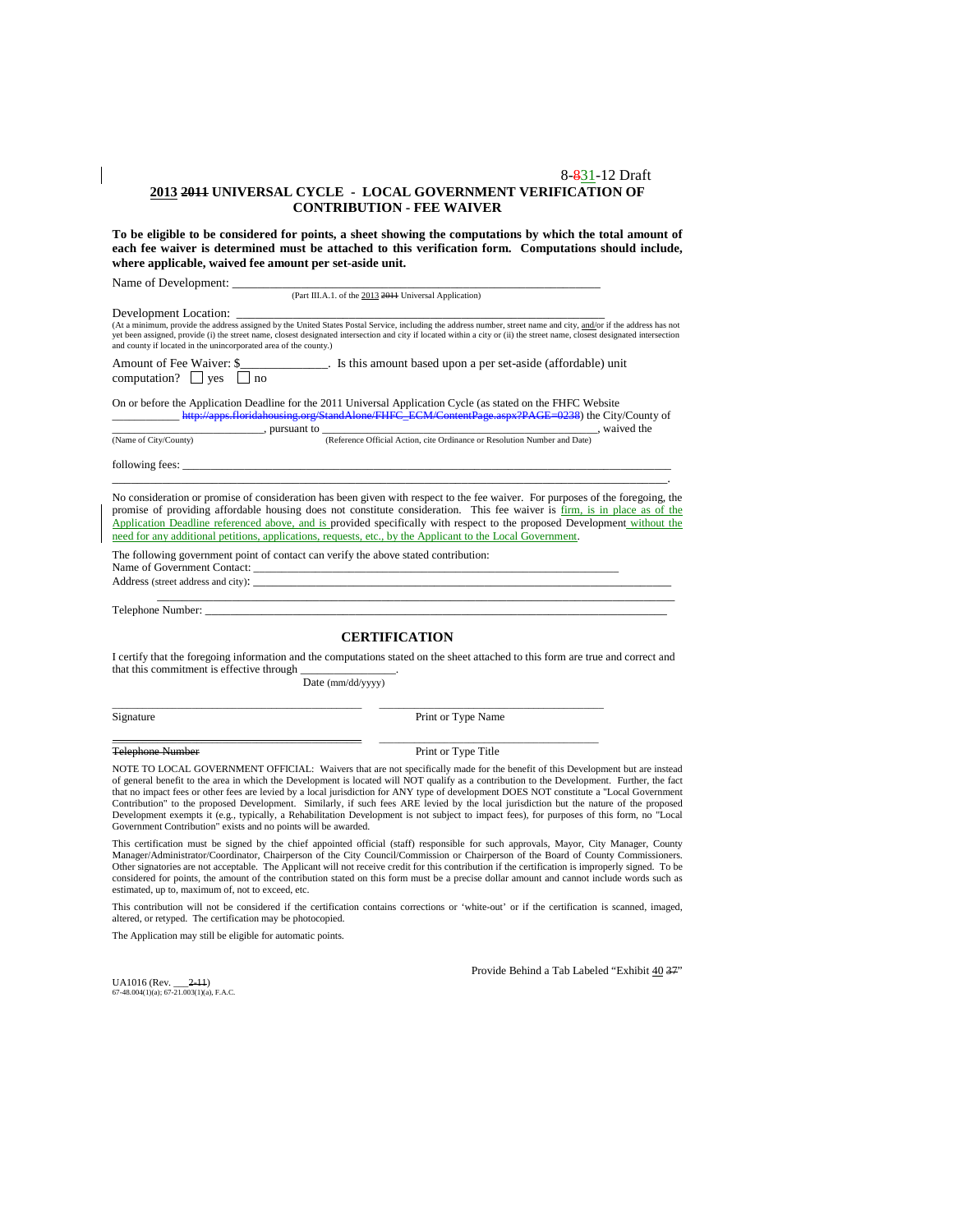8-831-12 Draft

## 2013 2011 UNIVERSAL CYCLE - LOCAL GOVERNMENT VERIFICATION OF CONTRIBUTION - FEE WAIVER

**To be eligible to be considered for points, a sheet showing the computations by which the total amount of each fee waiver is determined must be attached to this verification form. Computations should include, where applicable, waived fee amount per set-aside unit.**

Name of Development: ___________________________________________________________
(Part III.A.1. of the 2013 2011 Universal Application)

Development Location: ___________________________________________________________
(At a minimum, provide the address assigned by the United States Postal Service, including the address number, street name and city, and/or if the address has not yet been assigned, provide (i) the street name, closest designated intersection and city if located within a city or (ii) the street name, closest designated intersection and county if located in the unincorporated area of the county.)

Amount of Fee Waiver: $______________. Is this amount based upon a per set-aside (affordable) unit computation? ☐ yes ☐ no

On or before the Application Deadline for the 2011 Universal Application Cycle (as stated on the FHFC Website ___________ http://apps.floridahousing.org/StandAlone/FHFC_ECM/ContentPage.aspx?PAGE=0238) the City/County of ___________________________, pursuant to ___________________________________________, waived the
(Name of City/County) (Reference Official Action, cite Ordinance or Resolution Number and Date)

following fees: _____________________________________________________________________________
_____________________________________________________________________________________.

No consideration or promise of consideration has been given with respect to the fee waiver. For purposes of the foregoing, the promise of providing affordable housing does not constitute consideration. This fee waiver is firm, is in place as of the Application Deadline referenced above, and is provided specifically with respect to the proposed Development without the need for any additional petitions, applications, requests, etc., by the Applicant to the Local Government.

The following government point of contact can verify the above stated contribution:
Name of Government Contact: _______________________________________________________________
Address (street address and city): _____________________________________________________________
_____________________________________________________________________________________
Telephone Number: __________________________________________________________________________

### CERTIFICATION

I certify that the foregoing information and the computations stated on the sheet attached to this form are true and correct and that this commitment is effective through ________________.
Date (mm/dd/yyyy)

| | |
|---|---|
| ________________________________ | ________________________________ |
| Signature | Print or Type Name |
| ________________________________ | ________________________________ |
| ~~Telephone Number~~ | Print or Type Title |

NOTE TO LOCAL GOVERNMENT OFFICIAL: Waivers that are not specifically made for the benefit of this Development but are instead of general benefit to the area in which the Development is located will NOT qualify as a contribution to the Development. Further, the fact that no impact fees or other fees are levied by a local jurisdiction for ANY type of development DOES NOT constitute a "Local Government Contribution" to the proposed Development. Similarly, if such fees ARE levied by the local jurisdiction but the nature of the proposed Development exempts it (e.g., typically, a Rehabilitation Development is not subject to impact fees), for purposes of this form, no "Local Government Contribution" exists and no points will be awarded.

This certification must be signed by the chief appointed official (staff) responsible for such approvals, Mayor, City Manager, County Manager/Administrator/Coordinator, Chairperson of the City Council/Commission or Chairperson of the Board of County Commissioners. Other signatories are not acceptable. The Applicant will not receive credit for this contribution if the certification is improperly signed. To be considered for points, the amount of the contribution stated on this form must be a precise dollar amount and cannot include words such as estimated, up to, maximum of, not to exceed, etc.

This contribution will not be considered if the certification contains corrections or 'white-out' or if the certification is scanned, imaged, altered, or retyped. The certification may be photocopied.

The Application may still be eligible for automatic points.

Provide Behind a Tab Labeled "Exhibit 40 37"

UA1016 (Rev. ___2-11)
67-48.004(1)(a); 67-21.003(1)(a), F.A.C.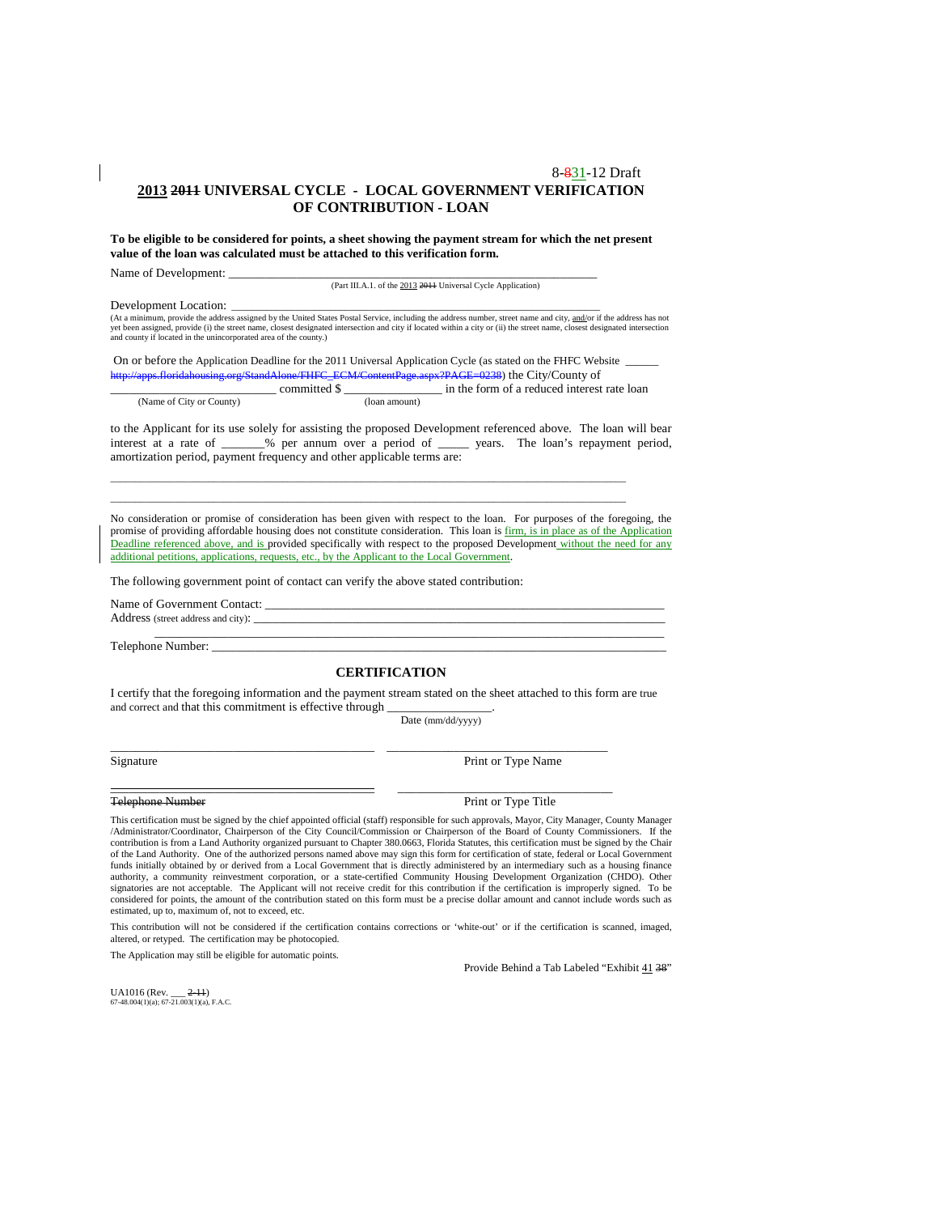8-831-12 Draft

# 2013 2011 UNIVERSAL CYCLE - LOCAL GOVERNMENT VERIFICATION OF CONTRIBUTION - LOAN

**To be eligible to be considered for points, a sheet showing the payment stream for which the net present value of the loan was calculated must be attached to this verification form.**

Name of Development: ___________________________________________________________

(Part III.A.1. of the 2013 2011 Universal Cycle Application)

Development Location: ___________________________________________________________

(At a minimum, provide the address assigned by the United States Postal Service, including the address number, street name and city, and/or if the address has not yet been assigned, provide (i) the street name, closest designated intersection and city if located within a city or (ii) the street name, closest designated intersection and county if located in the unincorporated area of the county.)

On or before the Application Deadline for the 2011 Universal Application Cycle (as stated on the FHFC Website ______ http://apps.floridahousing.org/StandAlone/FHFC_ECM/ContentPage.aspx?PAGE=0238) the City/County of __________________________ committed $ ________________ in the form of a reduced interest rate loan

(Name of City or County) (loan amount)

to the Applicant for its use solely for assisting the proposed Development referenced above. The loan will bear interest at a rate of _______% per annum over a period of _____ years. The loan's repayment period, amortization period, payment frequency and other applicable terms are:

_____________________________________________________________________________________

_____________________________________________________________________________________

No consideration or promise of consideration has been given with respect to the loan. For purposes of the foregoing, the promise of providing affordable housing does not constitute consideration. This loan is firm, is in place as of the Application Deadline referenced above, and is provided specifically with respect to the proposed Development without the need for any additional petitions, applications, requests, etc., by the Applicant to the Local Government.

The following government point of contact can verify the above stated contribution:

Name of Government Contact: ___________________________________________________________

Address (street address and city): ___________________________________________________________

_____________________________________________________________________________________

Telephone Number: ___________________________________________________________

## CERTIFICATION

I certify that the foregoing information and the payment stream stated on the sheet attached to this form are true and correct and that this commitment is effective through _________________.

Date (mm/dd/yyyy)

| | |
|---|---|
| _____________________________ | _____________________________ |
| Signature | Print or Type Name |
| _____________________________ | _____________________________ |
| ~~Telephone Number~~ | Print or Type Title |

This certification must be signed by the chief appointed official (staff) responsible for such approvals, Mayor, City Manager, County Manager /Administrator/Coordinator, Chairperson of the City Council/Commission or Chairperson of the Board of County Commissioners. If the contribution is from a Land Authority organized pursuant to Chapter 380.0663, Florida Statutes, this certification must be signed by the Chair of the Land Authority. One of the authorized persons named above may sign this form for certification of state, federal or Local Government funds initially obtained by or derived from a Local Government that is directly administered by an intermediary such as a housing finance authority, a community reinvestment corporation, or a state-certified Community Housing Development Organization (CHDO). Other signatories are not acceptable. The Applicant will not receive credit for this contribution if the certification is improperly signed. To be considered for points, the amount of the contribution stated on this form must be a precise dollar amount and cannot include words such as estimated, up to, maximum of, not to exceed, etc.

This contribution will not be considered if the certification contains corrections or 'white-out' or if the certification is scanned, imaged, altered, or retyped. The certification may be photocopied.

The Application may still be eligible for automatic points.

Provide Behind a Tab Labeled "Exhibit 41 38"

UA1016 (Rev. ___ 2-11)
67-48.004(1)(a); 67-21.003(1)(a), F.A.C.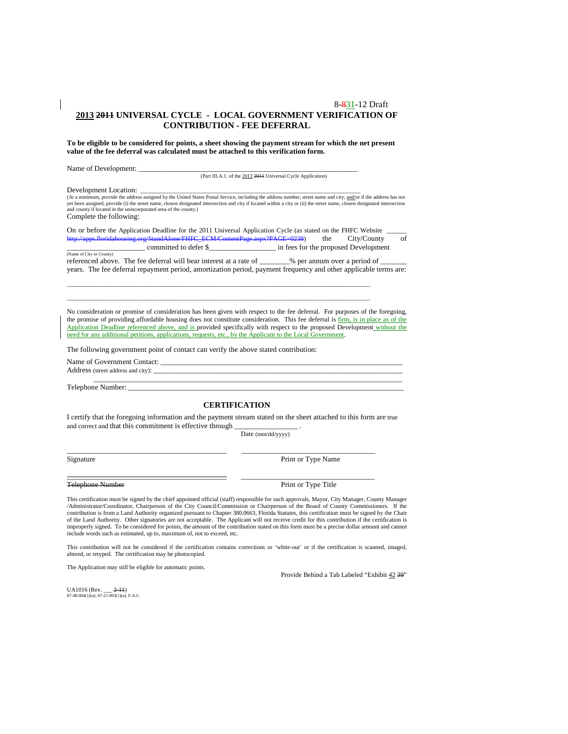8-~~8~~31-12 Draft

## 2013 ~~2011~~ UNIVERSAL CYCLE - LOCAL GOVERNMENT VERIFICATION OF CONTRIBUTION - FEE DEFERRAL

**To be eligible to be considered for points, a sheet showing the payment stream for which the net present value of the fee deferral was calculated must be attached to this verification form.**

Name of Development: ___________________________________________________________
(Part III.A.1. of the 2013 ~~2011~~ Universal Cycle Application)

Development Location: ___________________________________________________________
(At a minimum, provide the address assigned by the United States Postal Service, including the address number, street name and city, and/or if the address has not yet been assigned, provide (i) the street name, closest designated intersection and city if located within a city or (ii) the street name, closest designated intersection and county if located in the unincorporated area of the county.)

Complete the following:

On or before the Application Deadline for the 2011 Universal Application Cycle (as stated on the FHFC Website ______ ~~http://apps.floridahousing.org/StandAlone/FHFC_ECM/ContentPage.aspx?PAGE=0238~~) the City/County of ____________________ committed to defer $__________________ in fees for the proposed Development
(Name of City or County)
referenced above. The fee deferral will bear interest at a rate of ________% per annum over a period of _______ years. The fee deferral repayment period, amortization period, payment frequency and other applicable terms are:

_____________________________________________________________________________________

_____________________________________________________________________________________

No consideration or promise of consideration has been given with respect to the fee deferral. For purposes of the foregoing, the promise of providing affordable housing does not constitute consideration. This fee deferral is firm, is in place as of the Application Deadline referenced above, and is provided specifically with respect to the proposed Development without the need for any additional petitions, applications, requests, etc., by the Applicant to the Local Government.

The following government point of contact can verify the above stated contribution:

Name of Government Contact: _______________________________________________________
Address (street address and city): ___________________________________________________
_____________________________________________________________________________
Telephone Number: _________________________________________________________________

### CERTIFICATION

I certify that the foregoing information and the payment stream stated on the sheet attached to this form are true and correct and that this commitment is effective through ________________ .
Date (mm/dd/yyyy)

_____________________________________ _____________________________________
Signature Print or Type Name

_____________________________________ _____________________________________
~~Telephone Number~~ Print or Type Title

This certification must be signed by the chief appointed official (staff) responsible for such approvals, Mayor, City Manager, County Manager /Administrator/Coordinator, Chairperson of the City Council/Commission or Chairperson of the Board of County Commissioners. If the contribution is from a Land Authority organized pursuant to Chapter 380.0663, Florida Statutes, this certification must be signed by the Chair of the Land Authority. Other signatories are not acceptable. The Applicant will not receive credit for this contribution if the certification is improperly signed. To be considered for points, the amount of the contribution stated on this form must be a precise dollar amount and cannot include words such as estimated, up to, maximum of, not to exceed, etc.

This contribution will not be considered if the certification contains corrections or 'white-out' or if the certification is scanned, imaged, altered, or retyped. The certification may be photocopied.

The Application may still be eligible for automatic points.

Provide Behind a Tab Labeled "Exhibit 42 ~~39~~"

UA1016 (Rev. ___ ~~2-11~~)
67-48.004(1)(a); 67-21.003(1)(a), F.A.C.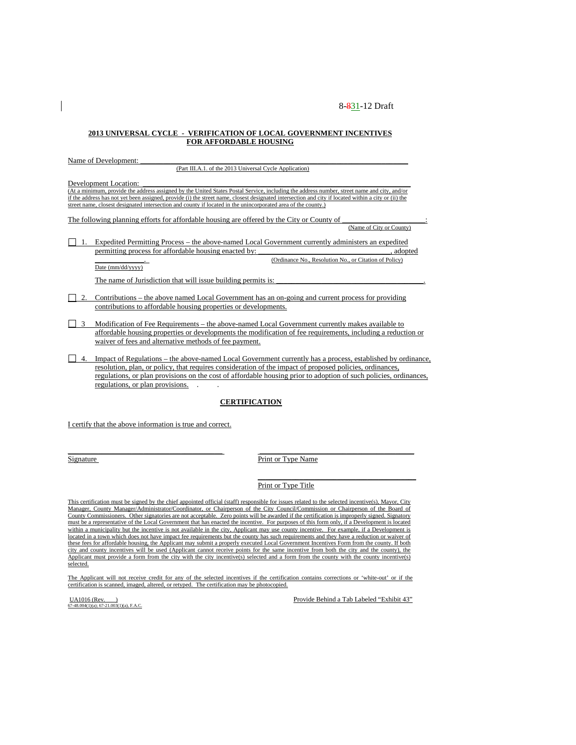8-~~8~~31-12 Draft

**2013 UNIVERSAL CYCLE - VERIFICATION OF LOCAL GOVERNMENT INCENTIVES FOR AFFORDABLE HOUSING**

Name of Development: ___________________________________________________________________

(Part III.A.1. of the 2013 Universal Cycle Application)

Development Location: ___________________________________________________________________

(At a minimum, provide the address assigned by the United States Postal Service, including the address number, street name and city, and/or if the address has not yet been assigned, provide (i) the street name, closest designated intersection and city if located within a city or (ii) the street name, closest designated intersection and county if located in the unincorporated area of the county.)

The following planning efforts for affordable housing are offered by the City or County of ____________________:

(Name of City or County)

☐ 1. Expedited Permitting Process – the above-named Local Government currently administers an expedited permitting process for affordable housing enacted by: ______________________________, adopted ____________.

(Ordinance No., Resolution No., or Citation of Policy)

Date (mm/dd/yyyy)

The name of Jurisdiction that will issue building permits is: ____________________________________.

☐ 2. Contributions – the above named Local Government has an on-going and current process for providing contributions to affordable housing properties or developments.

☐ 3 Modification of Fee Requirements – the above-named Local Government currently makes available to affordable housing properties or developments the modification of fee requirements, including a reduction or waiver of fees and alternative methods of fee payment.

☐ 4. Impact of Regulations – the above-named Local Government currently has a process, established by ordinance, resolution, plan, or policy, that requires consideration of the impact of proposed policies, ordinances, regulations, or plan provisions on the cost of affordable housing prior to adoption of such policies, ordinances, regulations, or plan provisions.

**CERTIFICATION**

I certify that the above information is true and correct.

_______________________________________ _______________________________________

Signature Print or Type Name

_______________________________________

Print or Type Title

This certification must be signed by the chief appointed official (staff) responsible for issues related to the selected incentive(s), Mayor, City Manager, County Manager/Administrator/Coordinator, or Chairperson of the City Council/Commission or Chairperson of the Board of County Commissioners. Other signatories are not acceptable. Zero points will be awarded if the certification is improperly signed. Signatory must be a representative of the Local Government that has enacted the incentive. For purposes of this form only, if a Development is located within a municipality but the incentive is not available in the city, Applicant may use county incentive. For example, if a Development is located in a town which does not have impact fee requirements but the county has such requirements and they have a reduction or waiver of these fees for affordable housing, the Applicant may submit a properly executed Local Government Incentives Form from the county. If both city and county incentives will be used (Applicant cannot receive points for the same incentive from both the city and the county), the Applicant must provide a form from the city with the city incentive(s) selected and a form from the county with the county incentive(s) selected.

The Applicant will not receive credit for any of the selected incentives if the certification contains corrections or 'white-out' or if the certification is scanned, imaged, altered, or retyped. The certification may be photocopied.

UA1016 (Rev. )
67-48.004(1)(a); 67-21.003(1)(a), F.A.C.

Provide Behind a Tab Labeled "Exhibit 43"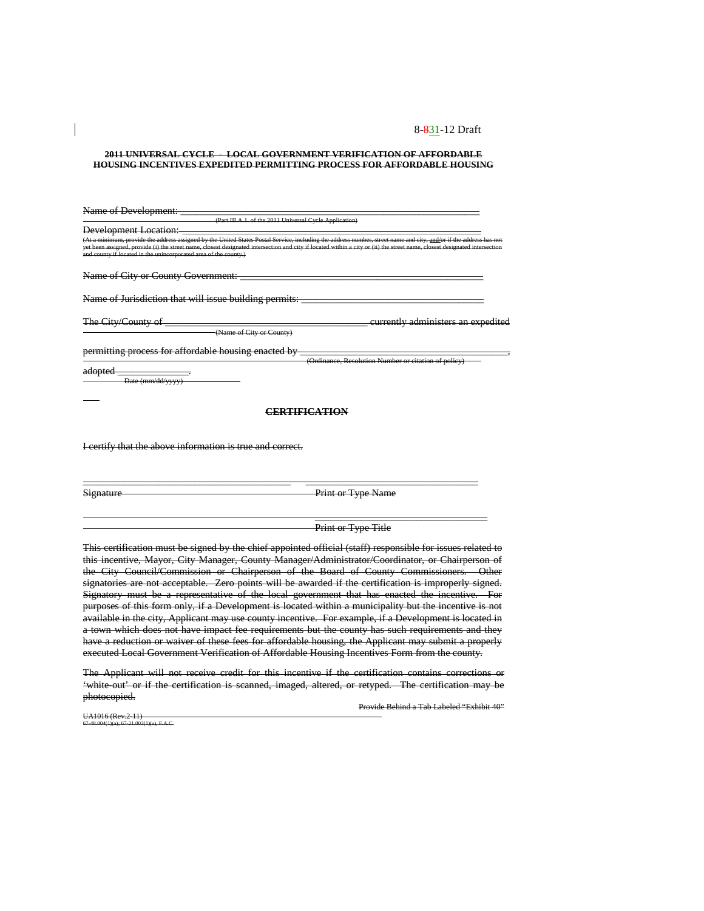8-831-12 Draft

**~~2011 UNIVERSAL CYCLE – LOCAL GOVERNMENT VERIFICATION OF AFFORDABLE HOUSING INCENTIVES EXPEDITED PERMITTING PROCESS FOR AFFORDABLE HOUSING~~**

~~Name of Development: \_\_\_\_\_\_\_\_\_\_\_\_\_\_\_\_\_\_\_\_\_\_\_\_\_\_\_\_\_\_\_\_\_\_\_\_\_\_\_\_\_\_\_\_\_\_\_\_\_\_\_\_\_\_\_\_\_\_~~
~~(Part III.A.1. of the 2011 Universal Cycle Application)~~

~~Development Location: \_\_\_\_\_\_\_\_\_\_\_\_\_\_\_\_\_\_\_\_\_\_\_\_\_\_\_\_\_\_\_\_\_\_\_\_\_\_\_\_\_\_\_\_\_\_\_\_\_\_\_\_\_\_\_\_\_\_~~
~~(At a minimum, provide the address assigned by the United States Postal Service, including the address number, street name and city, and/or if the address has not yet been assigned, provide (i) the street name, closest designated intersection and city if located within a city or (ii) the street name, closest designated intersection and county if located in the unincorporated area of the county.)~~

~~Name of City or County Government: \_\_\_\_\_\_\_\_\_\_\_\_\_\_\_\_\_\_\_\_\_\_\_\_\_\_\_\_\_\_\_\_\_\_\_\_\_\_\_\_\_\_\_\_\_\_~~

~~Name of Jurisdiction that will issue building permits: \_\_\_\_\_\_\_\_\_\_\_\_\_\_\_\_\_\_\_\_\_\_\_\_\_\_\_\_\_\_\_\_\_\_\_\_~~

~~The City/County of \_\_\_\_\_\_\_\_\_\_\_\_\_\_\_\_\_\_\_\_\_\_\_\_\_\_\_\_\_\_\_\_\_\_\_\_\_\_\_ currently administers an expedited~~
~~(Name of City or County)~~

~~permitting process for affordable housing enacted by \_\_\_\_\_\_\_\_\_\_\_\_\_\_\_\_\_\_\_\_\_\_\_\_\_\_\_\_\_\_\_\_\_\_\_\_\_\_\_\_,~~
~~(Ordinance, Resolution Number or citation of policy)~~

~~adopted \_\_\_\_\_\_\_\_\_\_\_\_\_\_.~~
~~Date (mm/dd/yyyy)~~

**~~CERTIFICATION~~**

~~I certify that the above information is true and correct.~~

~~\_\_\_\_\_\_\_\_\_\_\_\_\_\_\_\_\_\_\_\_\_\_\_\_\_\_\_\_\_\_\_\_\_\_\_\_\_\_\_\_ \_\_\_\_\_\_\_\_\_\_\_\_\_\_\_\_\_\_\_\_\_\_\_\_\_\_\_\_\_\_\_\_\_\_~~
~~Signature Print or Type Name~~

~~\_\_\_\_\_\_\_\_\_\_\_\_\_\_\_\_\_\_\_\_\_\_\_\_\_\_\_\_\_\_\_\_\_\_~~
~~Print or Type Title~~

~~This certification must be signed by the chief appointed official (staff) responsible for issues related to this incentive, Mayor, City Manager, County Manager/Administrator/Coordinator, or Chairperson of the City Council/Commission or Chairperson of the Board of County Commissioners. Other signatories are not acceptable. Zero points will be awarded if the certification is improperly signed. Signatory must be a representative of the local government that has enacted the incentive. For purposes of this form only, if a Development is located within a municipality but the incentive is not available in the city, Applicant may use county incentive. For example, if a Development is located in a town which does not have impact fee requirements but the county has such requirements and they have a reduction or waiver of these fees for affordable housing, the Applicant may submit a properly executed Local Government Verification of Affordable Housing Incentives Form from the county.~~

~~The Applicant will not receive credit for this incentive if the certification contains corrections or 'white-out' or if the certification is scanned, imaged, altered, or retyped. The certification may be photocopied.~~

~~Provide Behind a Tab Labeled "Exhibit 40"~~

~~UA1016 (Rev.2-11)~~
~~67-48.004(1)(a); 67-21.003(1)(a), F.A.C.~~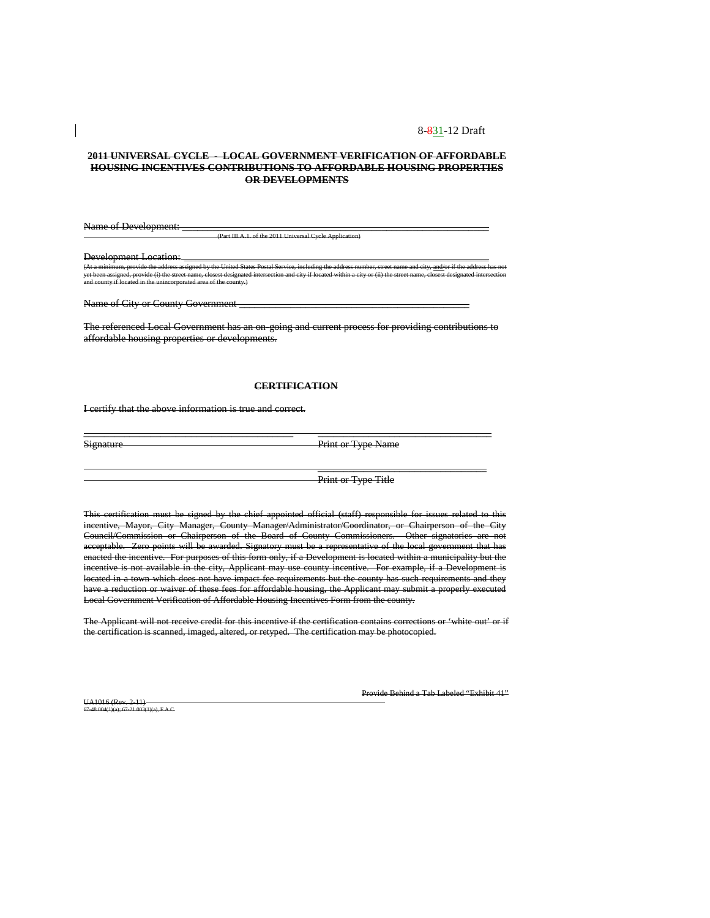8-831-12 Draft

**2011 UNIVERSAL CYCLE - LOCAL GOVERNMENT VERIFICATION OF AFFORDABLE HOUSING INCENTIVES CONTRIBUTIONS TO AFFORDABLE HOUSING PROPERTIES OR DEVELOPMENTS**

Name of Development: \_\_\_\_\_\_\_\_\_\_\_\_\_\_\_\_\_\_\_\_\_\_\_\_\_\_\_\_\_\_\_\_\_\_\_\_\_\_\_\_\_\_\_\_\_\_\_\_\_\_\_\_\_\_\_\_\_\_\_\_\_\_\_\_\_\_

(Part III.A.1. of the 2011 Universal Cycle Application)

Development Location: \_\_\_\_\_\_\_\_\_\_\_\_\_\_\_\_\_\_\_\_\_\_\_\_\_\_\_\_\_\_\_\_\_\_\_\_\_\_\_\_\_\_\_\_\_\_\_\_\_\_\_\_\_\_\_\_\_\_\_\_\_\_\_\_\_

(At a minimum, provide the address assigned by the United States Postal Service, including the address number, street name and city, and/or if the address has not yet been assigned, provide (i) the street name, closest designated intersection and city if located within a city or (ii) the street name, closest designated intersection and county if located in the unincorporated area of the county.)

Name of City or County Government \_\_\_\_\_\_\_\_\_\_\_\_\_\_\_\_\_\_\_\_\_\_\_\_\_\_\_\_\_\_\_\_\_\_\_\_\_\_\_\_\_\_\_\_\_\_\_\_\_

The referenced Local Government has an on-going and current process for providing contributions to affordable housing properties or developments.

**CERTIFICATION**

I certify that the above information is true and correct.

| \_\_\_\_\_\_\_\_\_\_\_\_\_\_\_\_\_\_\_\_\_\_\_\_\_\_\_\_\_\_\_\_\_\_\_\_ | \_\_\_\_\_\_\_\_\_\_\_\_\_\_\_\_\_\_\_\_\_\_\_\_\_\_\_\_\_\_\_\_\_\_\_\_ |
|---|---|
| Signature | Print or Type Name |
| | \_\_\_\_\_\_\_\_\_\_\_\_\_\_\_\_\_\_\_\_\_\_\_\_\_\_\_\_\_\_\_\_\_\_\_\_ |
| | Print or Type Title |

This certification must be signed by the chief appointed official (staff) responsible for issues related to this incentive, Mayor, City Manager, County Manager/Administrator/Coordinator, or Chairperson of the City Council/Commission or Chairperson of the Board of County Commissioners. Other signatories are not acceptable. Zero points will be awarded. Signatory must be a representative of the local government that has enacted the incentive. For purposes of this form only, if a Development is located within a municipality but the incentive is not available in the city, Applicant may use county incentive. For example, if a Development is located in a town which does not have impact fee requirements but the county has such requirements and they have a reduction or waiver of these fees for affordable housing, the Applicant may submit a properly executed Local Government Verification of Affordable Housing Incentives Form from the county.

The Applicant will not receive credit for this incentive if the certification contains corrections or 'white-out' or if the certification is scanned, imaged, altered, or retyped. The certification may be photocopied.

Provide Behind a Tab Labeled "Exhibit 41"

UA1016 (Rev. 2-11)
67-48.004(1)(a); 67-21.003(1)(a), F.A.C.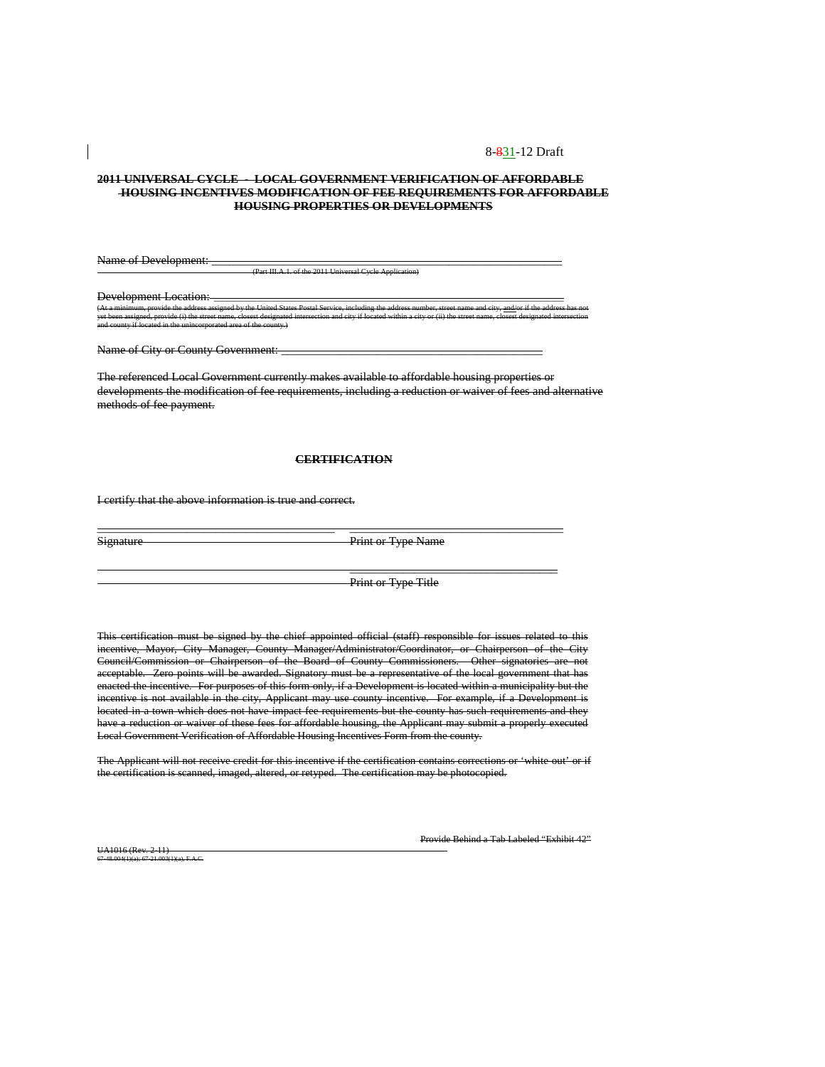8-~~8~~31-12 Draft

**~~2011 UNIVERSAL CYCLE - LOCAL GOVERNMENT VERIFICATION OF AFFORDABLE HOUSING INCENTIVES MODIFICATION OF FEE REQUIREMENTS FOR AFFORDABLE HOUSING PROPERTIES OR DEVELOPMENTS~~**

~~Name of Development: ___________________________________________________________~~
~~(Part III.A.1. of the 2011 Universal Cycle Application)~~

~~Development Location: __________________________________________________________~~
~~(At a minimum, provide the address assigned by the United States Postal Service, including the address number, street name and city, and/or if the address has not yet been assigned, provide (i) the street name, closest designated intersection and city if located within a city or (ii) the street name, closest designated intersection and county if located in the unincorporated area of the county.)~~

~~Name of City or County Government: ____________________________________________~~

~~The referenced Local Government currently makes available to affordable housing properties or developments the modification of fee requirements, including a reduction or waiver of fees and alternative methods of fee payment.~~

**~~CERTIFICATION~~**

~~I certify that the above information is true and correct.~~

~~_____________________________________ ____________________________________~~
~~Signature Print or Type Name~~

~~_____________________________________ ____________________________________~~
~~Print or Type Title~~

~~This certification must be signed by the chief appointed official (staff) responsible for issues related to this incentive, Mayor, City Manager, County Manager/Administrator/Coordinator, or Chairperson of the City Council/Commission or Chairperson of the Board of County Commissioners. Other signatories are not acceptable. Zero points will be awarded. Signatory must be a representative of the local government that has enacted the incentive. For purposes of this form only, if a Development is located within a municipality but the incentive is not available in the city, Applicant may use county incentive. For example, if a Development is located in a town which does not have impact fee requirements but the county has such requirements and they have a reduction or waiver of these fees for affordable housing, the Applicant may submit a properly executed Local Government Verification of Affordable Housing Incentives Form from the county.~~

~~The Applicant will not receive credit for this incentive if the certification contains corrections or 'white-out' or if the certification is scanned, imaged, altered, or retyped. The certification may be photocopied.~~

~~Provide Behind a Tab Labeled "Exhibit 42"~~

~~UA1016 (Rev. 2-11)~~
~~67-48.004(1)(a); 67-21.003(1)(a), F.A.C.~~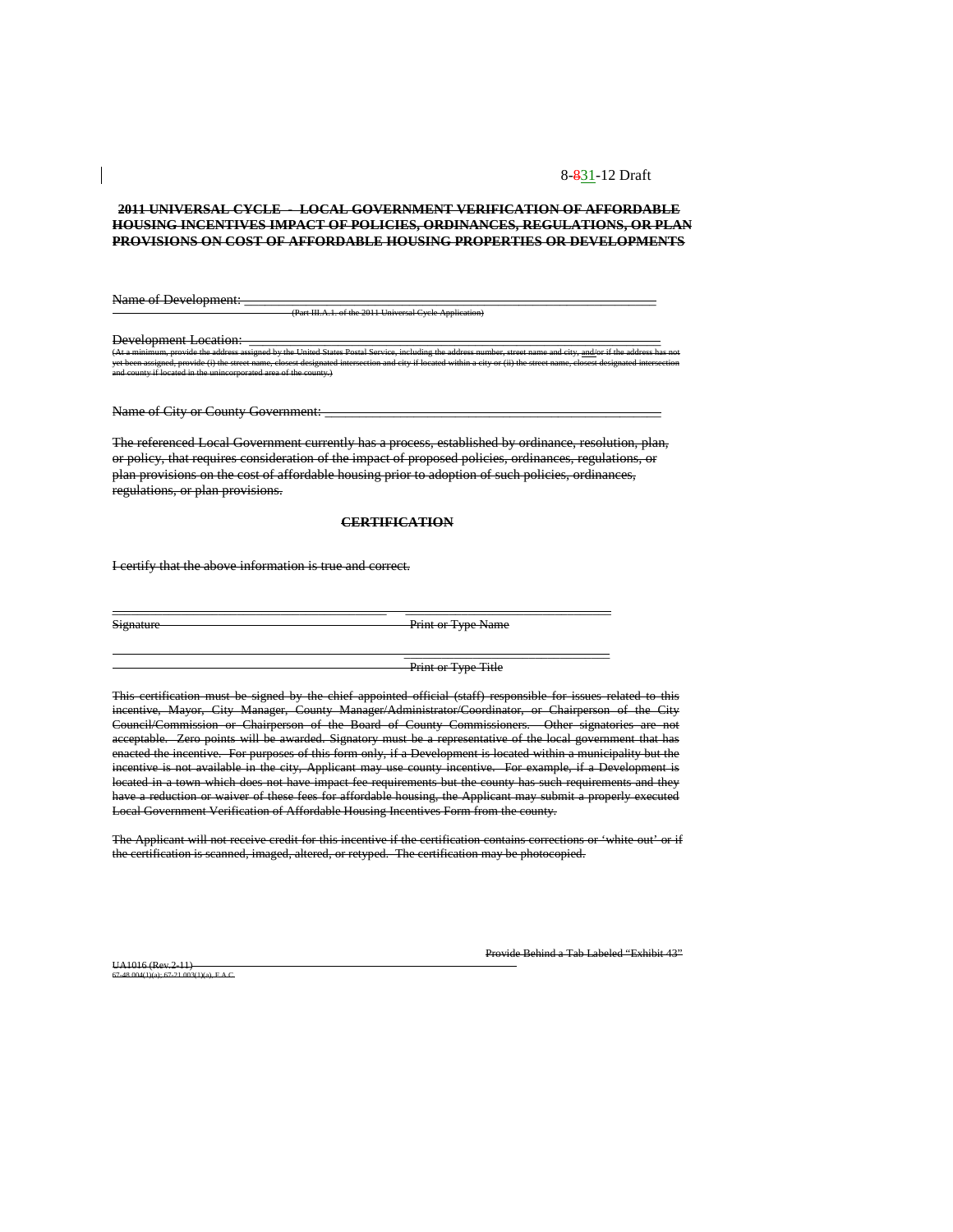8-831-12 Draft

**2011 UNIVERSAL CYCLE - LOCAL GOVERNMENT VERIFICATION OF AFFORDABLE HOUSING INCENTIVES IMPACT OF POLICIES, ORDINANCES, REGULATIONS, OR PLAN PROVISIONS ON COST OF AFFORDABLE HOUSING PROPERTIES OR DEVELOPMENTS**

Name of Development: ___________________________________________________________

(Part III.A.1. of the 2011 Universal Cycle Application)

Development Location: __________________________________________________________

(At a minimum, provide the address assigned by the United States Postal Service, including the address number, street name and city, and/or if the address has not yet been assigned, provide (i) the street name, closest designated intersection and city if located within a city or (ii) the street name, closest designated intersection and county if located in the unincorporated area of the county.)

Name of City or County Government: ______________________________________________

The referenced Local Government currently has a process, established by ordinance, resolution, plan, or policy, that requires consideration of the impact of proposed policies, ordinances, regulations, or plan provisions on the cost of affordable housing prior to adoption of such policies, ordinances, regulations, or plan provisions.

**CERTIFICATION**

I certify that the above information is true and correct.

_______________________________________ _______________________________

Signature Print or Type Name

_______________________________

Print or Type Title

This certification must be signed by the chief appointed official (staff) responsible for issues related to this incentive, Mayor, City Manager, County Manager/Administrator/Coordinator, or Chairperson of the City Council/Commission or Chairperson of the Board of County Commissioners. Other signatories are not acceptable. Zero points will be awarded. Signatory must be a representative of the local government that has enacted the incentive. For purposes of this form only, if a Development is located within a municipality but the incentive is not available in the city, Applicant may use county incentive. For example, if a Development is located in a town which does not have impact fee requirements but the county has such requirements and they have a reduction or waiver of these fees for affordable housing, the Applicant may submit a properly executed Local Government Verification of Affordable Housing Incentives Form from the county.

The Applicant will not receive credit for this incentive if the certification contains corrections or 'white out' or if the certification is scanned, imaged, altered, or retyped. The certification may be photocopied.

UA1016 (Rev.2-11)
67-48.004(1)(a); 67-21.003(1)(a), F.A.C.

Provide Behind a Tab Labeled "Exhibit 43"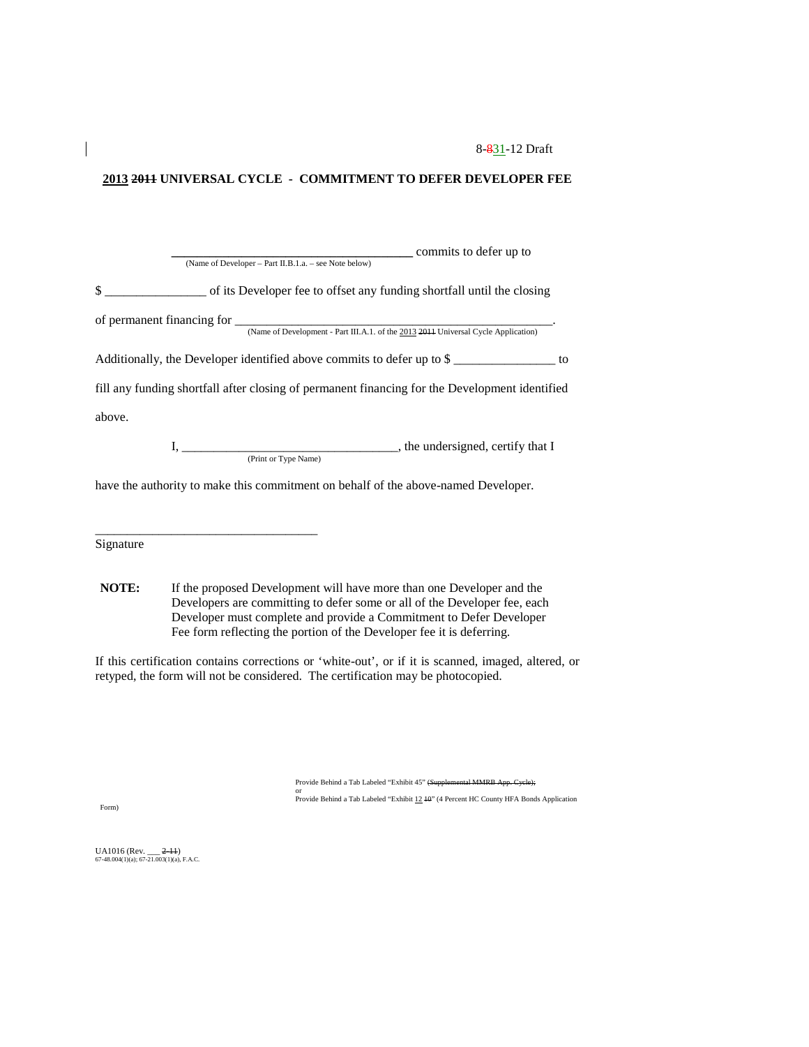8-831-12 Draft

## 2013 2011 UNIVERSAL CYCLE - COMMITMENT TO DEFER DEVELOPER FEE

______________________________________ commits to defer up to
(Name of Developer – Part II.B.1.a. – see Note below)

$ ________________ of its Developer fee to offset any funding shortfall until the closing

of permanent financing for ______________________________________________________.
(Name of Development - Part III.A.1. of the 2013 2011 Universal Cycle Application)

Additionally, the Developer identified above commits to defer up to $ ________________ to fill any funding shortfall after closing of permanent financing for the Development identified above.

I, ___________________________________, the undersigned, certify that I
(Print or Type Name)

have the authority to make this commitment on behalf of the above-named Developer.

___________________________________
Signature

**NOTE:** If the proposed Development will have more than one Developer and the Developers are committing to defer some or all of the Developer fee, each Developer must complete and provide a Commitment to Defer Developer Fee form reflecting the portion of the Developer fee it is deferring.

If this certification contains corrections or 'white-out', or if it is scanned, imaged, altered, or retyped, the form will not be considered. The certification may be photocopied.

Provide Behind a Tab Labeled "Exhibit 45" (Supplemental MMRB App. Cycle);
or
Provide Behind a Tab Labeled "Exhibit 12 10" (4 Percent HC County HFA Bonds Application Form)

UA1016 (Rev. ___ 2-11)
67-48.004(1)(a); 67-21.003(1)(a), F.A.C.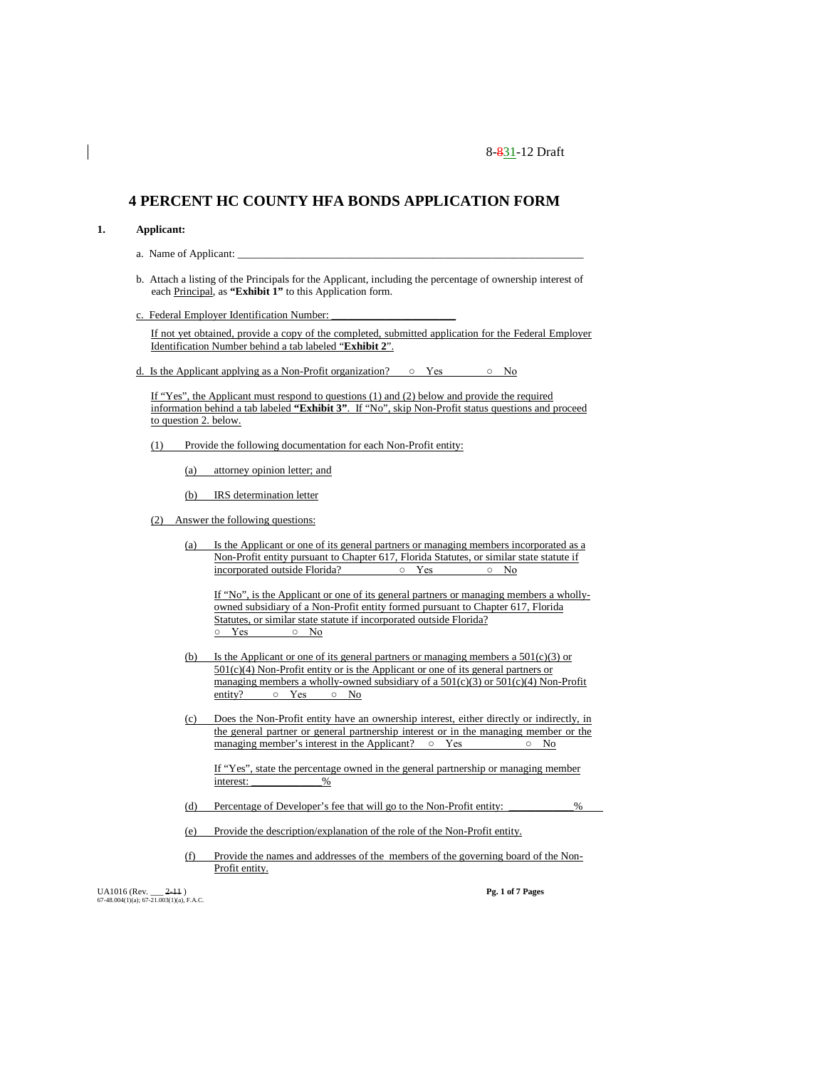8-831-12 Draft

# 4 PERCENT HC COUNTY HFA BONDS APPLICATION FORM

**1. Applicant:**

a. Name of Applicant: ___________________________________________________________

b. Attach a listing of the Principals for the Applicant, including the percentage of ownership interest of each Principal, as **"Exhibit 1"** to this Application form.

c. Federal Employer Identification Number: ______________________

If not yet obtained, provide a copy of the completed, submitted application for the Federal Employer Identification Number behind a tab labeled "**Exhibit 2**".

d. Is the Applicant applying as a Non-Profit organization? ○ Yes ○ No

If "Yes", the Applicant must respond to questions (1) and (2) below and provide the required information behind a tab labeled **"Exhibit 3"**. If "No", skip Non-Profit status questions and proceed to question 2. below.

(1) Provide the following documentation for each Non-Profit entity:

(a) attorney opinion letter; and

(b) IRS determination letter

(2) Answer the following questions:

(a) Is the Applicant or one of its general partners or managing members incorporated as a Non-Profit entity pursuant to Chapter 617, Florida Statutes, or similar state statute if incorporated outside Florida? ○ Yes ○ No

If "No", is the Applicant or one of its general partners or managing members a wholly-owned subsidiary of a Non-Profit entity formed pursuant to Chapter 617, Florida Statutes, or similar state statute if incorporated outside Florida?
○ Yes ○ No

(b) Is the Applicant or one of its general partners or managing members a 501(c)(3) or 501(c)(4) Non-Profit entity or is the Applicant or one of its general partners or managing members a wholly-owned subsidiary of a 501(c)(3) or 501(c)(4) Non-Profit entity? ○ Yes ○ No

(c) Does the Non-Profit entity have an ownership interest, either directly or indirectly, in the general partner or general partnership interest or in the managing member or the managing member's interest in the Applicant? ○ Yes ○ No

If "Yes", state the percentage owned in the general partnership or managing member interest: ____________%

(d) Percentage of Developer's fee that will go to the Non-Profit entity: ___________%

(e) Provide the description/explanation of the role of the Non-Profit entity.

(f) Provide the names and addresses of the members of the governing board of the Non-Profit entity.

UA1016 (Rev. ___ 2-11 )
67-48.004(1)(a); 67-21.003(1)(a), F.A.C.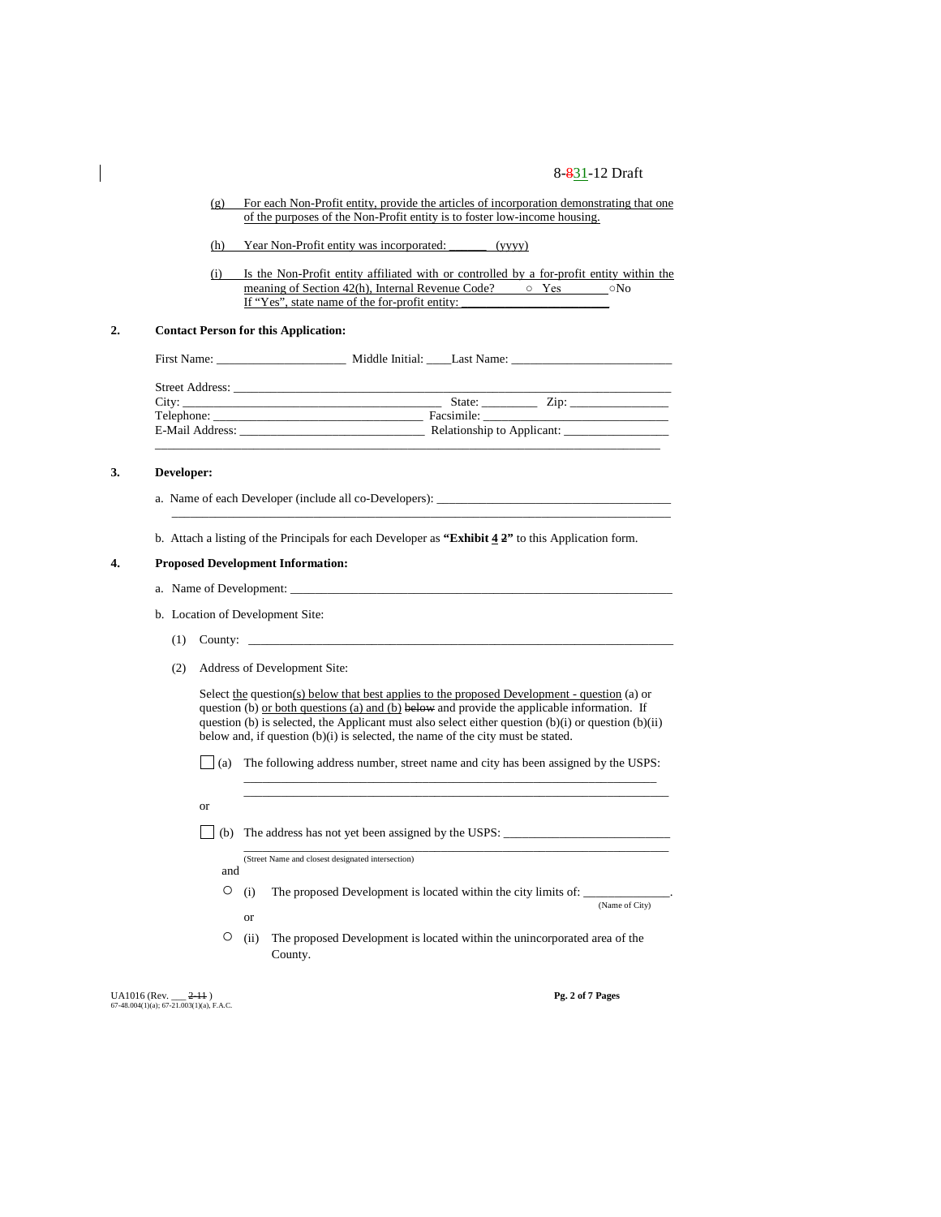(g) For each Non-Profit entity, provide the articles of incorporation demonstrating that one of the purposes of the Non-Profit entity is to foster low-income housing.

(h) Year Non-Profit entity was incorporated: ______ (yyyy)

(i) Is the Non-Profit entity affiliated with or controlled by a for-profit entity within the meaning of Section 42(h), Internal Revenue Code? ○ Yes ○No
If "Yes", state name of the for-profit entity: ______________________

**2. Contact Person for this Application:**

First Name: ____________________ Middle Initial: ____Last Name: _________________________

Street Address: ___________________________________________________________________
City: ________________________________________ State: ________ Zip: _______________
Telephone: ________________________________ Facsimile: ____________________________
E-Mail Address: _____________________________ Relationship to Applicant: ________________
_____________________________________________________________________________

**3. Developer:**

a. Name of each Developer (include all co-Developers): _____________________________________
_____________________________________________________________________________

b. Attach a listing of the Principals for each Developer as **"Exhibit 4 2"** to this Application form.

**4. Proposed Development Information:**

a. Name of Development: _________________________________________________________

b. Location of Development Site:

(1) County: _________________________________________________________________

(2) Address of Development Site:

Select the question(s) below that best applies to the proposed Development - question (a) or question (b) or both questions (a) and (b) below and provide the applicable information. If question (b) is selected, the Applicant must also select either question (b)(i) or question (b)(ii) below and, if question (b)(i) is selected, the name of the city must be stated.

☐ (a) The following address number, street name and city has been assigned by the USPS:
_________________________________________________________________
_________________________________________________________________

or

☐ (b) The address has not yet been assigned by the USPS: _________________________
_________________________________________________________________
(Street Name and closest designated intersection)

and

○ (i) The proposed Development is located within the city limits of: _____________.
(Name of City)

or

○ (ii) The proposed Development is located within the unincorporated area of the County.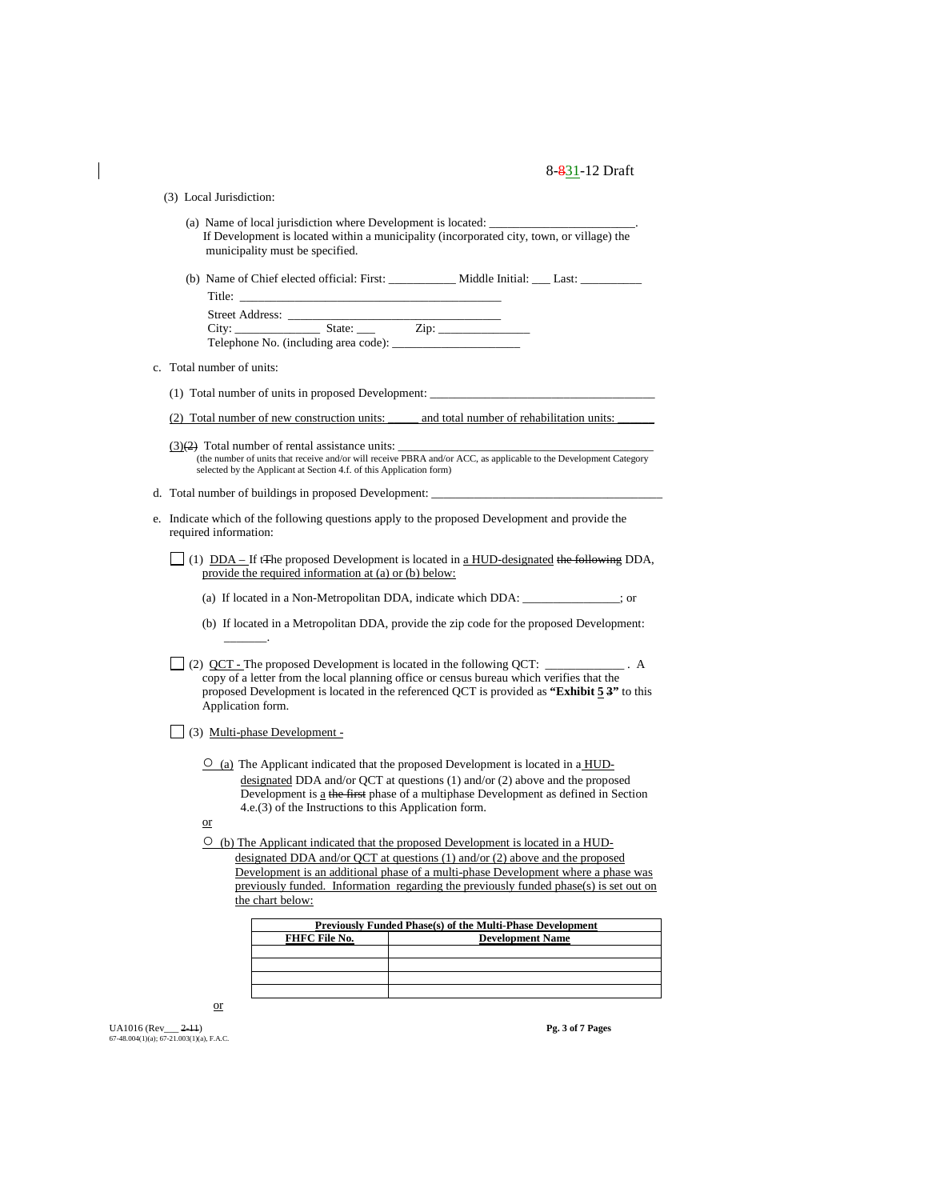(3) Local Jurisdiction:

(a) Name of local jurisdiction where Development is located: _______________________.
If Development is located within a municipality (incorporated city, town, or village) the municipality must be specified.

(b) Name of Chief elected official: First: ___________ Middle Initial: ___ Last: __________
Title: ________________________________________
Street Address: ___________________________________
City: _____________ State: ___ Zip: ______________
Telephone No. (including area code): _____________________

c. Total number of units:

(1) Total number of units in proposed Development: ____________________________________

(2) Total number of new construction units: _____ and total number of rehabilitation units: ______

(3)~~(2)~~ Total number of rental assistance units: ________________________________________
(the number of units that receive and/or will receive PBRA and/or ACC, as applicable to the Development Category selected by the Applicant at Section 4.f. of this Application form)

d. Total number of buildings in proposed Development: _____________________________________

e. Indicate which of the following questions apply to the proposed Development and provide the required information:

☐ (1) DDA – If t~~T~~he proposed Development is located in a HUD-designated ~~the following~~ DDA, provide the required information at (a) or (b) below:

(a) If located in a Non-Metropolitan DDA, indicate which DDA: _______________; or

(b) If located in a Metropolitan DDA, provide the zip code for the proposed Development: _______.

☐ (2) QCT - The proposed Development is located in the following QCT: ____________ . A copy of a letter from the local planning office or census bureau which verifies that the proposed Development is located in the referenced QCT is provided as **"Exhibit 5 ~~3~~"** to this Application form.

☐ (3) Multi-phase Development -

○ (a) The Applicant indicated that the proposed Development is located in a HUD-designated DDA and/or QCT at questions (1) and/or (2) above and the proposed Development is a ~~the first~~ phase of a multiphase Development as defined in Section 4.e.(3) of the Instructions to this Application form.

or

○ (b) The Applicant indicated that the proposed Development is located in a HUD-designated DDA and/or QCT at questions (1) and/or (2) above and the proposed Development is an additional phase of a multi-phase Development where a phase was previously funded. Information regarding the previously funded phase(s) is set out on the chart below:

| **Previously Funded Phase(s) of the Multi-Phase Development** | |
|---|---|
| **FHFC File No.** | **Development Name** |
| | |
| | |
| | |
| | |

or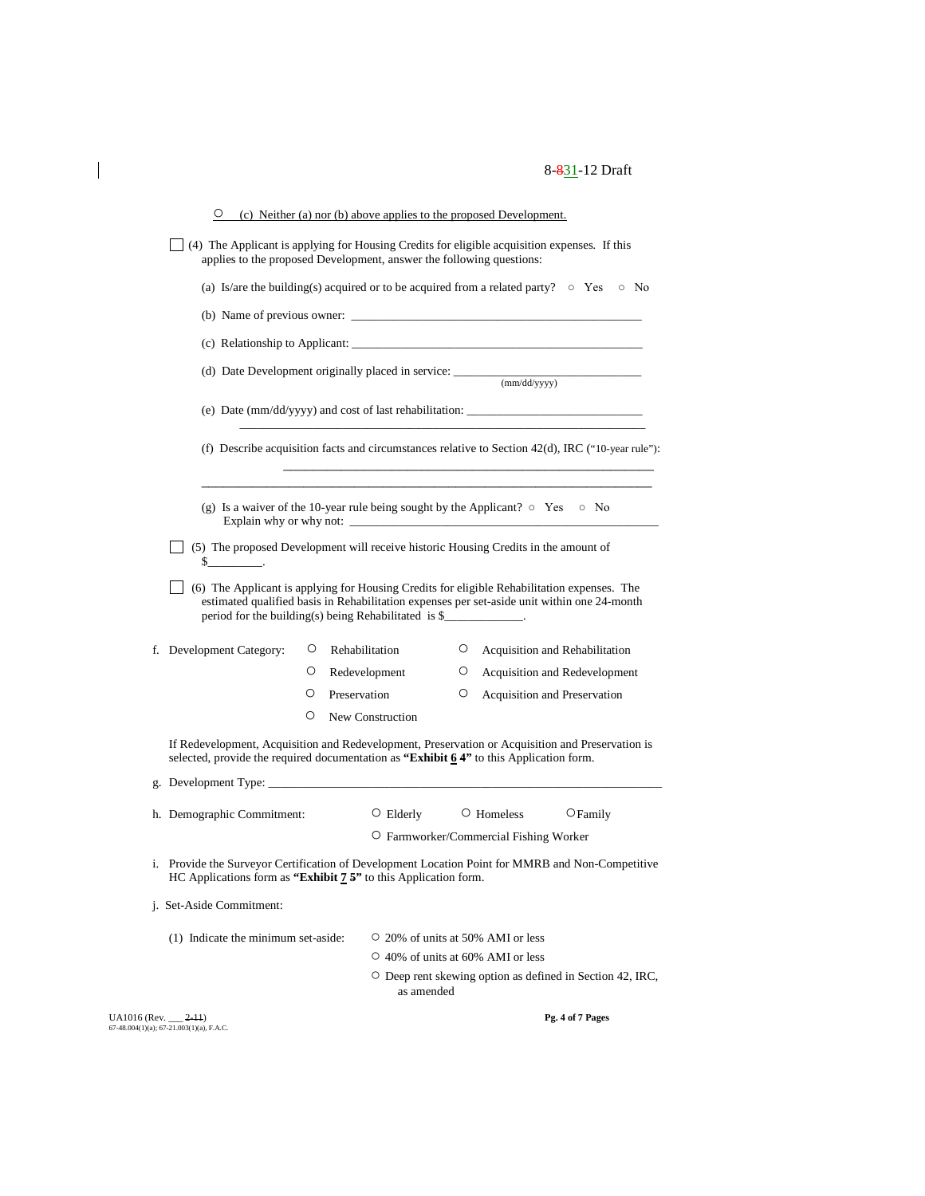○ (c) Neither (a) nor (b) above applies to the proposed Development.

☐ (4) The Applicant is applying for Housing Credits for eligible acquisition expenses. If this applies to the proposed Development, answer the following questions:

(a) Is/are the building(s) acquired or to be acquired from a related party? ○ Yes ○ No

(b) Name of previous owner: ________________________________________________

(c) Relationship to Applicant: ________________________________________________

(d) Date Development originally placed in service: ______________________________ (mm/dd/yyyy)

(e) Date (mm/dd/yyyy) and cost of last rehabilitation: ____________________________
________________________________________________________________________

(f) Describe acquisition facts and circumstances relative to Section 42(d), IRC ("10-year rule"):
________________________________________________________________________
________________________________________________________________________

(g) Is a waiver of the 10-year rule being sought by the Applicant? ○ Yes ○ No
Explain why or why not: ________________________________________________

☐ (5) The proposed Development will receive historic Housing Credits in the amount of $_________.

☐ (6) The Applicant is applying for Housing Credits for eligible Rehabilitation expenses. The estimated qualified basis in Rehabilitation expenses per set-aside unit within one 24-month period for the building(s) being Rehabilitated is $_____________.

f. Development Category:

| | |
|---|---|
| ○ Rehabilitation | ○ Acquisition and Rehabilitation |
| ○ Redevelopment | ○ Acquisition and Redevelopment |
| ○ Preservation | ○ Acquisition and Preservation |
| ○ New Construction | |

If Redevelopment, Acquisition and Redevelopment, Preservation or Acquisition and Preservation is selected, provide the required documentation as **"Exhibit 6 4"** to this Application form.

g. Development Type: ________________________________________________________________

h. Demographic Commitment: ○ Elderly ○ Homeless ○ Family
○ Farmworker/Commercial Fishing Worker

i. Provide the Surveyor Certification of Development Location Point for MMRB and Non-Competitive HC Applications form as **"Exhibit 7 5"** to this Application form.

j. Set-Aside Commitment:

(1) Indicate the minimum set-aside:
- ○ 20% of units at 50% AMI or less
- ○ 40% of units at 60% AMI or less
- ○ Deep rent skewing option as defined in Section 42, IRC, as amended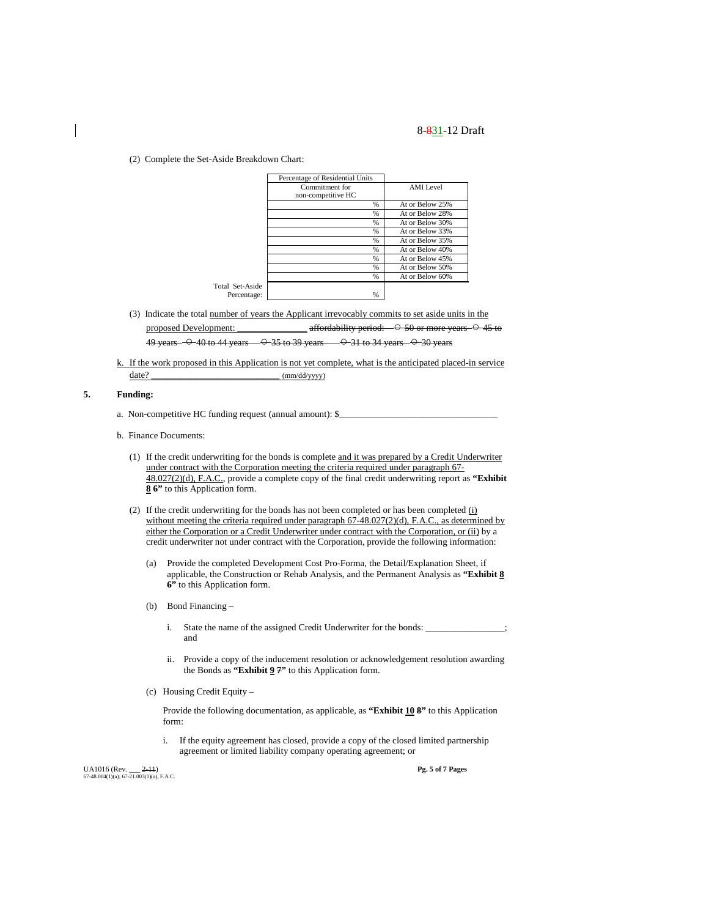(2) Complete the Set-Aside Breakdown Chart:

| Percentage of Residential Units Commitment for non-competitive HC | AMI Level |
|---|---|
| % | At or Below 25% |
| % | At or Below 28% |
| % | At or Below 30% |
| % | At or Below 33% |
| % | At or Below 35% |
| % | At or Below 40% |
| % | At or Below 45% |
| % | At or Below 50% |
| % | At or Below 60% |
| Total Set-Aside Percentage: % | |

(3) Indicate the total number of years the Applicant irrevocably commits to set aside units in the proposed Development: _______________ ~~affordability period: ○ 50 or more years ○ 45 to 49 years ○ 40 to 44 years ○ 35 to 39 years ○ 31 to 34 years ○ 30 years~~

k. If the work proposed in this Application is not yet complete, what is the anticipated placed-in service date? ___________________________ (mm/dd/yyyy)

**5. Funding:**

a. Non-competitive HC funding request (annual amount): $_________________________________

b. Finance Documents:

(1) If the credit underwriting for the bonds is complete and it was prepared by a Credit Underwriter under contract with the Corporation meeting the criteria required under paragraph 67-48.027(2)(d), F.A.C., provide a complete copy of the final credit underwriting report as **"Exhibit 8 ~~6~~"** to this Application form.

(2) If the credit underwriting for the bonds has not been completed or has been completed (i) without meeting the criteria required under paragraph 67-48.027(2)(d), F.A.C., as determined by either the Corporation or a Credit Underwriter under contract with the Corporation, or (ii) by a credit underwriter not under contract with the Corporation, provide the following information:

(a) Provide the completed Development Cost Pro-Forma, the Detail/Explanation Sheet, if applicable, the Construction or Rehab Analysis, and the Permanent Analysis as **"Exhibit 8 ~~6~~"** to this Application form.

(b) Bond Financing –

i. State the name of the assigned Credit Underwriter for the bonds: ________________; and

ii. Provide a copy of the inducement resolution or acknowledgement resolution awarding the Bonds as **"Exhibit 9 ~~7~~"** to this Application form.

(c) Housing Credit Equity –

Provide the following documentation, as applicable, as **"Exhibit 10 ~~8~~"** to this Application form:

i. If the equity agreement has closed, provide a copy of the closed limited partnership agreement or limited liability company operating agreement; or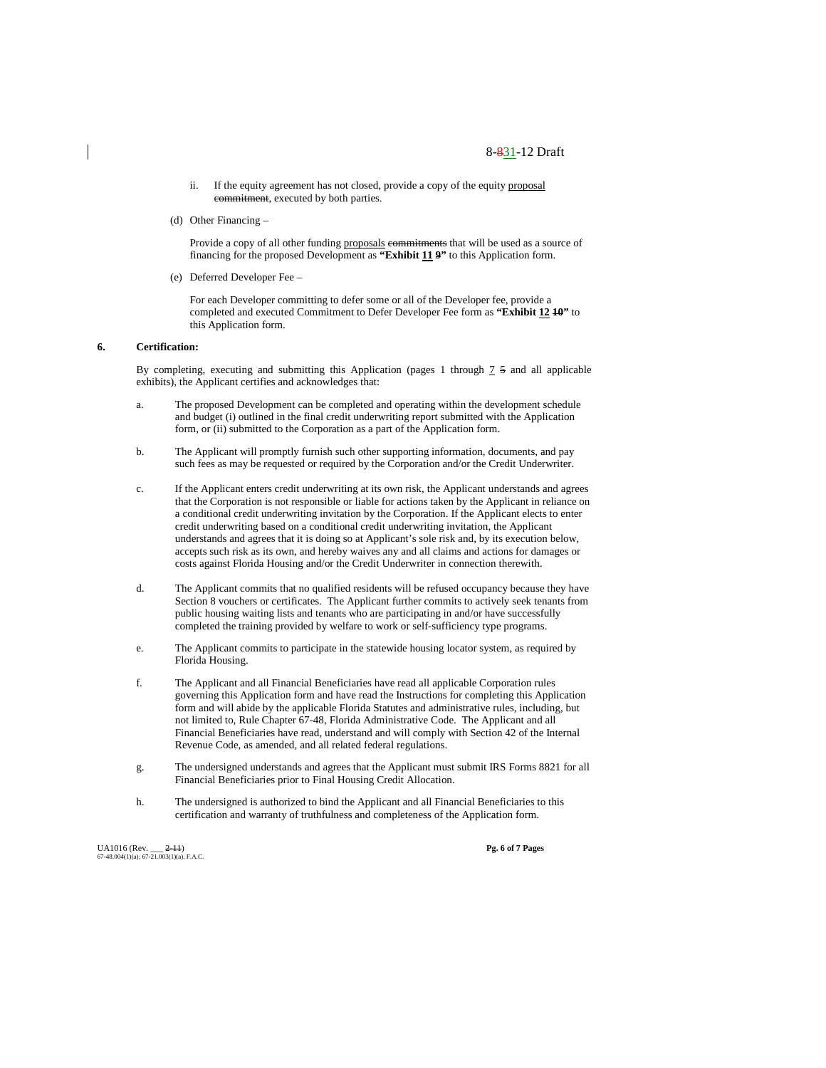ii. If the equity agreement has not closed, provide a copy of the equity proposal ~~commitment~~, executed by both parties.

(d) Other Financing –

Provide a copy of all other funding proposals ~~commitments~~ that will be used as a source of financing for the proposed Development as **"Exhibit 11 ~~9~~"** to this Application form.

(e) Deferred Developer Fee –

For each Developer committing to defer some or all of the Developer fee, provide a completed and executed Commitment to Defer Developer Fee form as **"Exhibit 12 ~~10~~"** to this Application form.

**6. Certification:**

By completing, executing and submitting this Application (pages 1 through 7 ~~5~~ and all applicable exhibits), the Applicant certifies and acknowledges that:

a. The proposed Development can be completed and operating within the development schedule and budget (i) outlined in the final credit underwriting report submitted with the Application form, or (ii) submitted to the Corporation as a part of the Application form.

b. The Applicant will promptly furnish such other supporting information, documents, and pay such fees as may be requested or required by the Corporation and/or the Credit Underwriter.

c. If the Applicant enters credit underwriting at its own risk, the Applicant understands and agrees that the Corporation is not responsible or liable for actions taken by the Applicant in reliance on a conditional credit underwriting invitation by the Corporation. If the Applicant elects to enter credit underwriting based on a conditional credit underwriting invitation, the Applicant understands and agrees that it is doing so at Applicant's sole risk and, by its execution below, accepts such risk as its own, and hereby waives any and all claims and actions for damages or costs against Florida Housing and/or the Credit Underwriter in connection therewith.

d. The Applicant commits that no qualified residents will be refused occupancy because they have Section 8 vouchers or certificates. The Applicant further commits to actively seek tenants from public housing waiting lists and tenants who are participating in and/or have successfully completed the training provided by welfare to work or self-sufficiency type programs.

e. The Applicant commits to participate in the statewide housing locator system, as required by Florida Housing.

f. The Applicant and all Financial Beneficiaries have read all applicable Corporation rules governing this Application form and have read the Instructions for completing this Application form and will abide by the applicable Florida Statutes and administrative rules, including, but not limited to, Rule Chapter 67-48, Florida Administrative Code. The Applicant and all Financial Beneficiaries have read, understand and will comply with Section 42 of the Internal Revenue Code, as amended, and all related federal regulations.

g. The undersigned understands and agrees that the Applicant must submit IRS Forms 8821 for all Financial Beneficiaries prior to Final Housing Credit Allocation.

h. The undersigned is authorized to bind the Applicant and all Financial Beneficiaries to this certification and warranty of truthfulness and completeness of the Application form.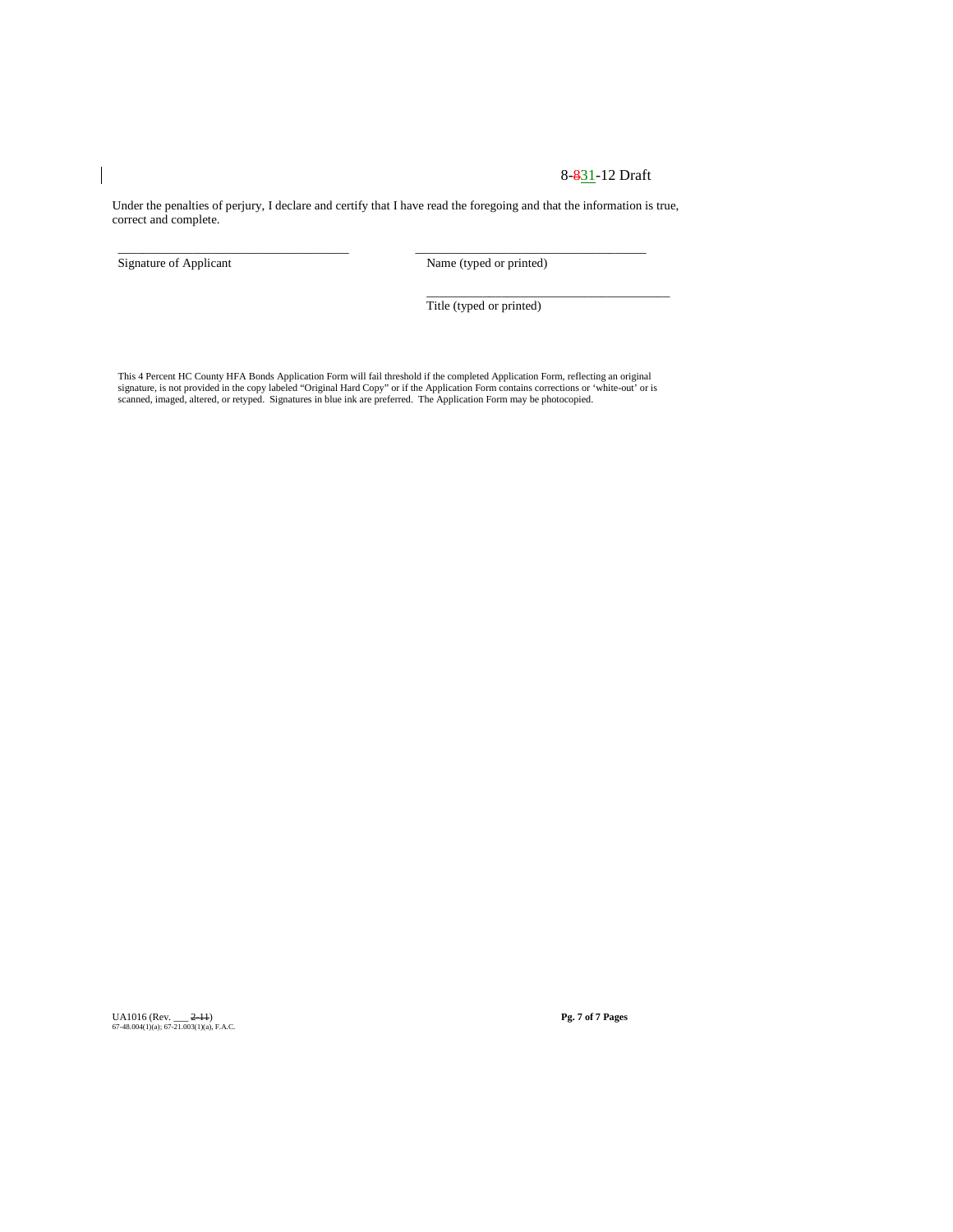8-~~8~~31-12 Draft

Under the penalties of perjury, I declare and certify that I have read the foregoing and that the information is true, correct and complete.

\_\_\_\_\_\_\_\_\_\_\_\_\_\_\_\_\_\_\_\_\_\_\_\_\_\_\_\_\_\_\_\_\_\_\_\_\_\_\_ \_\_\_\_\_\_\_\_\_\_\_\_\_\_\_\_\_\_\_\_\_\_\_\_\_\_\_\_\_\_\_\_\_\_\_\_\_\_\_
Signature of Applicant Name (typed or printed)

\_\_\_\_\_\_\_\_\_\_\_\_\_\_\_\_\_\_\_\_\_\_\_\_\_\_\_\_\_\_\_\_\_\_\_\_\_\_\_
Title (typed or printed)

This 4 Percent HC County HFA Bonds Application Form will fail threshold if the completed Application Form, reflecting an original signature, is not provided in the copy labeled "Original Hard Copy" or if the Application Form contains corrections or 'white-out' or is scanned, imaged, altered, or retyped. Signatures in blue ink are preferred. The Application Form may be photocopied.

UA1016 (Rev. \_\_\_ ~~2-11~~)
67-48.004(1)(a); 67-21.003(1)(a), F.A.C.